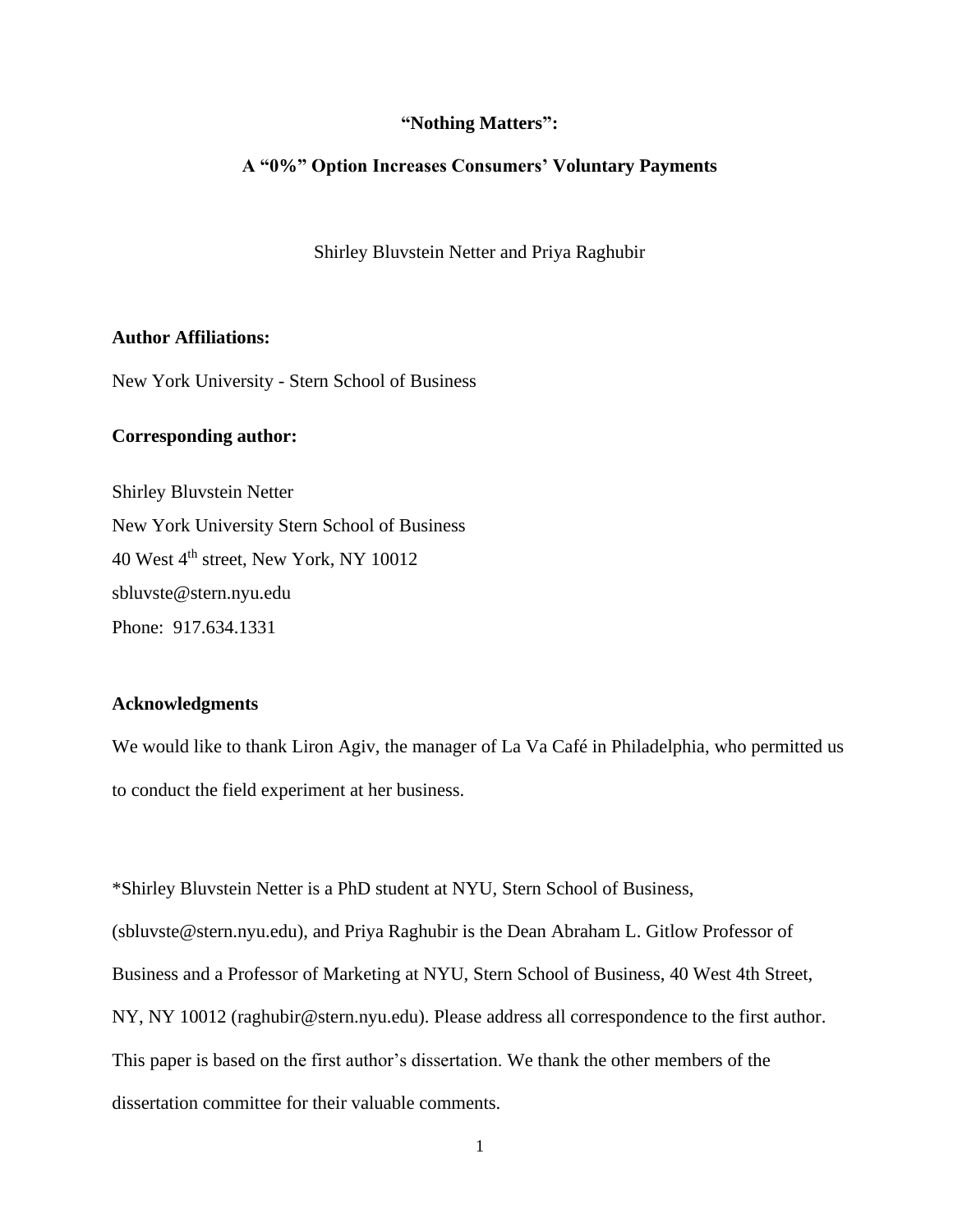# "Nothing Matters":

# A "0%" Option Increases Consumers' Voluntary Payments

Shirley Bluvstein Netter and Priya Raghubir

**Author Affiliations:**

New York University - Stern School of Business

**Corresponding author:**

Shirley Bluvstein Netter
New York University Stern School of Business
40 West 4th street, New York, NY 10012
sbluvste@stern.nyu.edu
Phone: 917.634.1331

**Acknowledgments**

We would like to thank Liron Agiv, the manager of La Va Café in Philadelphia, who permitted us to conduct the field experiment at her business.

*Shirley Bluvstein Netter is a PhD student at NYU, Stern School of Business, (sbluvste@stern.nyu.edu), and Priya Raghubir is the Dean Abraham L. Gitlow Professor of Business and a Professor of Marketing at NYU, Stern School of Business, 40 West 4th Street, NY, NY 10012 (raghubir@stern.nyu.edu). Please address all correspondence to the first author. This paper is based on the first author's dissertation. We thank the other members of the dissertation committee for their valuable comments.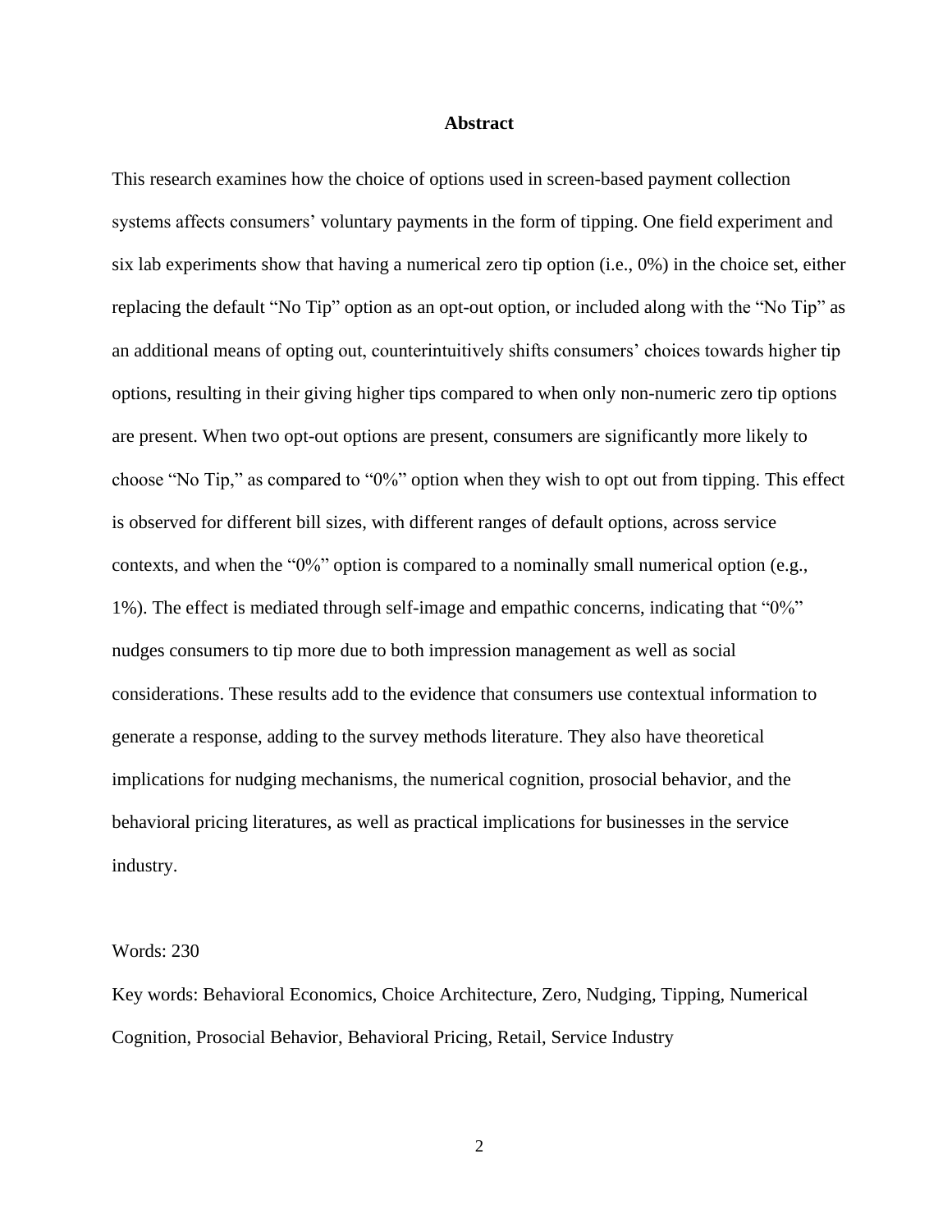## Abstract

This research examines how the choice of options used in screen-based payment collection systems affects consumers' voluntary payments in the form of tipping. One field experiment and six lab experiments show that having a numerical zero tip option (i.e., 0%) in the choice set, either replacing the default "No Tip" option as an opt-out option, or included along with the "No Tip" as an additional means of opting out, counterintuitively shifts consumers' choices towards higher tip options, resulting in their giving higher tips compared to when only non-numeric zero tip options are present. When two opt-out options are present, consumers are significantly more likely to choose "No Tip," as compared to "0%" option when they wish to opt out from tipping. This effect is observed for different bill sizes, with different ranges of default options, across service contexts, and when the "0%" option is compared to a nominally small numerical option (e.g., 1%). The effect is mediated through self-image and empathic concerns, indicating that "0%" nudges consumers to tip more due to both impression management as well as social considerations. These results add to the evidence that consumers use contextual information to generate a response, adding to the survey methods literature. They also have theoretical implications for nudging mechanisms, the numerical cognition, prosocial behavior, and the behavioral pricing literatures, as well as practical implications for businesses in the service industry.

Words: 230

Key words: Behavioral Economics, Choice Architecture, Zero, Nudging, Tipping, Numerical Cognition, Prosocial Behavior, Behavioral Pricing, Retail, Service Industry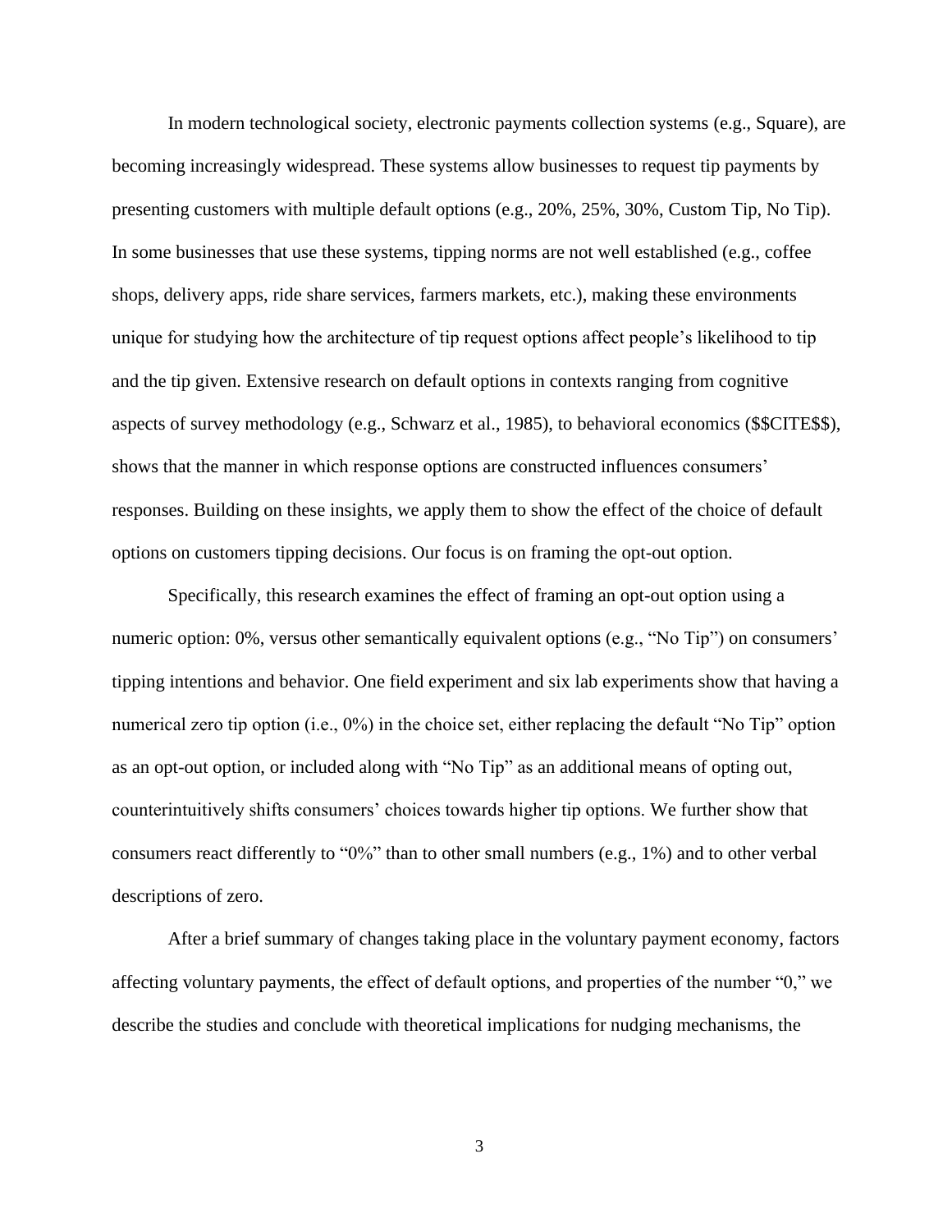In modern technological society, electronic payments collection systems (e.g., Square), are becoming increasingly widespread. These systems allow businesses to request tip payments by presenting customers with multiple default options (e.g., 20%, 25%, 30%, Custom Tip, No Tip). In some businesses that use these systems, tipping norms are not well established (e.g., coffee shops, delivery apps, ride share services, farmers markets, etc.), making these environments unique for studying how the architecture of tip request options affect people's likelihood to tip and the tip given. Extensive research on default options in contexts ranging from cognitive aspects of survey methodology (e.g., Schwarz et al., 1985), to behavioral economics ($$CITE$$), shows that the manner in which response options are constructed influences consumers' responses. Building on these insights, we apply them to show the effect of the choice of default options on customers tipping decisions. Our focus is on framing the opt-out option.

Specifically, this research examines the effect of framing an opt-out option using a numeric option: 0%, versus other semantically equivalent options (e.g., "No Tip") on consumers' tipping intentions and behavior. One field experiment and six lab experiments show that having a numerical zero tip option (i.e., 0%) in the choice set, either replacing the default "No Tip" option as an opt-out option, or included along with "No Tip" as an additional means of opting out, counterintuitively shifts consumers' choices towards higher tip options. We further show that consumers react differently to "0%" than to other small numbers (e.g., 1%) and to other verbal descriptions of zero.

After a brief summary of changes taking place in the voluntary payment economy, factors affecting voluntary payments, the effect of default options, and properties of the number "0," we describe the studies and conclude with theoretical implications for nudging mechanisms, the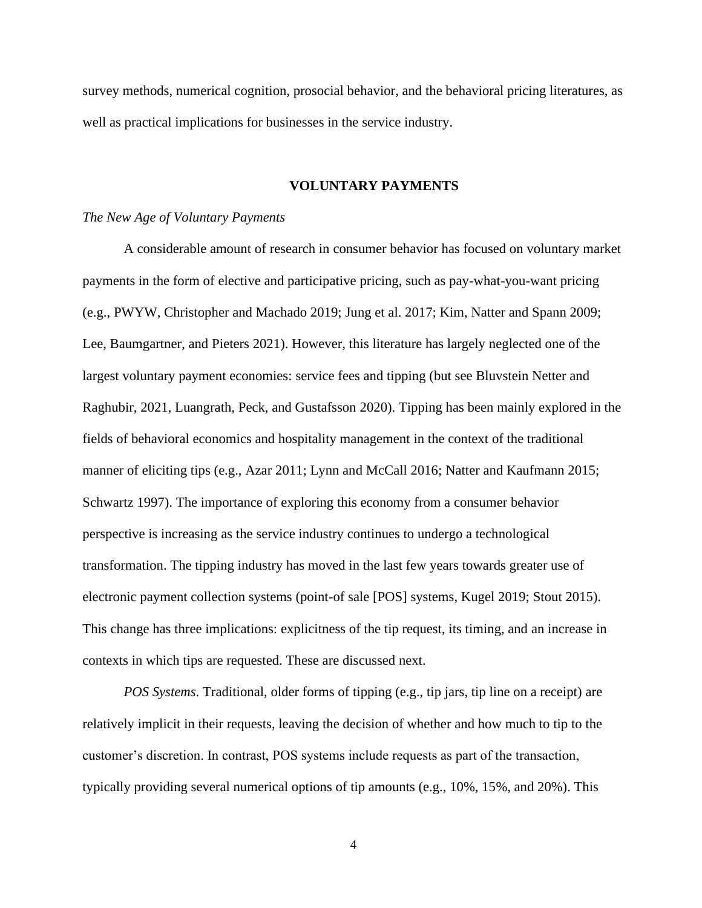survey methods, numerical cognition, prosocial behavior, and the behavioral pricing literatures, as well as practical implications for businesses in the service industry.

## VOLUNTARY PAYMENTS

### *The New Age of Voluntary Payments*

A considerable amount of research in consumer behavior has focused on voluntary market payments in the form of elective and participative pricing, such as pay-what-you-want pricing (e.g., PWYW, Christopher and Machado 2019; Jung et al. 2017; Kim, Natter and Spann 2009; Lee, Baumgartner, and Pieters 2021). However, this literature has largely neglected one of the largest voluntary payment economies: service fees and tipping (but see Bluvstein Netter and Raghubir, 2021, Luangrath, Peck, and Gustafsson 2020). Tipping has been mainly explored in the fields of behavioral economics and hospitality management in the context of the traditional manner of eliciting tips (e.g., Azar 2011; Lynn and McCall 2016; Natter and Kaufmann 2015; Schwartz 1997). The importance of exploring this economy from a consumer behavior perspective is increasing as the service industry continues to undergo a technological transformation. The tipping industry has moved in the last few years towards greater use of electronic payment collection systems (point-of sale [POS] systems, Kugel 2019; Stout 2015). This change has three implications: explicitness of the tip request, its timing, and an increase in contexts in which tips are requested. These are discussed next.

*POS Systems*. Traditional, older forms of tipping (e.g., tip jars, tip line on a receipt) are relatively implicit in their requests, leaving the decision of whether and how much to tip to the customer's discretion. In contrast, POS systems include requests as part of the transaction, typically providing several numerical options of tip amounts (e.g., 10%, 15%, and 20%). This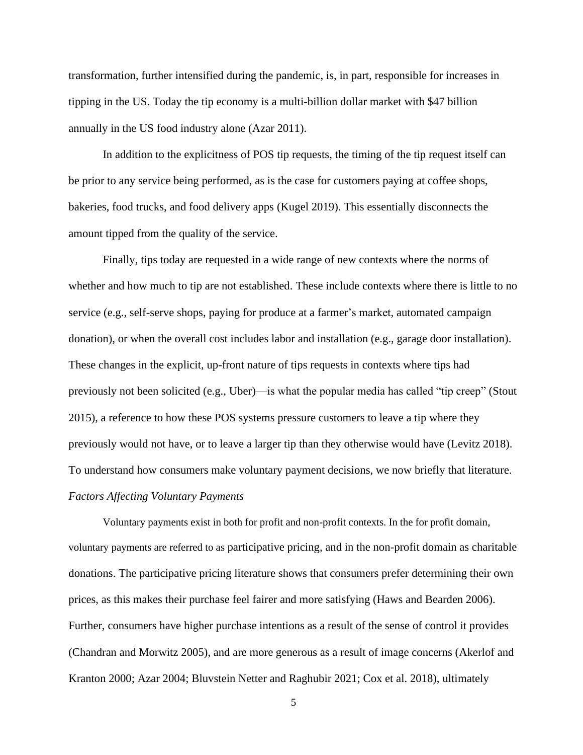transformation, further intensified during the pandemic, is, in part, responsible for increases in tipping in the US. Today the tip economy is a multi-billion dollar market with $47 billion annually in the US food industry alone (Azar 2011).

In addition to the explicitness of POS tip requests, the timing of the tip request itself can be prior to any service being performed, as is the case for customers paying at coffee shops, bakeries, food trucks, and food delivery apps (Kugel 2019). This essentially disconnects the amount tipped from the quality of the service.

Finally, tips today are requested in a wide range of new contexts where the norms of whether and how much to tip are not established. These include contexts where there is little to no service (e.g., self-serve shops, paying for produce at a farmer's market, automated campaign donation), or when the overall cost includes labor and installation (e.g., garage door installation). These changes in the explicit, up-front nature of tips requests in contexts where tips had previously not been solicited (e.g., Uber)—is what the popular media has called "tip creep" (Stout 2015), a reference to how these POS systems pressure customers to leave a tip where they previously would not have, or to leave a larger tip than they otherwise would have (Levitz 2018). To understand how consumers make voluntary payment decisions, we now briefly that literature.

*Factors Affecting Voluntary Payments*

Voluntary payments exist in both for profit and non-profit contexts. In the for profit domain, voluntary payments are referred to as participative pricing, and in the non-profit domain as charitable donations. The participative pricing literature shows that consumers prefer determining their own prices, as this makes their purchase feel fairer and more satisfying (Haws and Bearden 2006). Further, consumers have higher purchase intentions as a result of the sense of control it provides (Chandran and Morwitz 2005), and are more generous as a result of image concerns (Akerlof and Kranton 2000; Azar 2004; Bluvstein Netter and Raghubir 2021; Cox et al. 2018), ultimately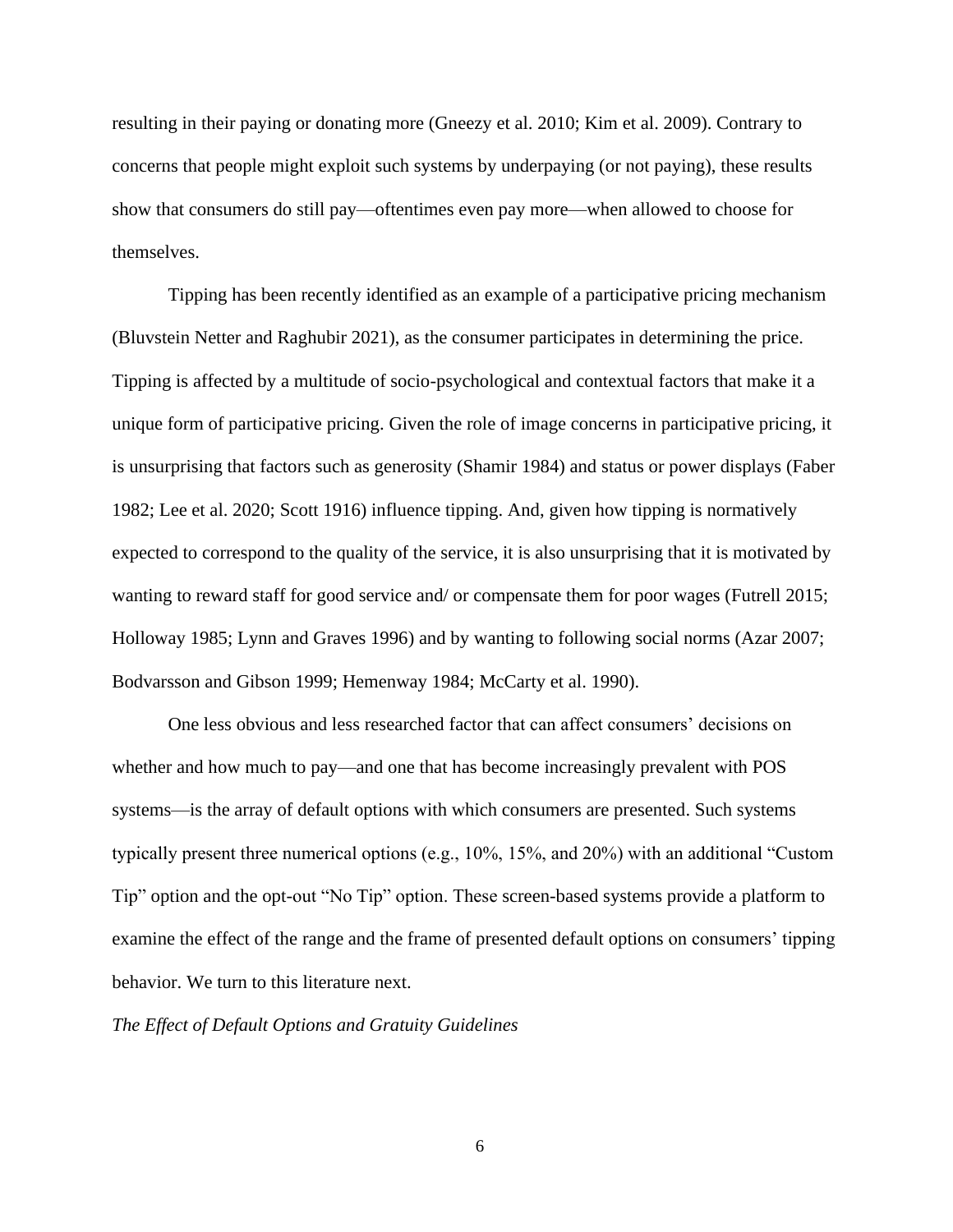resulting in their paying or donating more (Gneezy et al. 2010; Kim et al. 2009). Contrary to concerns that people might exploit such systems by underpaying (or not paying), these results show that consumers do still pay—oftentimes even pay more—when allowed to choose for themselves.

Tipping has been recently identified as an example of a participative pricing mechanism (Bluvstein Netter and Raghubir 2021), as the consumer participates in determining the price. Tipping is affected by a multitude of socio-psychological and contextual factors that make it a unique form of participative pricing. Given the role of image concerns in participative pricing, it is unsurprising that factors such as generosity (Shamir 1984) and status or power displays (Faber 1982; Lee et al. 2020; Scott 1916) influence tipping. And, given how tipping is normatively expected to correspond to the quality of the service, it is also unsurprising that it is motivated by wanting to reward staff for good service and/ or compensate them for poor wages (Futrell 2015; Holloway 1985; Lynn and Graves 1996) and by wanting to following social norms (Azar 2007; Bodvarsson and Gibson 1999; Hemenway 1984; McCarty et al. 1990).

One less obvious and less researched factor that can affect consumers' decisions on whether and how much to pay—and one that has become increasingly prevalent with POS systems—is the array of default options with which consumers are presented. Such systems typically present three numerical options (e.g., 10%, 15%, and 20%) with an additional "Custom Tip" option and the opt-out "No Tip" option. These screen-based systems provide a platform to examine the effect of the range and the frame of presented default options on consumers' tipping behavior. We turn to this literature next.

*The Effect of Default Options and Gratuity Guidelines*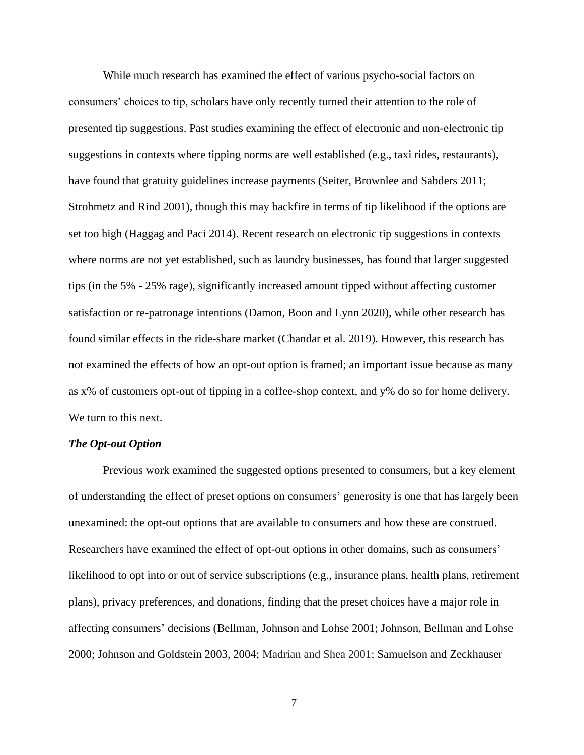While much research has examined the effect of various psycho-social factors on consumers' choices to tip, scholars have only recently turned their attention to the role of presented tip suggestions. Past studies examining the effect of electronic and non-electronic tip suggestions in contexts where tipping norms are well established (e.g., taxi rides, restaurants), have found that gratuity guidelines increase payments (Seiter, Brownlee and Sabders 2011; Strohmetz and Rind 2001), though this may backfire in terms of tip likelihood if the options are set too high (Haggag and Paci 2014). Recent research on electronic tip suggestions in contexts where norms are not yet established, such as laundry businesses, has found that larger suggested tips (in the 5% - 25% rage), significantly increased amount tipped without affecting customer satisfaction or re-patronage intentions (Damon, Boon and Lynn 2020), while other research has found similar effects in the ride-share market (Chandar et al. 2019). However, this research has not examined the effects of how an opt-out option is framed; an important issue because as many as x% of customers opt-out of tipping in a coffee-shop context, and y% do so for home delivery. We turn to this next.

### *The Opt-out Option*

Previous work examined the suggested options presented to consumers, but a key element of understanding the effect of preset options on consumers' generosity is one that has largely been unexamined: the opt-out options that are available to consumers and how these are construed. Researchers have examined the effect of opt-out options in other domains, such as consumers' likelihood to opt into or out of service subscriptions (e.g., insurance plans, health plans, retirement plans), privacy preferences, and donations, finding that the preset choices have a major role in affecting consumers' decisions (Bellman, Johnson and Lohse 2001; Johnson, Bellman and Lohse 2000; Johnson and Goldstein 2003, 2004; Madrian and Shea 2001; Samuelson and Zeckhauser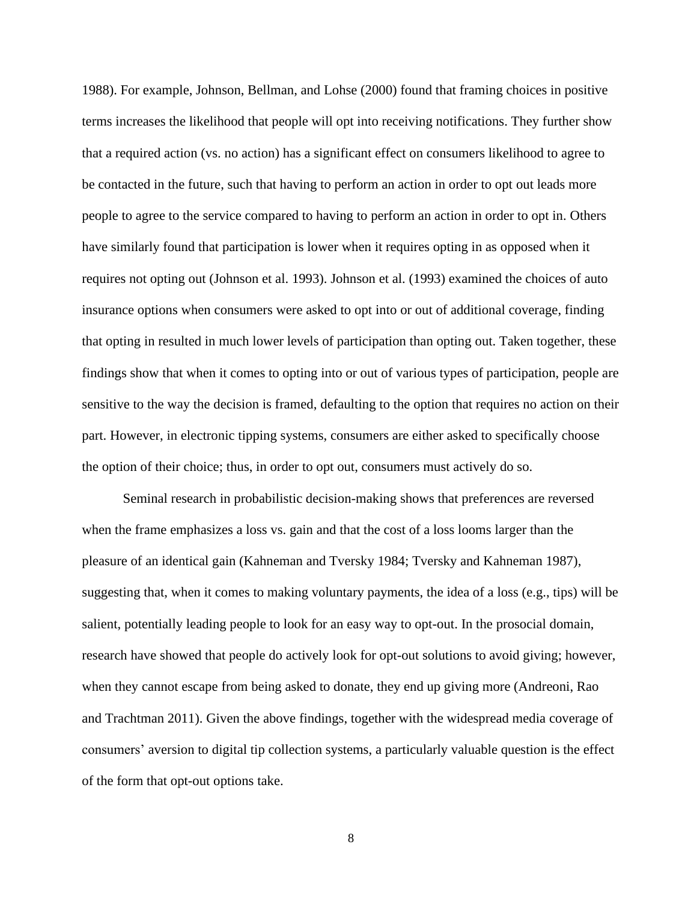1988). For example, Johnson, Bellman, and Lohse (2000) found that framing choices in positive terms increases the likelihood that people will opt into receiving notifications. They further show that a required action (vs. no action) has a significant effect on consumers likelihood to agree to be contacted in the future, such that having to perform an action in order to opt out leads more people to agree to the service compared to having to perform an action in order to opt in. Others have similarly found that participation is lower when it requires opting in as opposed when it requires not opting out (Johnson et al. 1993). Johnson et al. (1993) examined the choices of auto insurance options when consumers were asked to opt into or out of additional coverage, finding that opting in resulted in much lower levels of participation than opting out. Taken together, these findings show that when it comes to opting into or out of various types of participation, people are sensitive to the way the decision is framed, defaulting to the option that requires no action on their part. However, in electronic tipping systems, consumers are either asked to specifically choose the option of their choice; thus, in order to opt out, consumers must actively do so.

Seminal research in probabilistic decision-making shows that preferences are reversed when the frame emphasizes a loss vs. gain and that the cost of a loss looms larger than the pleasure of an identical gain (Kahneman and Tversky 1984; Tversky and Kahneman 1987), suggesting that, when it comes to making voluntary payments, the idea of a loss (e.g., tips) will be salient, potentially leading people to look for an easy way to opt-out. In the prosocial domain, research have showed that people do actively look for opt-out solutions to avoid giving; however, when they cannot escape from being asked to donate, they end up giving more (Andreoni, Rao and Trachtman 2011). Given the above findings, together with the widespread media coverage of consumers' aversion to digital tip collection systems, a particularly valuable question is the effect of the form that opt-out options take.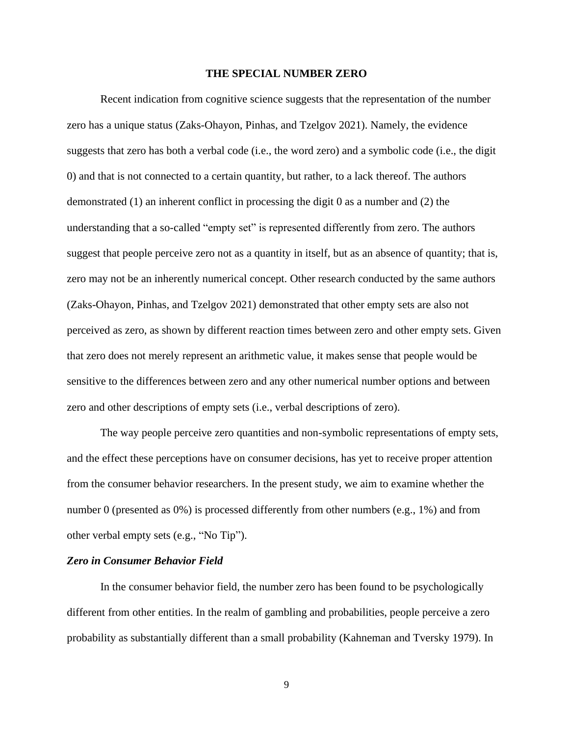## THE SPECIAL NUMBER ZERO

Recent indication from cognitive science suggests that the representation of the number zero has a unique status (Zaks-Ohayon, Pinhas, and Tzelgov 2021). Namely, the evidence suggests that zero has both a verbal code (i.e., the word zero) and a symbolic code (i.e., the digit 0) and that is not connected to a certain quantity, but rather, to a lack thereof. The authors demonstrated (1) an inherent conflict in processing the digit 0 as a number and (2) the understanding that a so-called "empty set" is represented differently from zero. The authors suggest that people perceive zero not as a quantity in itself, but as an absence of quantity; that is, zero may not be an inherently numerical concept. Other research conducted by the same authors (Zaks-Ohayon, Pinhas, and Tzelgov 2021) demonstrated that other empty sets are also not perceived as zero, as shown by different reaction times between zero and other empty sets. Given that zero does not merely represent an arithmetic value, it makes sense that people would be sensitive to the differences between zero and any other numerical number options and between zero and other descriptions of empty sets (i.e., verbal descriptions of zero).

The way people perceive zero quantities and non-symbolic representations of empty sets, and the effect these perceptions have on consumer decisions, has yet to receive proper attention from the consumer behavior researchers. In the present study, we aim to examine whether the number 0 (presented as 0%) is processed differently from other numbers (e.g., 1%) and from other verbal empty sets (e.g., "No Tip").

### *Zero in Consumer Behavior Field*

In the consumer behavior field, the number zero has been found to be psychologically different from other entities. In the realm of gambling and probabilities, people perceive a zero probability as substantially different than a small probability (Kahneman and Tversky 1979). In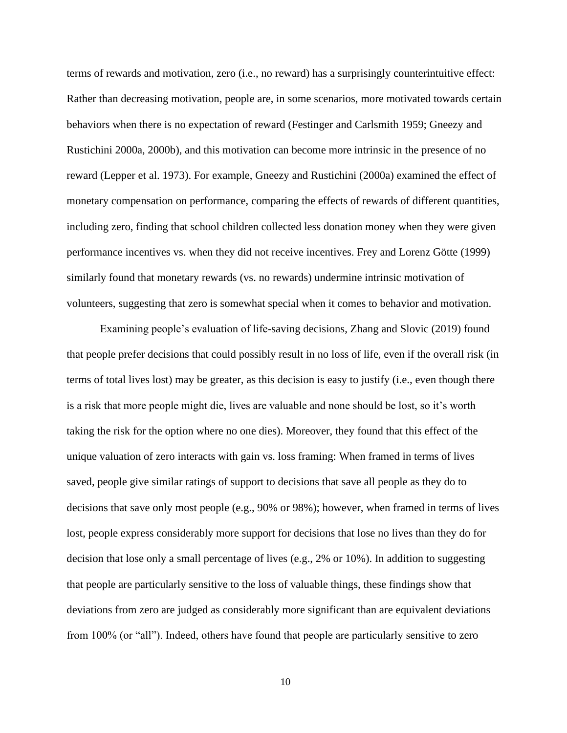terms of rewards and motivation, zero (i.e., no reward) has a surprisingly counterintuitive effect: Rather than decreasing motivation, people are, in some scenarios, more motivated towards certain behaviors when there is no expectation of reward (Festinger and Carlsmith 1959; Gneezy and Rustichini 2000a, 2000b), and this motivation can become more intrinsic in the presence of no reward (Lepper et al. 1973). For example, Gneezy and Rustichini (2000a) examined the effect of monetary compensation on performance, comparing the effects of rewards of different quantities, including zero, finding that school children collected less donation money when they were given performance incentives vs. when they did not receive incentives. Frey and Lorenz Götte (1999) similarly found that monetary rewards (vs. no rewards) undermine intrinsic motivation of volunteers, suggesting that zero is somewhat special when it comes to behavior and motivation.

Examining people's evaluation of life-saving decisions, Zhang and Slovic (2019) found that people prefer decisions that could possibly result in no loss of life, even if the overall risk (in terms of total lives lost) may be greater, as this decision is easy to justify (i.e., even though there is a risk that more people might die, lives are valuable and none should be lost, so it's worth taking the risk for the option where no one dies). Moreover, they found that this effect of the unique valuation of zero interacts with gain vs. loss framing: When framed in terms of lives saved, people give similar ratings of support to decisions that save all people as they do to decisions that save only most people (e.g., 90% or 98%); however, when framed in terms of lives lost, people express considerably more support for decisions that lose no lives than they do for decision that lose only a small percentage of lives (e.g., 2% or 10%). In addition to suggesting that people are particularly sensitive to the loss of valuable things, these findings show that deviations from zero are judged as considerably more significant than are equivalent deviations from 100% (or "all"). Indeed, others have found that people are particularly sensitive to zero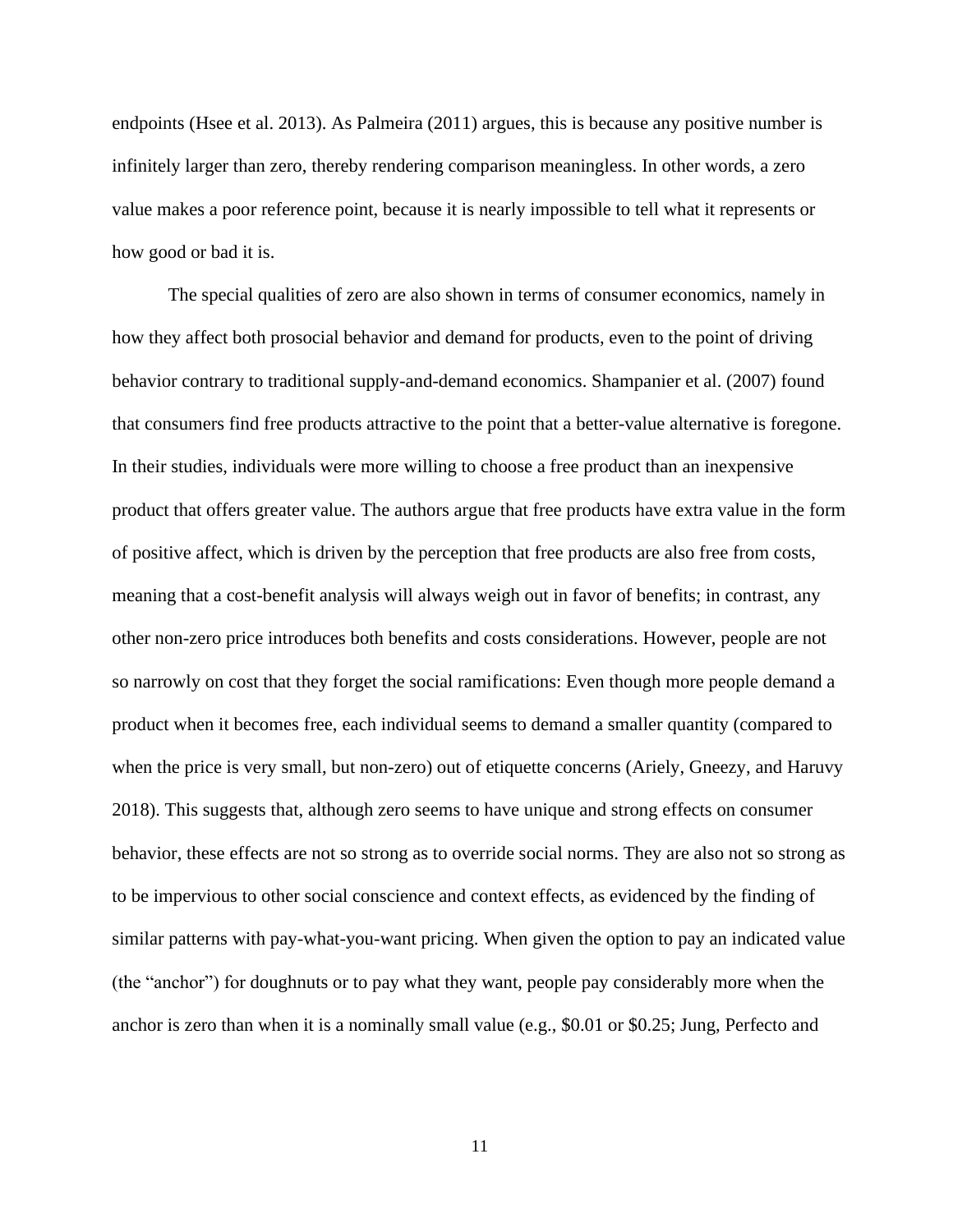endpoints (Hsee et al. 2013). As Palmeira (2011) argues, this is because any positive number is infinitely larger than zero, thereby rendering comparison meaningless. In other words, a zero value makes a poor reference point, because it is nearly impossible to tell what it represents or how good or bad it is.

The special qualities of zero are also shown in terms of consumer economics, namely in how they affect both prosocial behavior and demand for products, even to the point of driving behavior contrary to traditional supply-and-demand economics. Shampanier et al. (2007) found that consumers find free products attractive to the point that a better-value alternative is foregone. In their studies, individuals were more willing to choose a free product than an inexpensive product that offers greater value. The authors argue that free products have extra value in the form of positive affect, which is driven by the perception that free products are also free from costs, meaning that a cost-benefit analysis will always weigh out in favor of benefits; in contrast, any other non-zero price introduces both benefits and costs considerations. However, people are not so narrowly on cost that they forget the social ramifications: Even though more people demand a product when it becomes free, each individual seems to demand a smaller quantity (compared to when the price is very small, but non-zero) out of etiquette concerns (Ariely, Gneezy, and Haruvy 2018). This suggests that, although zero seems to have unique and strong effects on consumer behavior, these effects are not so strong as to override social norms. They are also not so strong as to be impervious to other social conscience and context effects, as evidenced by the finding of similar patterns with pay-what-you-want pricing. When given the option to pay an indicated value (the "anchor") for doughnuts or to pay what they want, people pay considerably more when the anchor is zero than when it is a nominally small value (e.g., $0.01 or $0.25; Jung, Perfecto and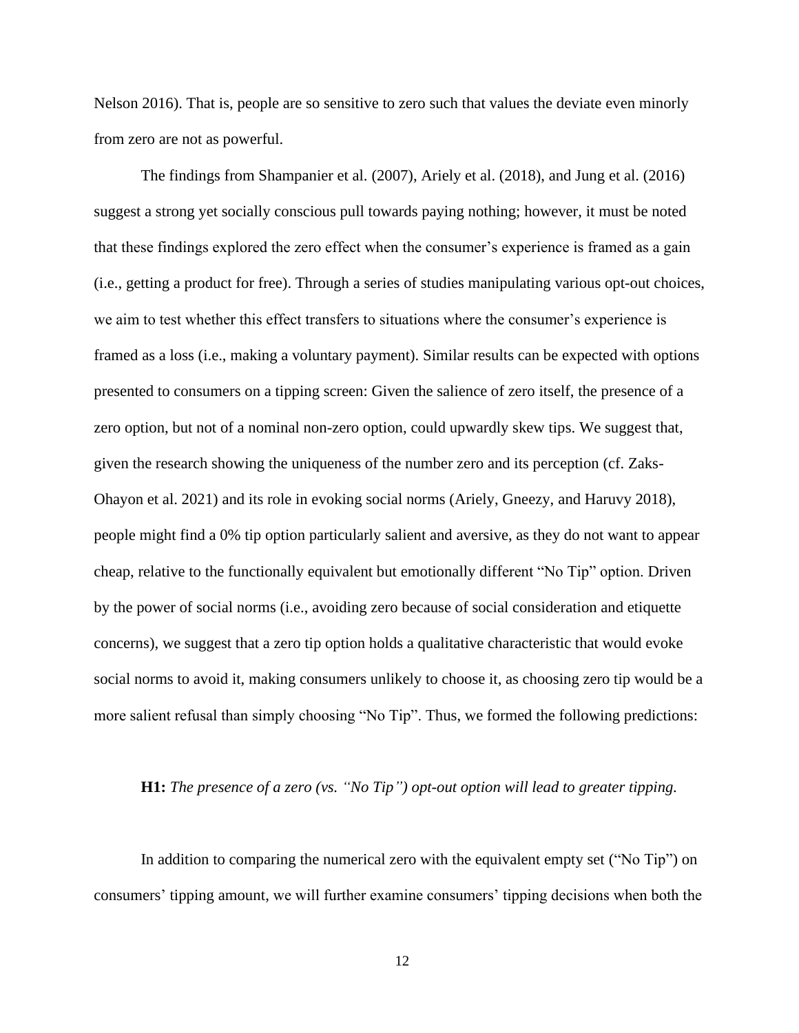Nelson 2016). That is, people are so sensitive to zero such that values the deviate even minorly from zero are not as powerful.

The findings from Shampanier et al. (2007), Ariely et al. (2018), and Jung et al. (2016) suggest a strong yet socially conscious pull towards paying nothing; however, it must be noted that these findings explored the zero effect when the consumer's experience is framed as a gain (i.e., getting a product for free). Through a series of studies manipulating various opt-out choices, we aim to test whether this effect transfers to situations where the consumer's experience is framed as a loss (i.e., making a voluntary payment). Similar results can be expected with options presented to consumers on a tipping screen: Given the salience of zero itself, the presence of a zero option, but not of a nominal non-zero option, could upwardly skew tips. We suggest that, given the research showing the uniqueness of the number zero and its perception (cf. Zaks-Ohayon et al. 2021) and its role in evoking social norms (Ariely, Gneezy, and Haruvy 2018), people might find a 0% tip option particularly salient and aversive, as they do not want to appear cheap, relative to the functionally equivalent but emotionally different "No Tip" option. Driven by the power of social norms (i.e., avoiding zero because of social consideration and etiquette concerns), we suggest that a zero tip option holds a qualitative characteristic that would evoke social norms to avoid it, making consumers unlikely to choose it, as choosing zero tip would be a more salient refusal than simply choosing "No Tip". Thus, we formed the following predictions:

**H1:** *The presence of a zero (vs. "No Tip") opt-out option will lead to greater tipping.*

In addition to comparing the numerical zero with the equivalent empty set ("No Tip") on consumers' tipping amount, we will further examine consumers' tipping decisions when both the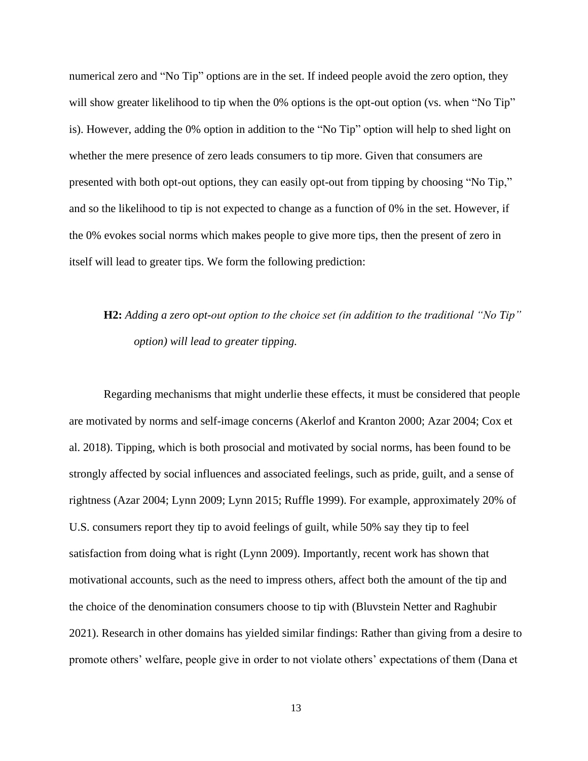numerical zero and "No Tip" options are in the set. If indeed people avoid the zero option, they will show greater likelihood to tip when the 0% options is the opt-out option (vs. when "No Tip" is). However, adding the 0% option in addition to the "No Tip" option will help to shed light on whether the mere presence of zero leads consumers to tip more. Given that consumers are presented with both opt-out options, they can easily opt-out from tipping by choosing "No Tip," and so the likelihood to tip is not expected to change as a function of 0% in the set. However, if the 0% evokes social norms which makes people to give more tips, then the present of zero in itself will lead to greater tips. We form the following prediction:

> **H2:** *Adding a zero opt-out option to the choice set (in addition to the traditional "No Tip" option) will lead to greater tipping.*

Regarding mechanisms that might underlie these effects, it must be considered that people are motivated by norms and self-image concerns (Akerlof and Kranton 2000; Azar 2004; Cox et al. 2018). Tipping, which is both prosocial and motivated by social norms, has been found to be strongly affected by social influences and associated feelings, such as pride, guilt, and a sense of rightness (Azar 2004; Lynn 2009; Lynn 2015; Ruffle 1999). For example, approximately 20% of U.S. consumers report they tip to avoid feelings of guilt, while 50% say they tip to feel satisfaction from doing what is right (Lynn 2009). Importantly, recent work has shown that motivational accounts, such as the need to impress others, affect both the amount of the tip and the choice of the denomination consumers choose to tip with (Bluvstein Netter and Raghubir 2021). Research in other domains has yielded similar findings: Rather than giving from a desire to promote others' welfare, people give in order to not violate others' expectations of them (Dana et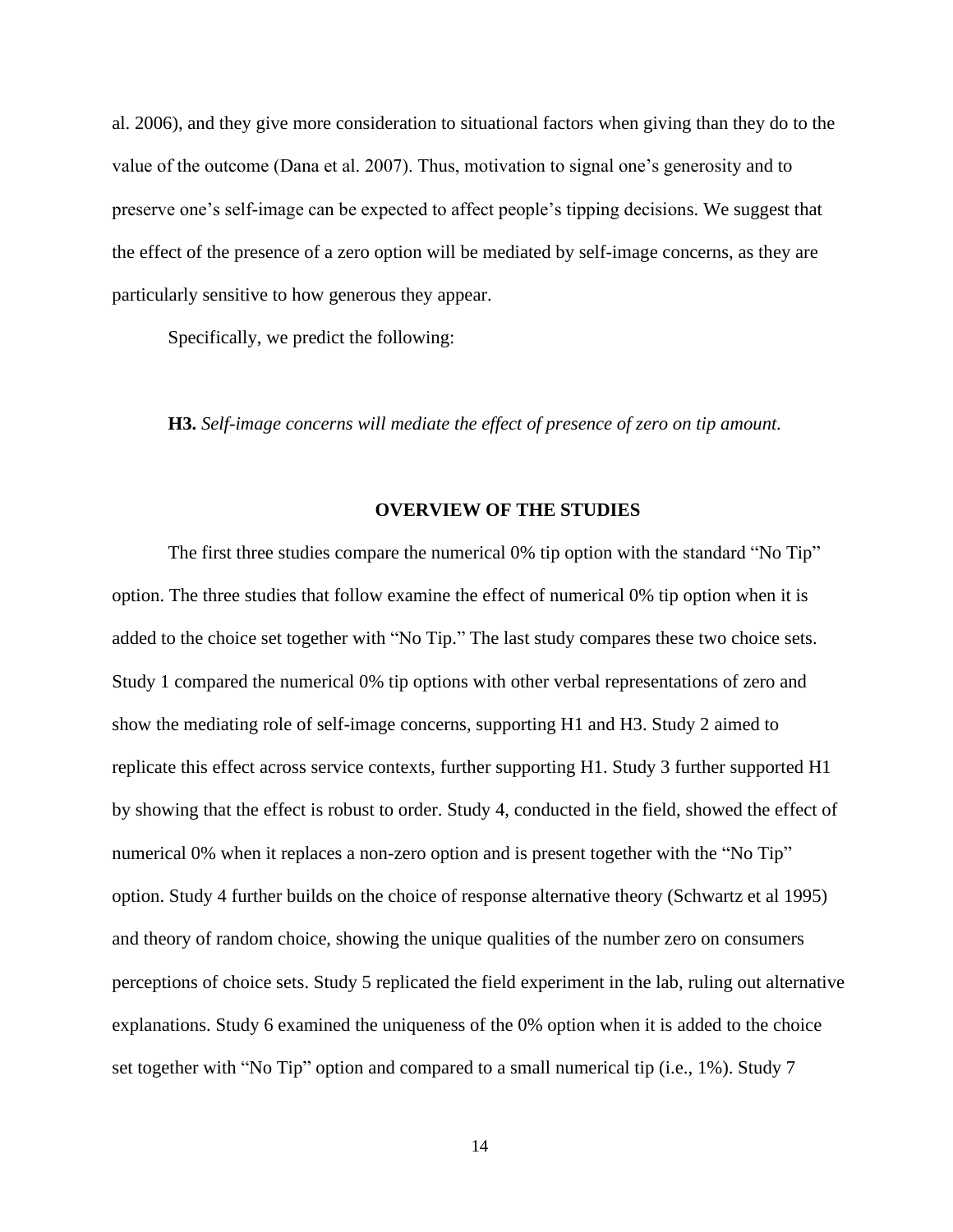al. 2006), and they give more consideration to situational factors when giving than they do to the value of the outcome (Dana et al. 2007). Thus, motivation to signal one's generosity and to preserve one's self-image can be expected to affect people's tipping decisions. We suggest that the effect of the presence of a zero option will be mediated by self-image concerns, as they are particularly sensitive to how generous they appear.

Specifically, we predict the following:

**H3.** *Self-image concerns will mediate the effect of presence of zero on tip amount.*

## OVERVIEW OF THE STUDIES

The first three studies compare the numerical 0% tip option with the standard "No Tip" option. The three studies that follow examine the effect of numerical 0% tip option when it is added to the choice set together with "No Tip." The last study compares these two choice sets. Study 1 compared the numerical 0% tip options with other verbal representations of zero and show the mediating role of self-image concerns, supporting H1 and H3. Study 2 aimed to replicate this effect across service contexts, further supporting H1. Study 3 further supported H1 by showing that the effect is robust to order. Study 4, conducted in the field, showed the effect of numerical 0% when it replaces a non-zero option and is present together with the "No Tip" option. Study 4 further builds on the choice of response alternative theory (Schwartz et al 1995) and theory of random choice, showing the unique qualities of the number zero on consumers perceptions of choice sets. Study 5 replicated the field experiment in the lab, ruling out alternative explanations. Study 6 examined the uniqueness of the 0% option when it is added to the choice set together with "No Tip" option and compared to a small numerical tip (i.e., 1%). Study 7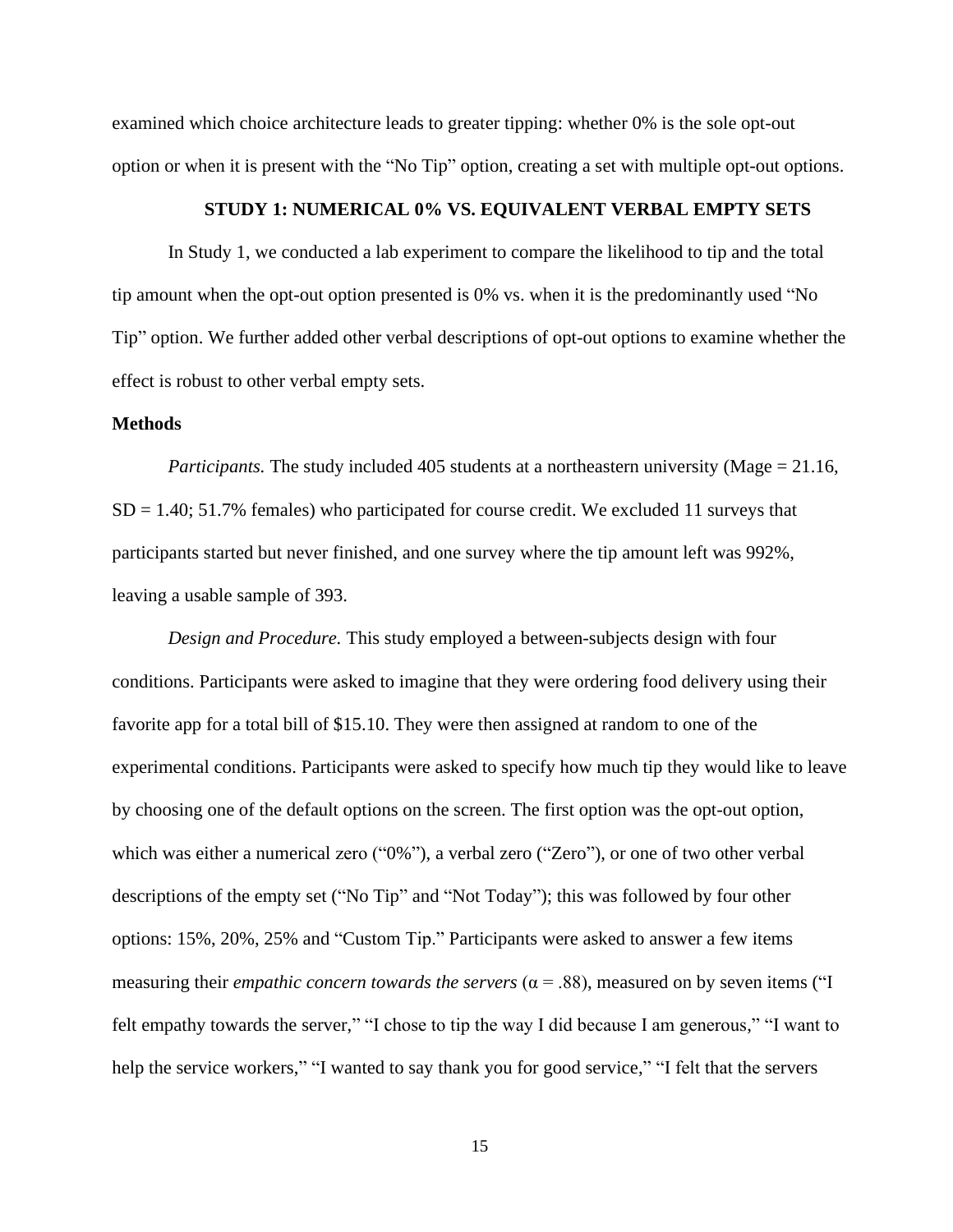examined which choice architecture leads to greater tipping: whether 0% is the sole opt-out option or when it is present with the "No Tip" option, creating a set with multiple opt-out options.

## STUDY 1: NUMERICAL 0% VS. EQUIVALENT VERBAL EMPTY SETS

In Study 1, we conducted a lab experiment to compare the likelihood to tip and the total tip amount when the opt-out option presented is 0% vs. when it is the predominantly used "No Tip" option. We further added other verbal descriptions of opt-out options to examine whether the effect is robust to other verbal empty sets.

### Methods

*Participants.* The study included 405 students at a northeastern university (Mage = 21.16, SD = 1.40; 51.7% females) who participated for course credit. We excluded 11 surveys that participants started but never finished, and one survey where the tip amount left was 992%, leaving a usable sample of 393.

*Design and Procedure.* This study employed a between-subjects design with four conditions. Participants were asked to imagine that they were ordering food delivery using their favorite app for a total bill of $15.10. They were then assigned at random to one of the experimental conditions. Participants were asked to specify how much tip they would like to leave by choosing one of the default options on the screen. The first option was the opt-out option, which was either a numerical zero ("0%"), a verbal zero ("Zero"), or one of two other verbal descriptions of the empty set ("No Tip" and "Not Today"); this was followed by four other options: 15%, 20%, 25% and "Custom Tip." Participants were asked to answer a few items measuring their *empathic concern towards the servers* ($\alpha = .88$), measured on by seven items ("I felt empathy towards the server," "I chose to tip the way I did because I am generous," "I want to help the service workers," "I wanted to say thank you for good service," "I felt that the servers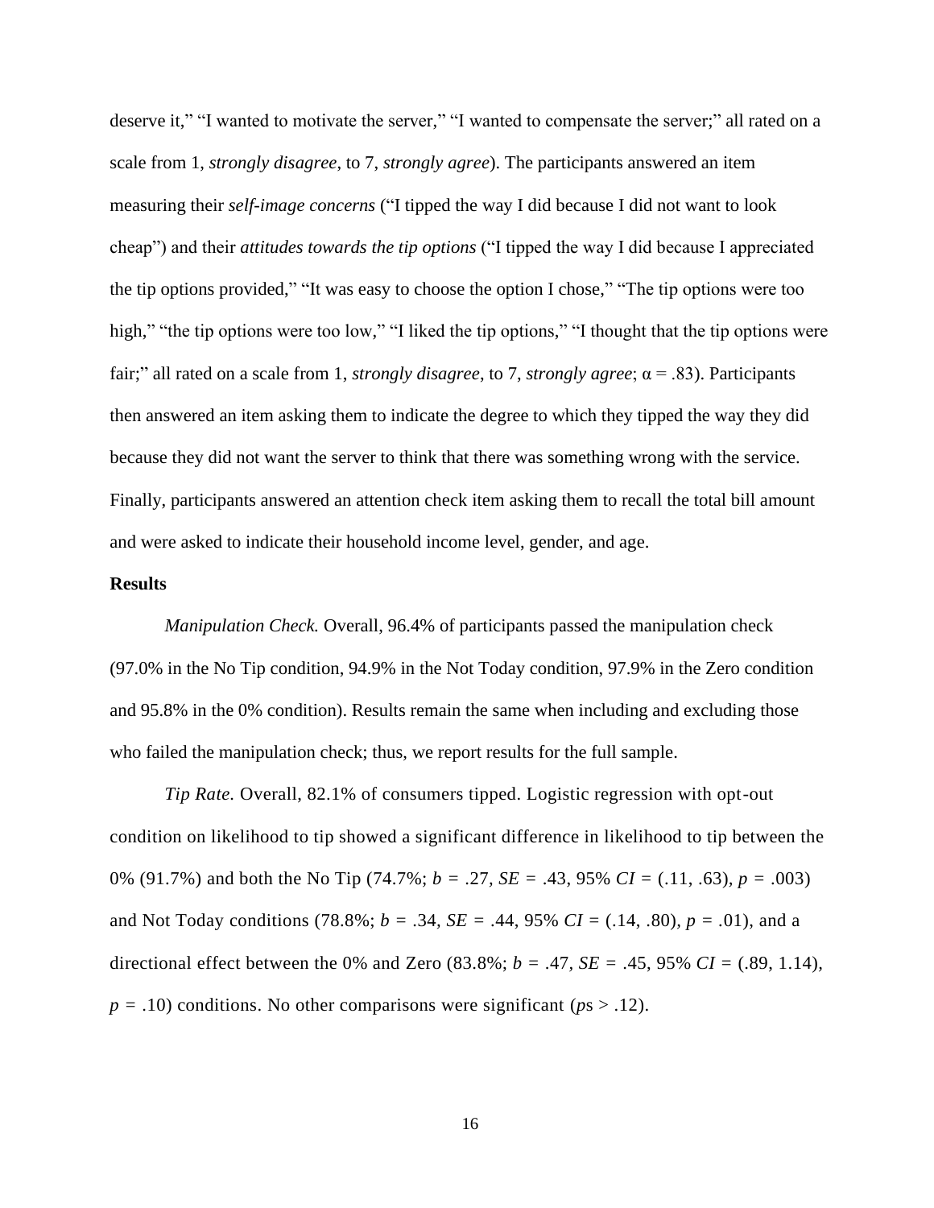deserve it," "I wanted to motivate the server," "I wanted to compensate the server;" all rated on a scale from 1, *strongly disagree*, to 7, *strongly agree*). The participants answered an item measuring their *self-image concerns* ("I tipped the way I did because I did not want to look cheap") and their *attitudes towards the tip options* ("I tipped the way I did because I appreciated the tip options provided," "It was easy to choose the option I chose," "The tip options were too high," "the tip options were too low," "I liked the tip options," "I thought that the tip options were fair;" all rated on a scale from 1, *strongly disagree*, to 7, *strongly agree*; $\alpha = .83$). Participants then answered an item asking them to indicate the degree to which they tipped the way they did because they did not want the server to think that there was something wrong with the service. Finally, participants answered an attention check item asking them to recall the total bill amount and were asked to indicate their household income level, gender, and age.

**Results**

*Manipulation Check.* Overall, 96.4% of participants passed the manipulation check (97.0% in the No Tip condition, 94.9% in the Not Today condition, 97.9% in the Zero condition and 95.8% in the 0% condition). Results remain the same when including and excluding those who failed the manipulation check; thus, we report results for the full sample.

*Tip Rate.* Overall, 82.1% of consumers tipped. Logistic regression with opt-out condition on likelihood to tip showed a significant difference in likelihood to tip between the 0% (91.7%) and both the No Tip (74.7%; $b = .27$, $SE = .43$, 95% $CI = (.11, .63)$, $p = .003$) and Not Today conditions (78.8%; $b = .34$, $SE = .44$, 95% $CI = (.14, .80)$, $p = .01$), and a directional effect between the 0% and Zero (83.8%; $b = .47$, $SE = .45$, 95% $CI = (.89, 1.14)$, $p = .10$) conditions. No other comparisons were significant ($p$s > .12).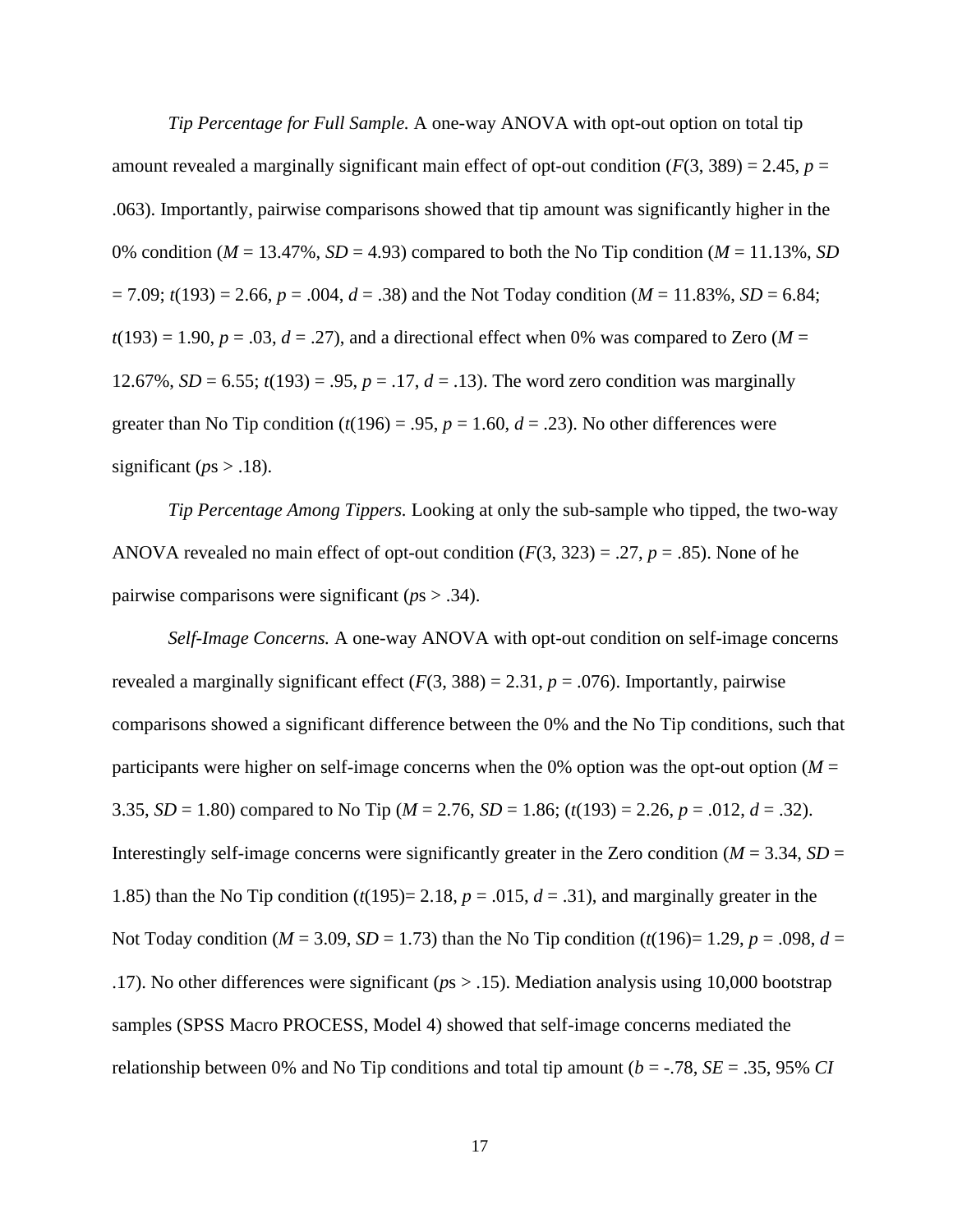*Tip Percentage for Full Sample.* A one-way ANOVA with opt-out option on total tip amount revealed a marginally significant main effect of opt-out condition ($F(3, 389) = 2.45$, $p = .063$). Importantly, pairwise comparisons showed that tip amount was significantly higher in the 0% condition ($M = 13.47\%$, $SD = 4.93$) compared to both the No Tip condition ($M = 11.13\%$, $SD = 7.09$; $t(193) = 2.66$, $p = .004$, $d = .38$) and the Not Today condition ($M = 11.83\%$, $SD = 6.84$; $t(193) = 1.90$, $p = .03$, $d = .27$), and a directional effect when 0% was compared to Zero ($M = 12.67\%$, $SD = 6.55$; $t(193) = .95$, $p = .17$, $d = .13$). The word zero condition was marginally greater than No Tip condition ($t(196) = .95$, $p = 1.60$, $d = .23$). No other differences were significant ($p$s > .18).

*Tip Percentage Among Tippers.* Looking at only the sub-sample who tipped, the two-way ANOVA revealed no main effect of opt-out condition ($F(3, 323) = .27$, $p = .85$). None of he pairwise comparisons were significant ($p$s > .34).

*Self-Image Concerns.* A one-way ANOVA with opt-out condition on self-image concerns revealed a marginally significant effect ($F(3, 388) = 2.31$, $p = .076$). Importantly, pairwise comparisons showed a significant difference between the 0% and the No Tip conditions, such that participants were higher on self-image concerns when the 0% option was the opt-out option ($M = 3.35$, $SD = 1.80$) compared to No Tip ($M = 2.76$, $SD = 1.86$; ($t(193) = 2.26$, $p = .012$, $d = .32$). Interestingly self-image concerns were significantly greater in the Zero condition ($M = 3.34$, $SD = 1.85$) than the No Tip condition ($t(195)= 2.18$, $p = .015$, $d = .31$), and marginally greater in the Not Today condition ($M = 3.09$, $SD = 1.73$) than the No Tip condition ($t(196)= 1.29$, $p = .098$, $d = .17$). No other differences were significant ($p$s > .15). Mediation analysis using 10,000 bootstrap samples (SPSS Macro PROCESS, Model 4) showed that self-image concerns mediated the relationship between 0% and No Tip conditions and total tip amount ($b = -.78$, $SE = .35$, 95% *CI*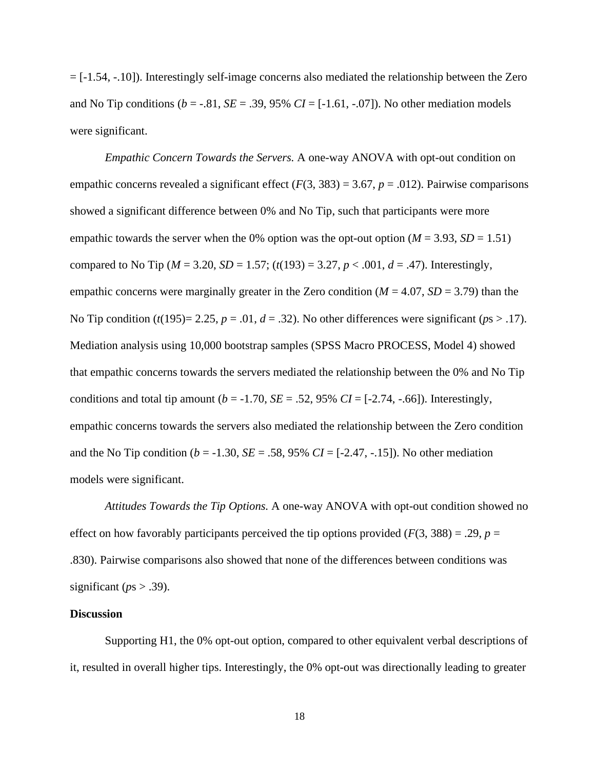= [-1.54, -.10]). Interestingly self-image concerns also mediated the relationship between the Zero and No Tip conditions ($b$ = -.81, $SE$ = .39, 95% $CI$ = [-1.61, -.07]). No other mediation models were significant.

*Empathic Concern Towards the Servers.* A one-way ANOVA with opt-out condition on empathic concerns revealed a significant effect ($F$(3, 383) = 3.67, $p$ = .012). Pairwise comparisons showed a significant difference between 0% and No Tip, such that participants were more empathic towards the server when the 0% option was the opt-out option ($M$ = 3.93, $SD$ = 1.51) compared to No Tip ($M$ = 3.20, $SD$ = 1.57; ($t$(193) = 3.27, $p$ < .001, $d$ = .47). Interestingly, empathic concerns were marginally greater in the Zero condition ($M$ = 4.07, $SD$ = 3.79) than the No Tip condition ($t$(195)= 2.25, $p$ = .01, $d$ = .32). No other differences were significant ($p$s > .17). Mediation analysis using 10,000 bootstrap samples (SPSS Macro PROCESS, Model 4) showed that empathic concerns towards the servers mediated the relationship between the 0% and No Tip conditions and total tip amount ($b$ = -1.70, $SE$ = .52, 95% $CI$ = [-2.74, -.66]). Interestingly, empathic concerns towards the servers also mediated the relationship between the Zero condition and the No Tip condition ($b$ = -1.30, $SE$ = .58, 95% $CI$ = [-2.47, -.15]). No other mediation models were significant.

*Attitudes Towards the Tip Options.* A one-way ANOVA with opt-out condition showed no effect on how favorably participants perceived the tip options provided ($F$(3, 388) = .29, $p$ = .830). Pairwise comparisons also showed that none of the differences between conditions was significant ($p$s > .39).

**Discussion**

Supporting H1, the 0% opt-out option, compared to other equivalent verbal descriptions of it, resulted in overall higher tips. Interestingly, the 0% opt-out was directionally leading to greater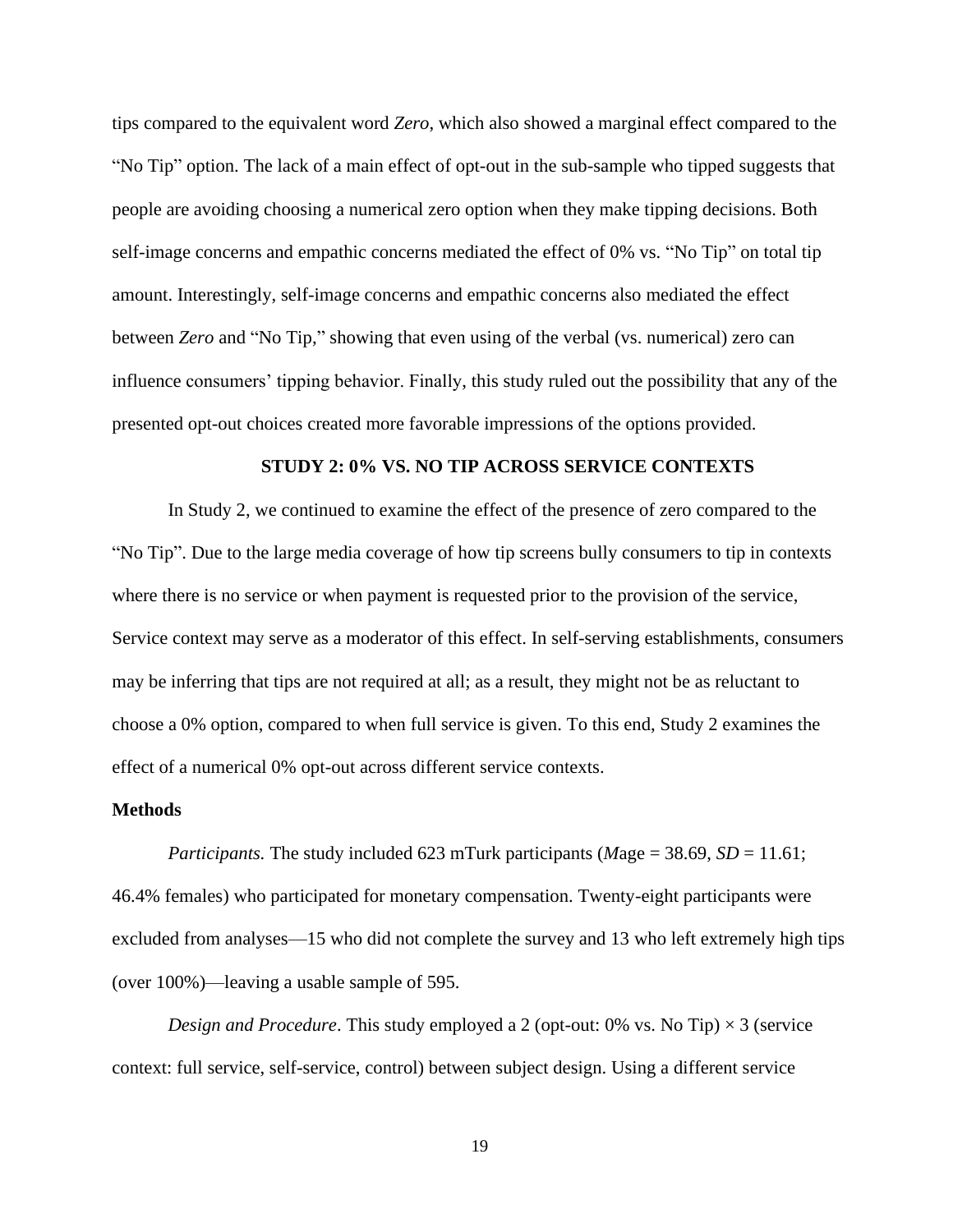tips compared to the equivalent word *Zero*, which also showed a marginal effect compared to the "No Tip" option. The lack of a main effect of opt-out in the sub-sample who tipped suggests that people are avoiding choosing a numerical zero option when they make tipping decisions. Both self-image concerns and empathic concerns mediated the effect of 0% vs. "No Tip" on total tip amount. Interestingly, self-image concerns and empathic concerns also mediated the effect between *Zero* and "No Tip," showing that even using of the verbal (vs. numerical) zero can influence consumers' tipping behavior. Finally, this study ruled out the possibility that any of the presented opt-out choices created more favorable impressions of the options provided.

## STUDY 2: 0% VS. NO TIP ACROSS SERVICE CONTEXTS

In Study 2, we continued to examine the effect of the presence of zero compared to the "No Tip". Due to the large media coverage of how tip screens bully consumers to tip in contexts where there is no service or when payment is requested prior to the provision of the service, Service context may serve as a moderator of this effect. In self-serving establishments, consumers may be inferring that tips are not required at all; as a result, they might not be as reluctant to choose a 0% option, compared to when full service is given. To this end, Study 2 examines the effect of a numerical 0% opt-out across different service contexts.

### Methods

*Participants.* The study included 623 mTurk participants (*M*age = 38.69, *SD* = 11.61; 46.4% females) who participated for monetary compensation. Twenty-eight participants were excluded from analyses—15 who did not complete the survey and 13 who left extremely high tips (over 100%)—leaving a usable sample of 595.

*Design and Procedure*. This study employed a 2 (opt-out: 0% vs. No Tip) × 3 (service context: full service, self-service, control) between subject design. Using a different service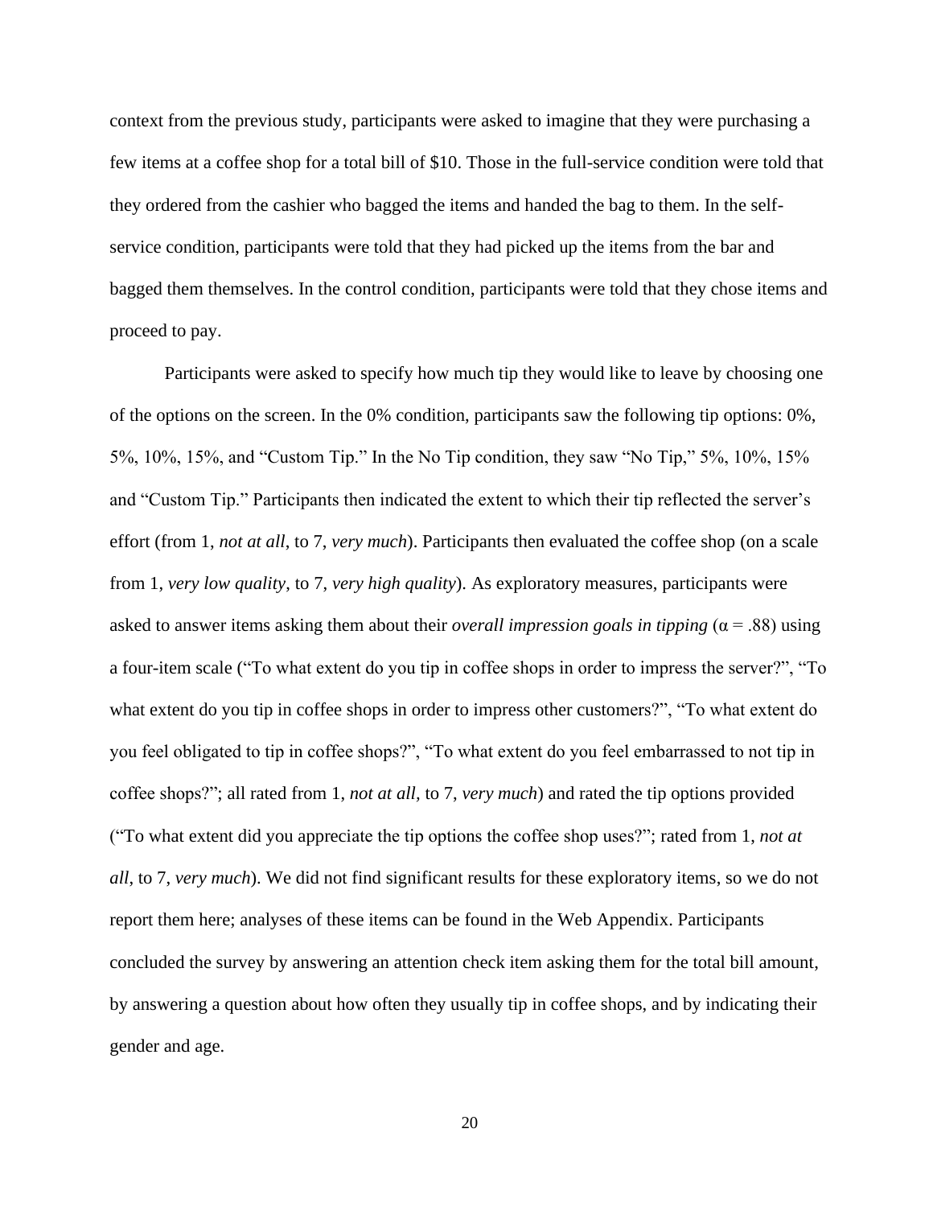context from the previous study, participants were asked to imagine that they were purchasing a few items at a coffee shop for a total bill of $10. Those in the full-service condition were told that they ordered from the cashier who bagged the items and handed the bag to them. In the self-service condition, participants were told that they had picked up the items from the bar and bagged them themselves. In the control condition, participants were told that they chose items and proceed to pay.

Participants were asked to specify how much tip they would like to leave by choosing one of the options on the screen. In the 0% condition, participants saw the following tip options: 0%, 5%, 10%, 15%, and "Custom Tip." In the No Tip condition, they saw "No Tip," 5%, 10%, 15% and "Custom Tip." Participants then indicated the extent to which their tip reflected the server's effort (from 1, *not at all*, to 7, *very much*). Participants then evaluated the coffee shop (on a scale from 1, *very low quality*, to 7, *very high quality*). As exploratory measures, participants were asked to answer items asking them about their *overall impression goals in tipping* ($\alpha = .88$) using a four-item scale ("To what extent do you tip in coffee shops in order to impress the server?", "To what extent do you tip in coffee shops in order to impress other customers?", "To what extent do you feel obligated to tip in coffee shops?", "To what extent do you feel embarrassed to not tip in coffee shops?"; all rated from 1, *not at all*, to 7, *very much*) and rated the tip options provided ("To what extent did you appreciate the tip options the coffee shop uses?"; rated from 1, *not at all*, to 7, *very much*). We did not find significant results for these exploratory items, so we do not report them here; analyses of these items can be found in the Web Appendix. Participants concluded the survey by answering an attention check item asking them for the total bill amount, by answering a question about how often they usually tip in coffee shops, and by indicating their gender and age.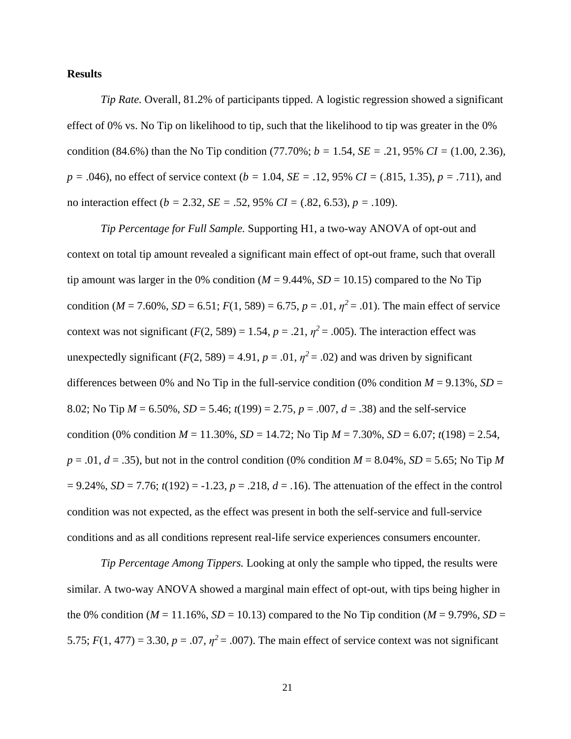**Results**

*Tip Rate.* Overall, 81.2% of participants tipped. A logistic regression showed a significant effect of 0% vs. No Tip on likelihood to tip, such that the likelihood to tip was greater in the 0% condition (84.6%) than the No Tip condition (77.70%; $b$ = 1.54, $SE$ = .21, 95% $CI$ = (1.00, 2.36), $p$ = .046), no effect of service context ($b$ = 1.04, $SE$ = .12, 95% $CI$ = (.815, 1.35), $p$ = .711), and no interaction effect ($b$ = 2.32, $SE$ = .52, 95% $CI$ = (.82, 6.53), $p$ = .109).

*Tip Percentage for Full Sample.* Supporting H1, a two-way ANOVA of opt-out and context on total tip amount revealed a significant main effect of opt-out frame, such that overall tip amount was larger in the 0% condition ($M$ = 9.44%, $SD$ = 10.15) compared to the No Tip condition ($M$ = 7.60%, $SD$ = 6.51; $F(1, 589)$ = 6.75, $p$ = .01, $\eta^2$ = .01). The main effect of service context was not significant ($F(2, 589)$ = 1.54, $p$ = .21, $\eta^2$ = .005). The interaction effect was unexpectedly significant ($F(2, 589)$ = 4.91, $p$ = .01, $\eta^2$ = .02) and was driven by significant differences between 0% and No Tip in the full-service condition (0% condition $M$ = 9.13%, $SD$ = 8.02; No Tip $M$ = 6.50%, $SD$ = 5.46; $t(199)$ = 2.75, $p$ = .007, $d$ = .38) and the self-service condition (0% condition $M$ = 11.30%, $SD$ = 14.72; No Tip $M$ = 7.30%, $SD$ = 6.07; $t(198)$ = 2.54, $p$ = .01, $d$ = .35), but not in the control condition (0% condition $M$ = 8.04%, $SD$ = 5.65; No Tip $M$ = 9.24%, $SD$ = 7.76; $t(192)$ = -1.23, $p$ = .218, $d$ = .16). The attenuation of the effect in the control condition was not expected, as the effect was present in both the self-service and full-service conditions and as all conditions represent real-life service experiences consumers encounter.

*Tip Percentage Among Tippers.* Looking at only the sample who tipped, the results were similar. A two-way ANOVA showed a marginal main effect of opt-out, with tips being higher in the 0% condition ($M$ = 11.16%, $SD$ = 10.13) compared to the No Tip condition ($M$ = 9.79%, $SD$ = 5.75; $F(1, 477)$ = 3.30, $p$ = .07, $\eta^2$ = .007). The main effect of service context was not significant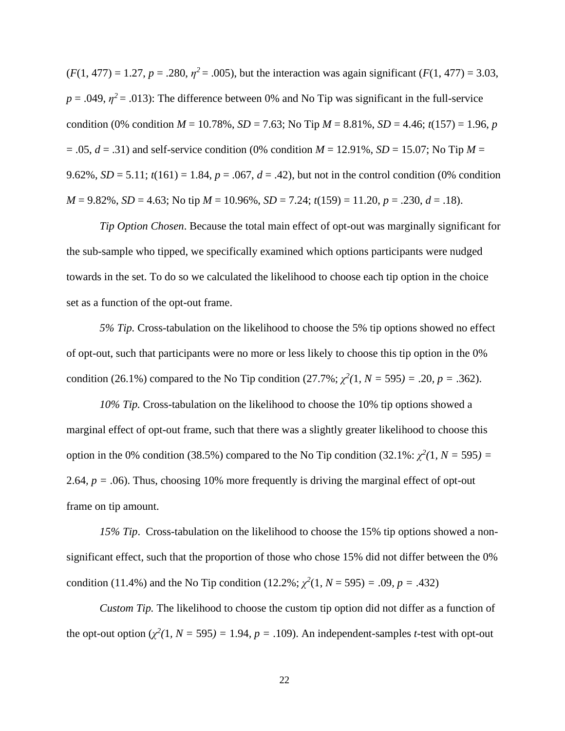($F(1, 477) = 1.27$, $p = .280$, $\eta^2 = .005$), but the interaction was again significant ($F(1, 477) = 3.03$, $p = .049$, $\eta^2 = .013$): The difference between 0% and No Tip was significant in the full-service condition (0% condition $M = 10.78\%$, $SD = 7.63$; No Tip $M = 8.81\%$, $SD = 4.46$; $t(157) = 1.96$, $p = .05$, $d = .31$) and self-service condition (0% condition $M = 12.91\%$, $SD = 15.07$; No Tip $M = 9.62\%$, $SD = 5.11$; $t(161) = 1.84$, $p = .067$, $d = .42$), but not in the control condition (0% condition $M = 9.82\%$, $SD = 4.63$; No tip $M = 10.96\%$, $SD = 7.24$; $t(159) = 11.20$, $p = .230$, $d = .18$).

*Tip Option Chosen*. Because the total main effect of opt-out was marginally significant for the sub-sample who tipped, we specifically examined which options participants were nudged towards in the set. To do so we calculated the likelihood to choose each tip option in the choice set as a function of the opt-out frame.

*5% Tip.* Cross-tabulation on the likelihood to choose the 5% tip options showed no effect of opt-out, such that participants were no more or less likely to choose this tip option in the 0% condition (26.1%) compared to the No Tip condition (27.7%; $\chi^2(1, N = 595) = .20$, $p = .362$).

*10% Tip.* Cross-tabulation on the likelihood to choose the 10% tip options showed a marginal effect of opt-out frame, such that there was a slightly greater likelihood to choose this option in the 0% condition (38.5%) compared to the No Tip condition (32.1%: $\chi^2(1, N = 595) = 2.64$, $p = .06$). Thus, choosing 10% more frequently is driving the marginal effect of opt-out frame on tip amount.

*15% Tip*. Cross-tabulation on the likelihood to choose the 15% tip options showed a non-significant effect, such that the proportion of those who chose 15% did not differ between the 0% condition (11.4%) and the No Tip condition (12.2%; $\chi^2(1, N = 595) = .09$, $p = .432$)

*Custom Tip.* The likelihood to choose the custom tip option did not differ as a function of the opt-out option ($\chi^2(1, N = 595) = 1.94$, $p = .109$). An independent-samples *t*-test with opt-out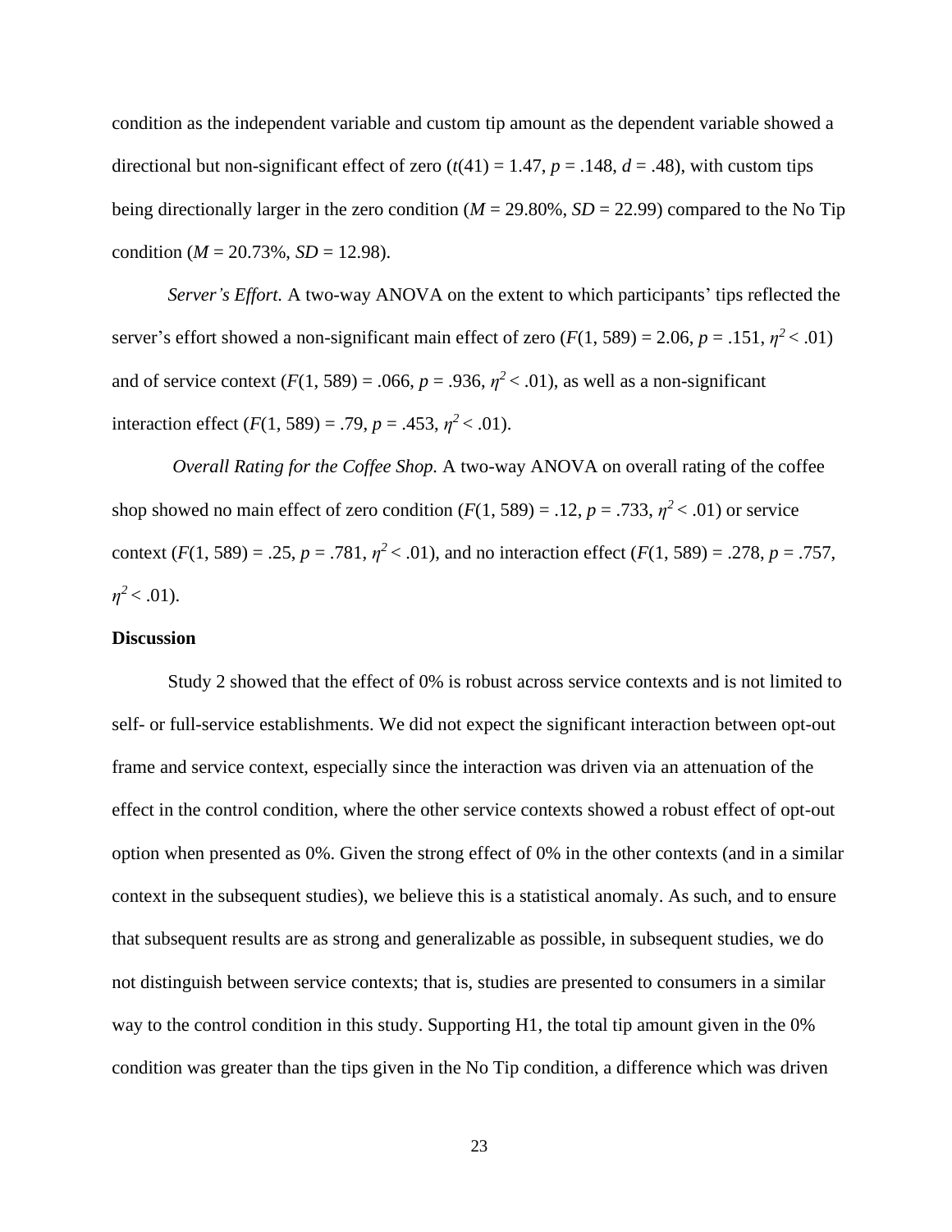condition as the independent variable and custom tip amount as the dependent variable showed a directional but non-significant effect of zero ($t(41) = 1.47$, $p = .148$, $d = .48$), with custom tips being directionally larger in the zero condition ($M = 29.80\%$, $SD = 22.99$) compared to the No Tip condition ($M = 20.73\%$, $SD = 12.98$).

*Server's Effort.* A two-way ANOVA on the extent to which participants' tips reflected the server's effort showed a non-significant main effect of zero ($F(1, 589) = 2.06$, $p = .151$, $\eta^2 < .01$) and of service context ($F(1, 589) = .066$, $p = .936$, $\eta^2 < .01$), as well as a non-significant interaction effect ($F(1, 589) = .79$, $p = .453$, $\eta^2 < .01$).

*Overall Rating for the Coffee Shop.* A two-way ANOVA on overall rating of the coffee shop showed no main effect of zero condition ($F(1, 589) = .12$, $p = .733$, $\eta^2 < .01$) or service context ($F(1, 589) = .25$, $p = .781$, $\eta^2 < .01$), and no interaction effect ($F(1, 589) = .278$, $p = .757$, $\eta^2 < .01$).

**Discussion**

Study 2 showed that the effect of 0% is robust across service contexts and is not limited to self- or full-service establishments. We did not expect the significant interaction between opt-out frame and service context, especially since the interaction was driven via an attenuation of the effect in the control condition, where the other service contexts showed a robust effect of opt-out option when presented as 0%. Given the strong effect of 0% in the other contexts (and in a similar context in the subsequent studies), we believe this is a statistical anomaly. As such, and to ensure that subsequent results are as strong and generalizable as possible, in subsequent studies, we do not distinguish between service contexts; that is, studies are presented to consumers in a similar way to the control condition in this study. Supporting H1, the total tip amount given in the 0% condition was greater than the tips given in the No Tip condition, a difference which was driven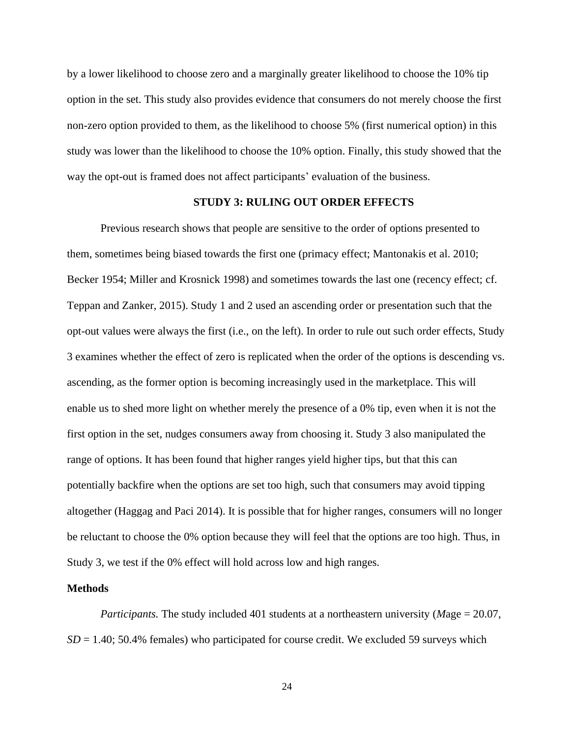by a lower likelihood to choose zero and a marginally greater likelihood to choose the 10% tip option in the set. This study also provides evidence that consumers do not merely choose the first non-zero option provided to them, as the likelihood to choose 5% (first numerical option) in this study was lower than the likelihood to choose the 10% option. Finally, this study showed that the way the opt-out is framed does not affect participants' evaluation of the business.

## STUDY 3: RULING OUT ORDER EFFECTS

Previous research shows that people are sensitive to the order of options presented to them, sometimes being biased towards the first one (primacy effect; Mantonakis et al. 2010; Becker 1954; Miller and Krosnick 1998) and sometimes towards the last one (recency effect; cf. Teppan and Zanker, 2015). Study 1 and 2 used an ascending order or presentation such that the opt-out values were always the first (i.e., on the left). In order to rule out such order effects, Study 3 examines whether the effect of zero is replicated when the order of the options is descending vs. ascending, as the former option is becoming increasingly used in the marketplace. This will enable us to shed more light on whether merely the presence of a 0% tip, even when it is not the first option in the set, nudges consumers away from choosing it. Study 3 also manipulated the range of options. It has been found that higher ranges yield higher tips, but that this can potentially backfire when the options are set too high, such that consumers may avoid tipping altogether (Haggag and Paci 2014). It is possible that for higher ranges, consumers will no longer be reluctant to choose the 0% option because they will feel that the options are too high. Thus, in Study 3, we test if the 0% effect will hold across low and high ranges.

### Methods

*Participants.* The study included 401 students at a northeastern university (*M*age = 20.07, *SD* = 1.40; 50.4% females) who participated for course credit. We excluded 59 surveys which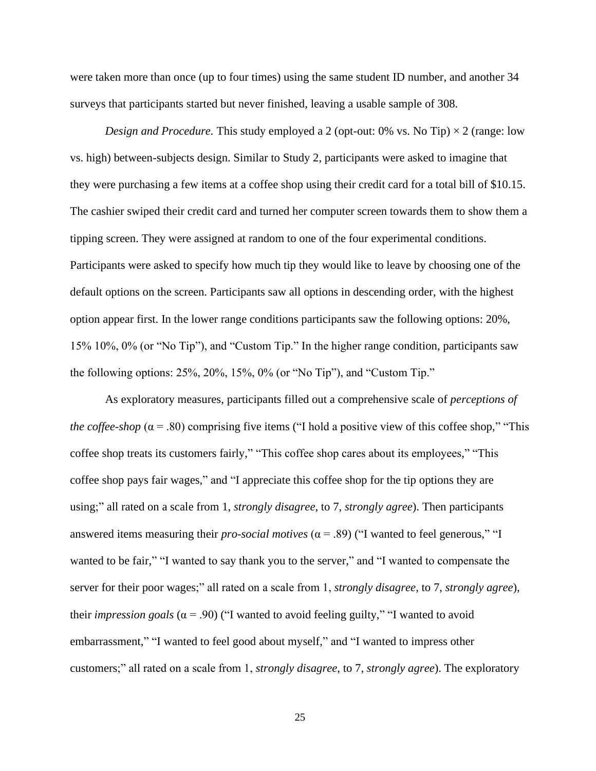were taken more than once (up to four times) using the same student ID number, and another 34 surveys that participants started but never finished, leaving a usable sample of 308.

*Design and Procedure.* This study employed a 2 (opt-out: 0% vs. No Tip) × 2 (range: low vs. high) between-subjects design. Similar to Study 2, participants were asked to imagine that they were purchasing a few items at a coffee shop using their credit card for a total bill of $10.15. The cashier swiped their credit card and turned her computer screen towards them to show them a tipping screen. They were assigned at random to one of the four experimental conditions. Participants were asked to specify how much tip they would like to leave by choosing one of the default options on the screen. Participants saw all options in descending order, with the highest option appear first. In the lower range conditions participants saw the following options: 20%, 15% 10%, 0% (or "No Tip"), and "Custom Tip." In the higher range condition, participants saw the following options: 25%, 20%, 15%, 0% (or "No Tip"), and "Custom Tip."

As exploratory measures, participants filled out a comprehensive scale of *perceptions of the coffee-shop* ($\alpha = .80$) comprising five items ("I hold a positive view of this coffee shop," "This coffee shop treats its customers fairly," "This coffee shop cares about its employees," "This coffee shop pays fair wages," and "I appreciate this coffee shop for the tip options they are using;" all rated on a scale from 1, *strongly disagree*, to 7, *strongly agree*). Then participants answered items measuring their *pro-social motives* ($\alpha = .89$) ("I wanted to feel generous," "I wanted to be fair," "I wanted to say thank you to the server," and "I wanted to compensate the server for their poor wages;" all rated on a scale from 1, *strongly disagree*, to 7, *strongly agree*), their *impression goals* ($\alpha = .90$) ("I wanted to avoid feeling guilty," "I wanted to avoid embarrassment," "I wanted to feel good about myself," and "I wanted to impress other customers;" all rated on a scale from 1, *strongly disagree*, to 7, *strongly agree*). The exploratory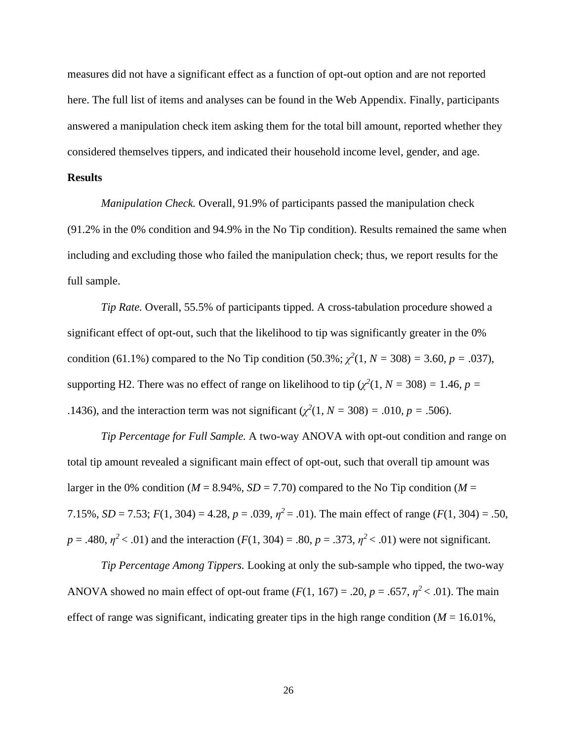measures did not have a significant effect as a function of opt-out option and are not reported here. The full list of items and analyses can be found in the Web Appendix. Finally, participants answered a manipulation check item asking them for the total bill amount, reported whether they considered themselves tippers, and indicated their household income level, gender, and age.

**Results**

*Manipulation Check.* Overall, 91.9% of participants passed the manipulation check (91.2% in the 0% condition and 94.9% in the No Tip condition). Results remained the same when including and excluding those who failed the manipulation check; thus, we report results for the full sample.

*Tip Rate.* Overall, 55.5% of participants tipped. A cross-tabulation procedure showed a significant effect of opt-out, such that the likelihood to tip was significantly greater in the 0% condition (61.1%) compared to the No Tip condition (50.3%; $\chi^2(1, N = 308) = 3.60$, $p = .037$), supporting H2. There was no effect of range on likelihood to tip ($\chi^2(1, N = 308) = 1.46$, $p = .1436$), and the interaction term was not significant ($\chi^2(1, N = 308) = .010$, $p = .506$).

*Tip Percentage for Full Sample.* A two-way ANOVA with opt-out condition and range on total tip amount revealed a significant main effect of opt-out, such that overall tip amount was larger in the 0% condition ($M$ = 8.94%, $SD$ = 7.70) compared to the No Tip condition ($M$ = 7.15%, $SD$ = 7.53; $F(1, 304) = 4.28$, $p = .039$, $\eta^2 = .01$). The main effect of range ($F(1, 304) = .50$, $p = .480$, $\eta^2 < .01$) and the interaction ($F(1, 304) = .80$, $p = .373$, $\eta^2 < .01$) were not significant.

*Tip Percentage Among Tippers.* Looking at only the sub-sample who tipped, the two-way ANOVA showed no main effect of opt-out frame ($F(1, 167) = .20$, $p = .657$, $\eta^2 < .01$). The main effect of range was significant, indicating greater tips in the high range condition ($M$ = 16.01%,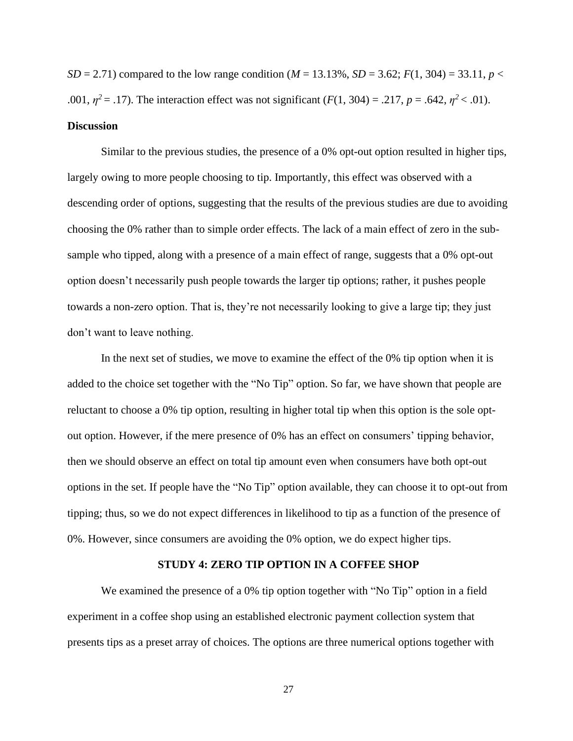$SD$ = 2.71) compared to the low range condition ($M$ = 13.13%, $SD$ = 3.62; $F(1, 304) = 33.11$, $p <$ .001, $\eta^2 = .17$). The interaction effect was not significant ($F(1, 304) = .217$, $p = .642$, $\eta^2 < .01$).

**Discussion**

Similar to the previous studies, the presence of a 0% opt-out option resulted in higher tips, largely owing to more people choosing to tip. Importantly, this effect was observed with a descending order of options, suggesting that the results of the previous studies are due to avoiding choosing the 0% rather than to simple order effects. The lack of a main effect of zero in the sub-sample who tipped, along with a presence of a main effect of range, suggests that a 0% opt-out option doesn't necessarily push people towards the larger tip options; rather, it pushes people towards a non-zero option. That is, they're not necessarily looking to give a large tip; they just don't want to leave nothing.

In the next set of studies, we move to examine the effect of the 0% tip option when it is added to the choice set together with the "No Tip" option. So far, we have shown that people are reluctant to choose a 0% tip option, resulting in higher total tip when this option is the sole opt-out option. However, if the mere presence of 0% has an effect on consumers' tipping behavior, then we should observe an effect on total tip amount even when consumers have both opt-out options in the set. If people have the "No Tip" option available, they can choose it to opt-out from tipping; thus, so we do not expect differences in likelihood to tip as a function of the presence of 0%. However, since consumers are avoiding the 0% option, we do expect higher tips.

## STUDY 4: ZERO TIP OPTION IN A COFFEE SHOP

We examined the presence of a 0% tip option together with "No Tip" option in a field experiment in a coffee shop using an established electronic payment collection system that presents tips as a preset array of choices. The options are three numerical options together with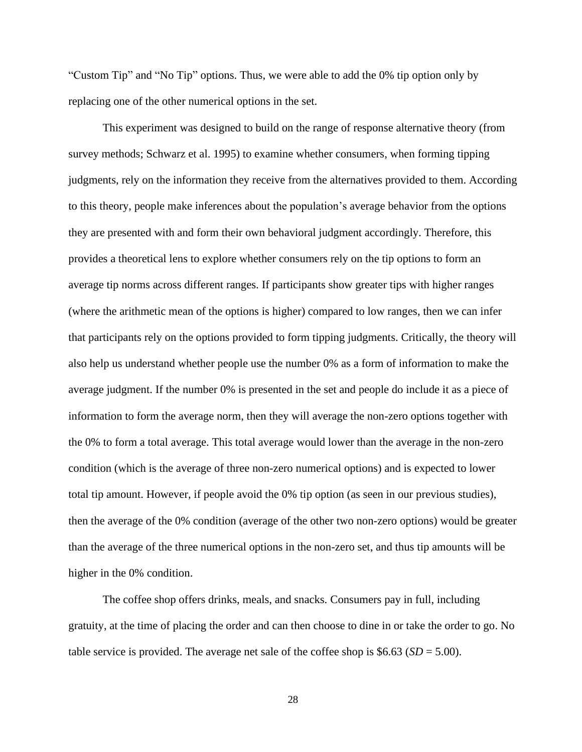"Custom Tip" and "No Tip" options. Thus, we were able to add the 0% tip option only by replacing one of the other numerical options in the set.

This experiment was designed to build on the range of response alternative theory (from survey methods; Schwarz et al. 1995) to examine whether consumers, when forming tipping judgments, rely on the information they receive from the alternatives provided to them. According to this theory, people make inferences about the population's average behavior from the options they are presented with and form their own behavioral judgment accordingly. Therefore, this provides a theoretical lens to explore whether consumers rely on the tip options to form an average tip norms across different ranges. If participants show greater tips with higher ranges (where the arithmetic mean of the options is higher) compared to low ranges, then we can infer that participants rely on the options provided to form tipping judgments. Critically, the theory will also help us understand whether people use the number 0% as a form of information to make the average judgment. If the number 0% is presented in the set and people do include it as a piece of information to form the average norm, then they will average the non-zero options together with the 0% to form a total average. This total average would lower than the average in the non-zero condition (which is the average of three non-zero numerical options) and is expected to lower total tip amount. However, if people avoid the 0% tip option (as seen in our previous studies), then the average of the 0% condition (average of the other two non-zero options) would be greater than the average of the three numerical options in the non-zero set, and thus tip amounts will be higher in the 0% condition.

The coffee shop offers drinks, meals, and snacks. Consumers pay in full, including gratuity, at the time of placing the order and can then choose to dine in or take the order to go. No table service is provided. The average net sale of the coffee shop is \$6.63 ($SD$ = 5.00).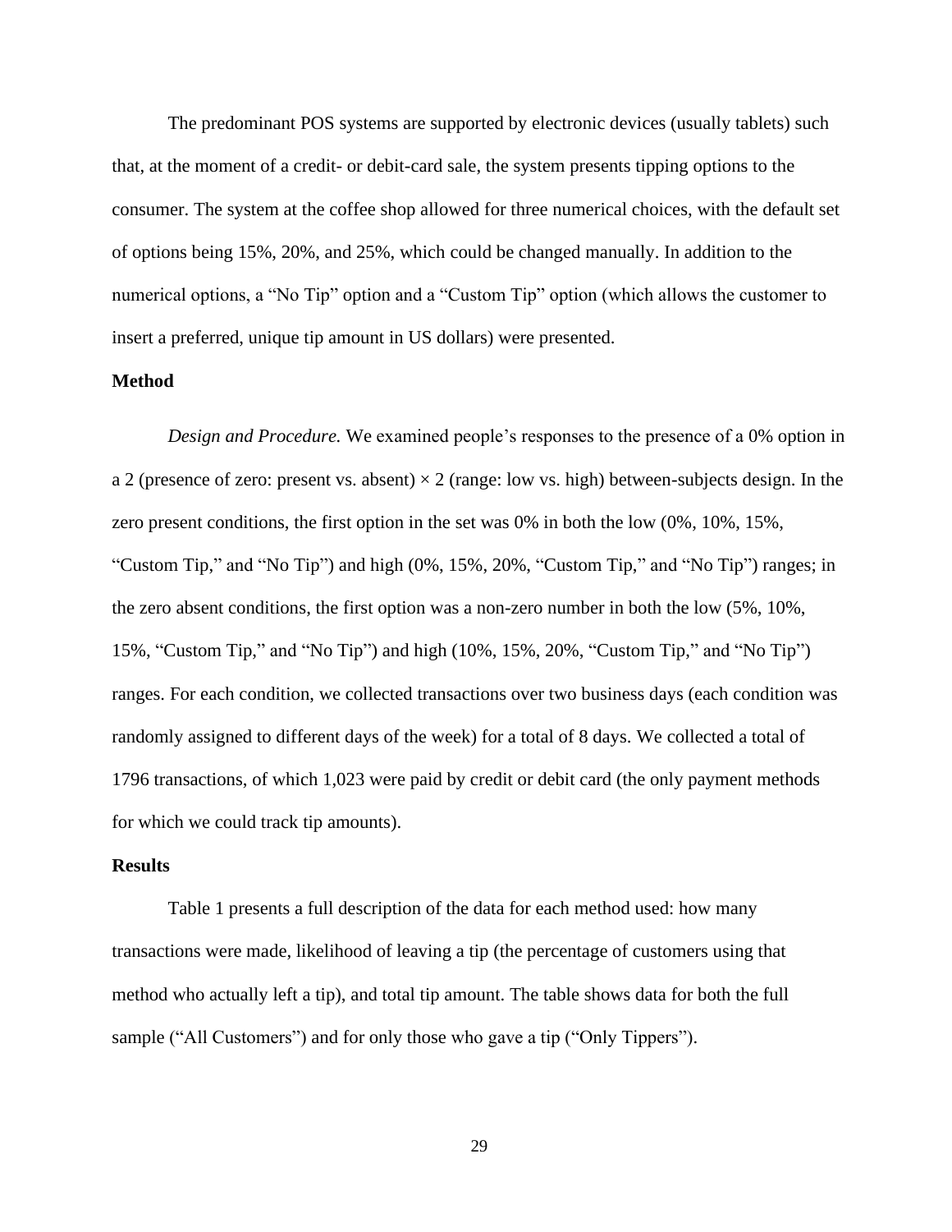The predominant POS systems are supported by electronic devices (usually tablets) such that, at the moment of a credit- or debit-card sale, the system presents tipping options to the consumer. The system at the coffee shop allowed for three numerical choices, with the default set of options being 15%, 20%, and 25%, which could be changed manually. In addition to the numerical options, a "No Tip" option and a "Custom Tip" option (which allows the customer to insert a preferred, unique tip amount in US dollars) were presented.

**Method**

*Design and Procedure.* We examined people's responses to the presence of a 0% option in a 2 (presence of zero: present vs. absent) × 2 (range: low vs. high) between-subjects design. In the zero present conditions, the first option in the set was 0% in both the low (0%, 10%, 15%, "Custom Tip," and "No Tip") and high (0%, 15%, 20%, "Custom Tip," and "No Tip") ranges; in the zero absent conditions, the first option was a non-zero number in both the low (5%, 10%, 15%, "Custom Tip," and "No Tip") and high (10%, 15%, 20%, "Custom Tip," and "No Tip") ranges. For each condition, we collected transactions over two business days (each condition was randomly assigned to different days of the week) for a total of 8 days. We collected a total of 1796 transactions, of which 1,023 were paid by credit or debit card (the only payment methods for which we could track tip amounts).

**Results**

Table 1 presents a full description of the data for each method used: how many transactions were made, likelihood of leaving a tip (the percentage of customers using that method who actually left a tip), and total tip amount. The table shows data for both the full sample ("All Customers") and for only those who gave a tip ("Only Tippers").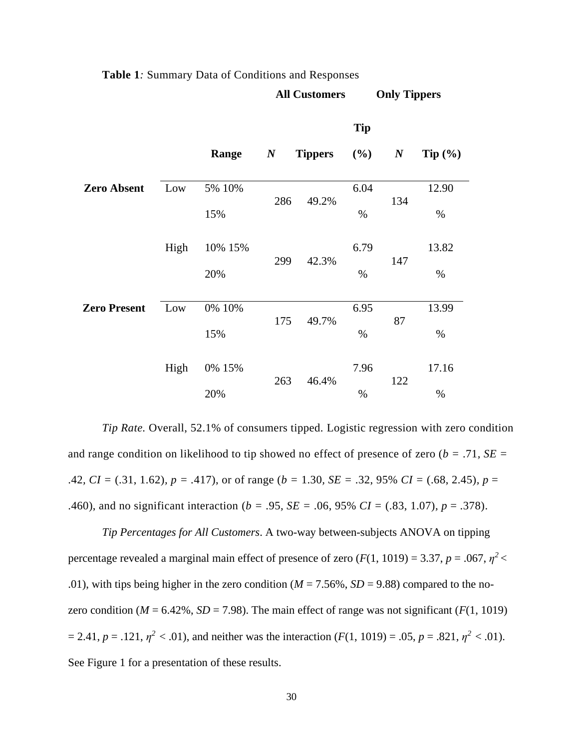**Table 1***:* Summary Data of Conditions and Responses

| | | | All Customers | | | Only Tippers | |
|---|---|---|---|---|---|---|---|
| | | **Range** | ***N*** | **Tippers** | **Tip (%)** | ***N*** | **Tip (%)** |
| **Zero Absent** | Low | 5% 10% 15% | 286 | 49.2% | 6.04 % | 134 | 12.90 % |
| | High | 10% 15% 20% | 299 | 42.3% | 6.79 % | 147 | 13.82 % |
| **Zero Present** | Low | 0% 10% 15% | 175 | 49.7% | 6.95 % | 87 | 13.99 % |
| | High | 0% 15% 20% | 263 | 46.4% | 7.96 % | 122 | 17.16 % |

*Tip Rate*. Overall, 52.1% of consumers tipped. Logistic regression with zero condition and range condition on likelihood to tip showed no effect of presence of zero ($b$ = .71, $SE$ = .42, $CI$ = (.31, 1.62), $p$ = .417), or of range ($b$ = 1.30, $SE$ = .32, 95% $CI$ = (.68, 2.45), $p$ = .460), and no significant interaction ($b$ = .95, $SE$ = .06, 95% $CI$ = (.83, 1.07), $p$ = .378).

*Tip Percentages for All Customers*. A two-way between-subjects ANOVA on tipping percentage revealed a marginal main effect of presence of zero ($F(1, 1019) = 3.37$, $p = .067$, $\eta^2 < .01$), with tips being higher in the zero condition ($M$ = 7.56%, $SD$ = 9.88) compared to the no-zero condition ($M$ = 6.42%, $SD$ = 7.98). The main effect of range was not significant ($F(1, 1019) = 2.41$, $p = .121$, $\eta^2 < .01$), and neither was the interaction ($F(1, 1019) = .05$, $p = .821$, $\eta^2 < .01$). See Figure 1 for a presentation of these results.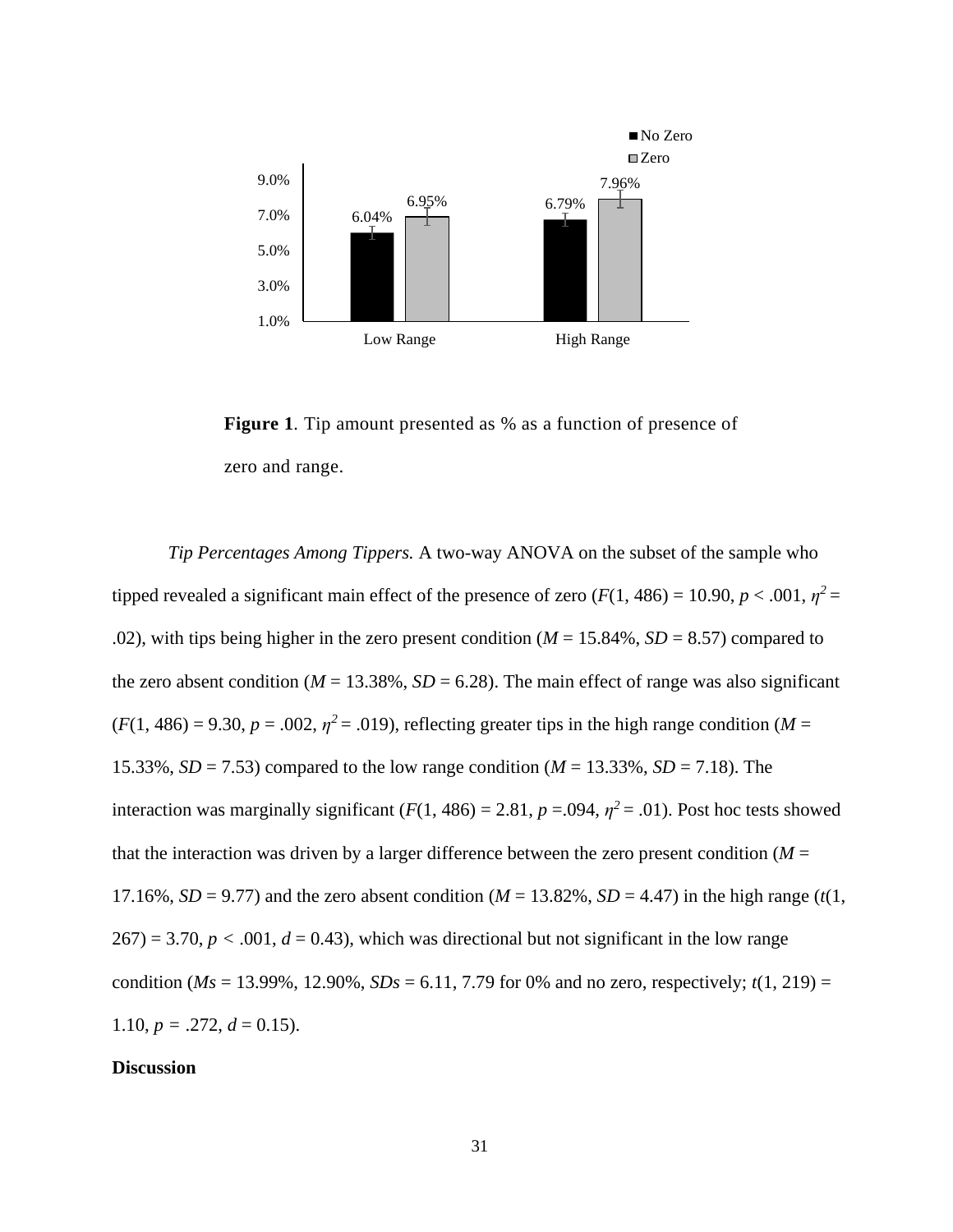**Figure 1**. Tip amount presented as % as a function of presence of zero and range.

*Tip Percentages Among Tippers.* A two-way ANOVA on the subset of the sample who tipped revealed a significant main effect of the presence of zero ($F(1, 486) = 10.90$, $p < .001$, $\eta^2 = .02$), with tips being higher in the zero present condition ($M = 15.84\%$, $SD = 8.57$) compared to the zero absent condition ($M = 13.38\%$, $SD = 6.28$). The main effect of range was also significant ($F(1, 486) = 9.30$, $p = .002$, $\eta^2 = .019$), reflecting greater tips in the high range condition ($M = 15.33\%$, $SD = 7.53$) compared to the low range condition ($M = 13.33\%$, $SD = 7.18$). The interaction was marginally significant ($F(1, 486) = 2.81$, $p = .094$, $\eta^2 = .01$). Post hoc tests showed that the interaction was driven by a larger difference between the zero present condition ($M = 17.16\%$, $SD = 9.77$) and the zero absent condition ($M = 13.82\%$, $SD = 4.47$) in the high range ($t(1, 267) = 3.70$, $p < .001$, $d = 0.43$), which was directional but not significant in the low range condition ($Ms = 13.99\%$, $12.90\%$, $SDs = 6.11$, $7.79$ for 0% and no zero, respectively; $t(1, 219) = 1.10$, $p = .272$, $d = 0.15$).

**Discussion**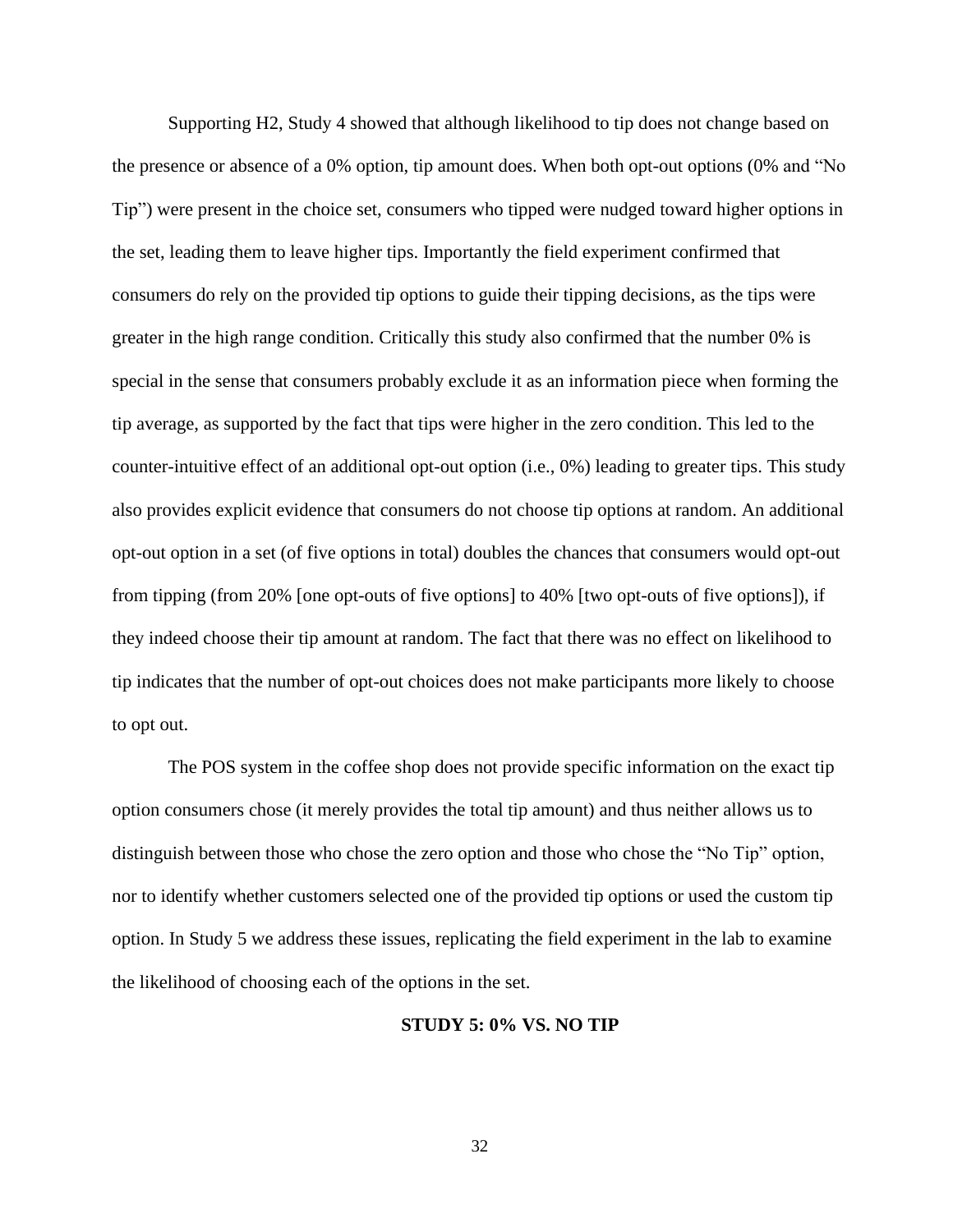Supporting H2, Study 4 showed that although likelihood to tip does not change based on the presence or absence of a 0% option, tip amount does. When both opt-out options (0% and "No Tip") were present in the choice set, consumers who tipped were nudged toward higher options in the set, leading them to leave higher tips. Importantly the field experiment confirmed that consumers do rely on the provided tip options to guide their tipping decisions, as the tips were greater in the high range condition. Critically this study also confirmed that the number 0% is special in the sense that consumers probably exclude it as an information piece when forming the tip average, as supported by the fact that tips were higher in the zero condition. This led to the counter-intuitive effect of an additional opt-out option (i.e., 0%) leading to greater tips. This study also provides explicit evidence that consumers do not choose tip options at random. An additional opt-out option in a set (of five options in total) doubles the chances that consumers would opt-out from tipping (from 20% [one opt-outs of five options] to 40% [two opt-outs of five options]), if they indeed choose their tip amount at random. The fact that there was no effect on likelihood to tip indicates that the number of opt-out choices does not make participants more likely to choose to opt out.

The POS system in the coffee shop does not provide specific information on the exact tip option consumers chose (it merely provides the total tip amount) and thus neither allows us to distinguish between those who chose the zero option and those who chose the "No Tip" option, nor to identify whether customers selected one of the provided tip options or used the custom tip option. In Study 5 we address these issues, replicating the field experiment in the lab to examine the likelihood of choosing each of the options in the set.

## STUDY 5: 0% VS. NO TIP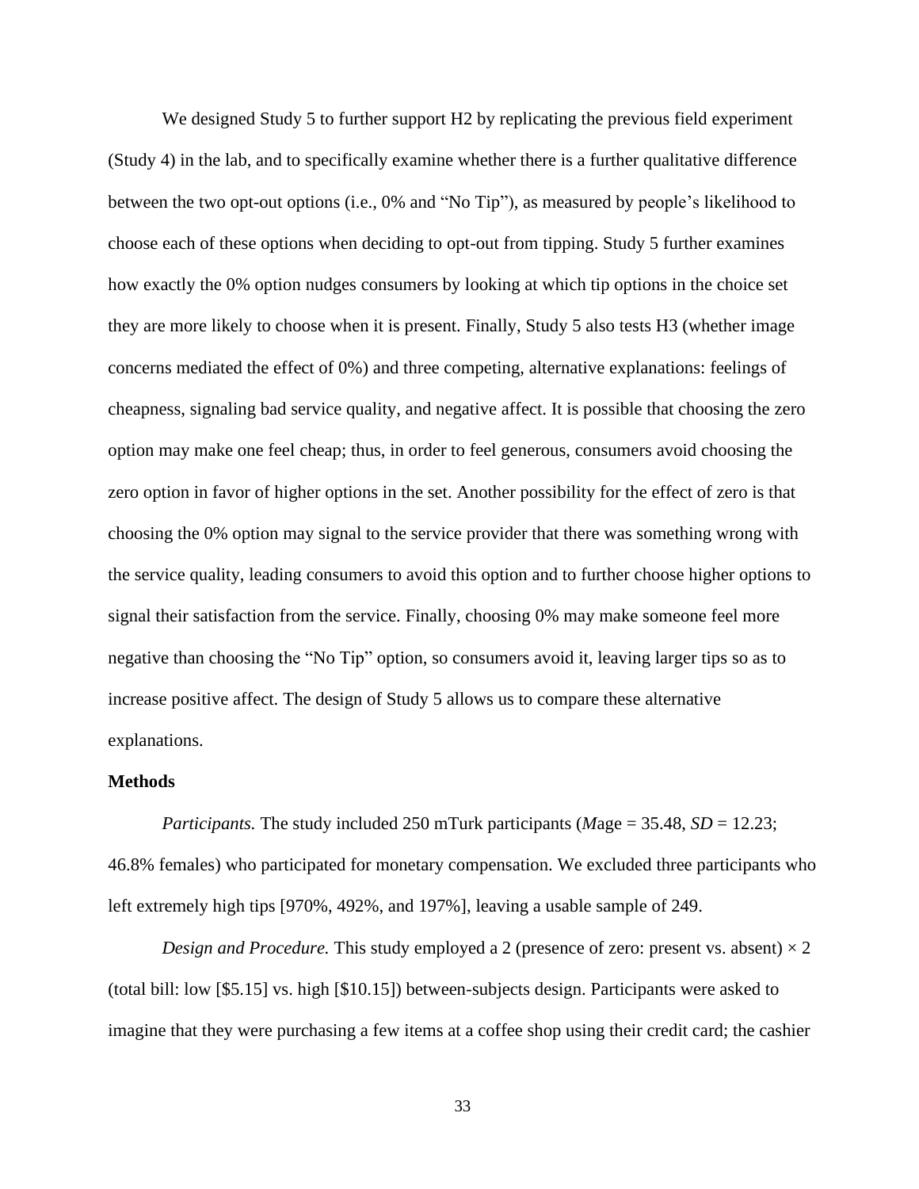We designed Study 5 to further support H2 by replicating the previous field experiment (Study 4) in the lab, and to specifically examine whether there is a further qualitative difference between the two opt-out options (i.e., 0% and "No Tip"), as measured by people's likelihood to choose each of these options when deciding to opt-out from tipping. Study 5 further examines how exactly the 0% option nudges consumers by looking at which tip options in the choice set they are more likely to choose when it is present. Finally, Study 5 also tests H3 (whether image concerns mediated the effect of 0%) and three competing, alternative explanations: feelings of cheapness, signaling bad service quality, and negative affect. It is possible that choosing the zero option may make one feel cheap; thus, in order to feel generous, consumers avoid choosing the zero option in favor of higher options in the set. Another possibility for the effect of zero is that choosing the 0% option may signal to the service provider that there was something wrong with the service quality, leading consumers to avoid this option and to further choose higher options to signal their satisfaction from the service. Finally, choosing 0% may make someone feel more negative than choosing the "No Tip" option, so consumers avoid it, leaving larger tips so as to increase positive affect. The design of Study 5 allows us to compare these alternative explanations.

**Methods**

*Participants.* The study included 250 mTurk participants (*M*age = 35.48, *SD* = 12.23; 46.8% females) who participated for monetary compensation. We excluded three participants who left extremely high tips [970%, 492%, and 197%], leaving a usable sample of 249.

*Design and Procedure.* This study employed a 2 (presence of zero: present vs. absent) × 2 (total bill: low [$5.15] vs. high [$10.15]) between-subjects design. Participants were asked to imagine that they were purchasing a few items at a coffee shop using their credit card; the cashier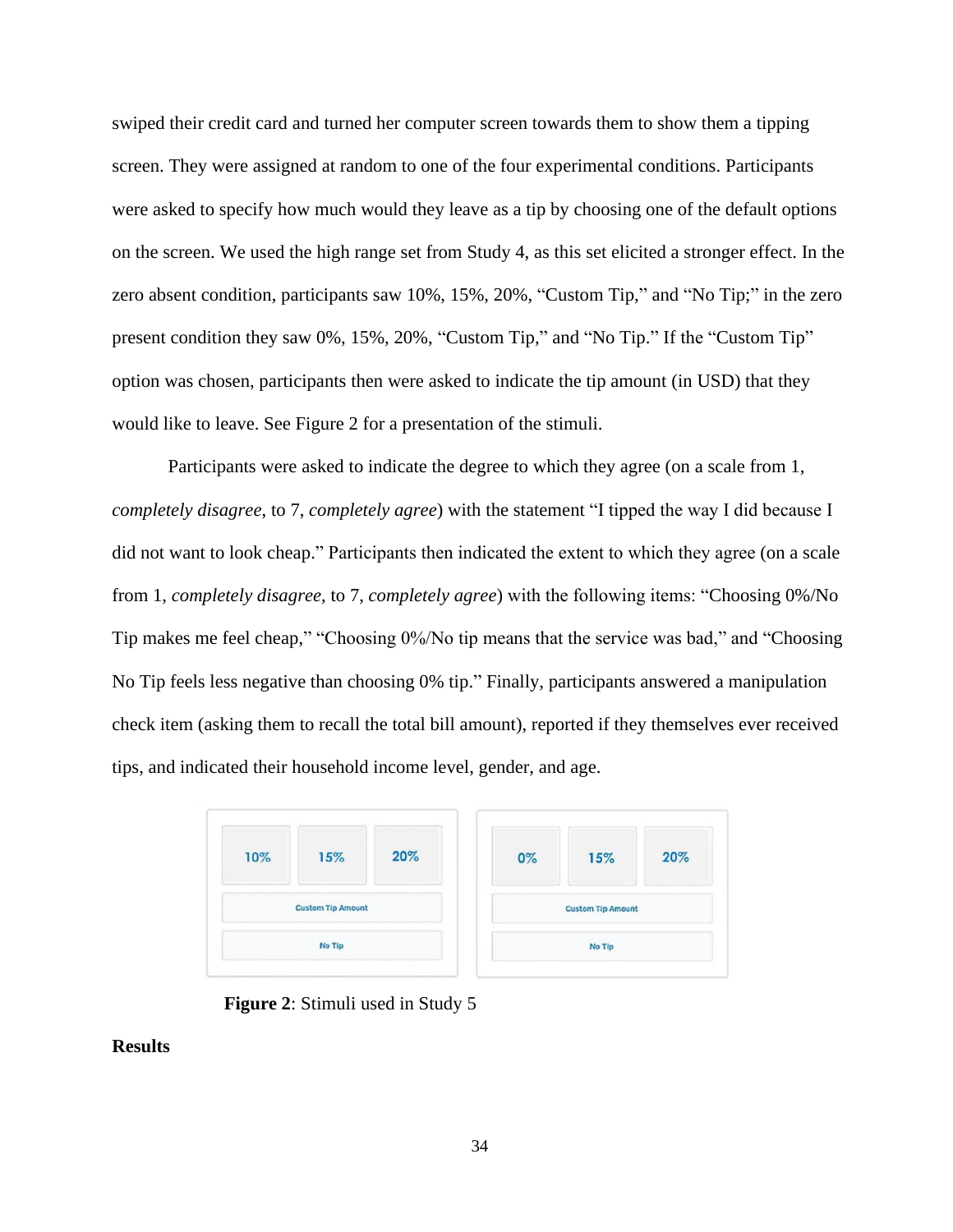swiped their credit card and turned her computer screen towards them to show them a tipping screen. They were assigned at random to one of the four experimental conditions. Participants were asked to specify how much would they leave as a tip by choosing one of the default options on the screen. We used the high range set from Study 4, as this set elicited a stronger effect. In the zero absent condition, participants saw 10%, 15%, 20%, "Custom Tip," and "No Tip;" in the zero present condition they saw 0%, 15%, 20%, "Custom Tip," and "No Tip." If the "Custom Tip" option was chosen, participants then were asked to indicate the tip amount (in USD) that they would like to leave. See Figure 2 for a presentation of the stimuli.

Participants were asked to indicate the degree to which they agree (on a scale from 1, *completely disagree*, to 7, *completely agree*) with the statement "I tipped the way I did because I did not want to look cheap." Participants then indicated the extent to which they agree (on a scale from 1, *completely disagree*, to 7, *completely agree*) with the following items: "Choosing 0%/No Tip makes me feel cheap," "Choosing 0%/No tip means that the service was bad," and "Choosing No Tip feels less negative than choosing 0% tip." Finally, participants answered a manipulation check item (asking them to recall the total bill amount), reported if they themselves ever received tips, and indicated their household income level, gender, and age.

| 10% | 15% | 20% |
|---|---|---|
| Custom Tip Amount | | |
| No Tip | | |

| 0% | 15% | 20% |
|---|---|---|
| Custom Tip Amount | | |
| No Tip | | |

**Figure 2**: Stimuli used in Study 5

**Results**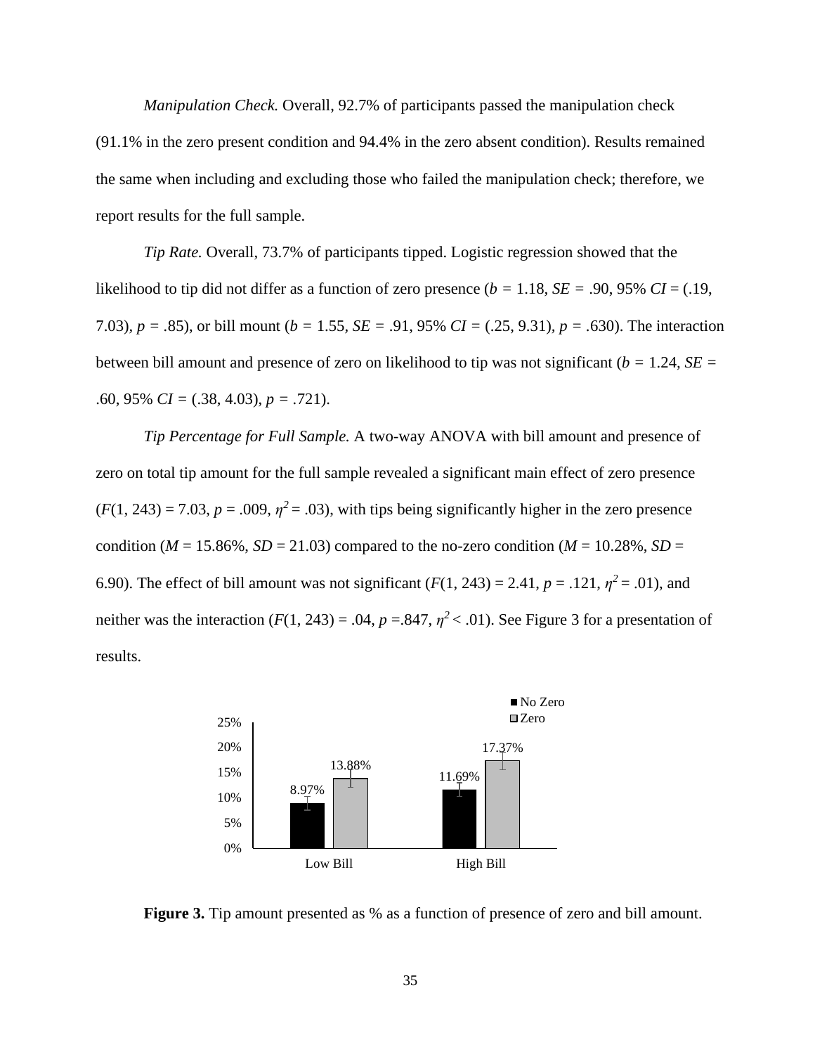*Manipulation Check.* Overall, 92.7% of participants passed the manipulation check (91.1% in the zero present condition and 94.4% in the zero absent condition). Results remained the same when including and excluding those who failed the manipulation check; therefore, we report results for the full sample.

*Tip Rate.* Overall, 73.7% of participants tipped. Logistic regression showed that the likelihood to tip did not differ as a function of zero presence ($b$ = 1.18, $SE$ = .90, 95% $CI$ = (.19, 7.03), $p$ = .85), or bill mount ($b$ = 1.55, $SE$ = .91, 95% $CI$ = (.25, 9.31), $p$ = .630). The interaction between bill amount and presence of zero on likelihood to tip was not significant ($b$ = 1.24, $SE$ = .60, 95% $CI$ = (.38, 4.03), $p$ = .721).

*Tip Percentage for Full Sample.* A two-way ANOVA with bill amount and presence of zero on total tip amount for the full sample revealed a significant main effect of zero presence ($F$(1, 243) = 7.03, $p$ = .009, $\eta^2$ = .03), with tips being significantly higher in the zero presence condition ($M$ = 15.86%, $SD$ = 21.03) compared to the no-zero condition ($M$ = 10.28%, $SD$ = 6.90). The effect of bill amount was not significant ($F$(1, 243) = 2.41, $p$ = .121, $\eta^2$ = .01), and neither was the interaction ($F$(1, 243) = .04, $p$ =.847, $\eta^2$ < .01). See Figure 3 for a presentation of results.

| | No Zero | Zero |
|---|---|---|
| Low Bill | 8.97% | 13.88% |
| High Bill | 11.69% | 17.37% |

**Figure 3.** Tip amount presented as % as a function of presence of zero and bill amount.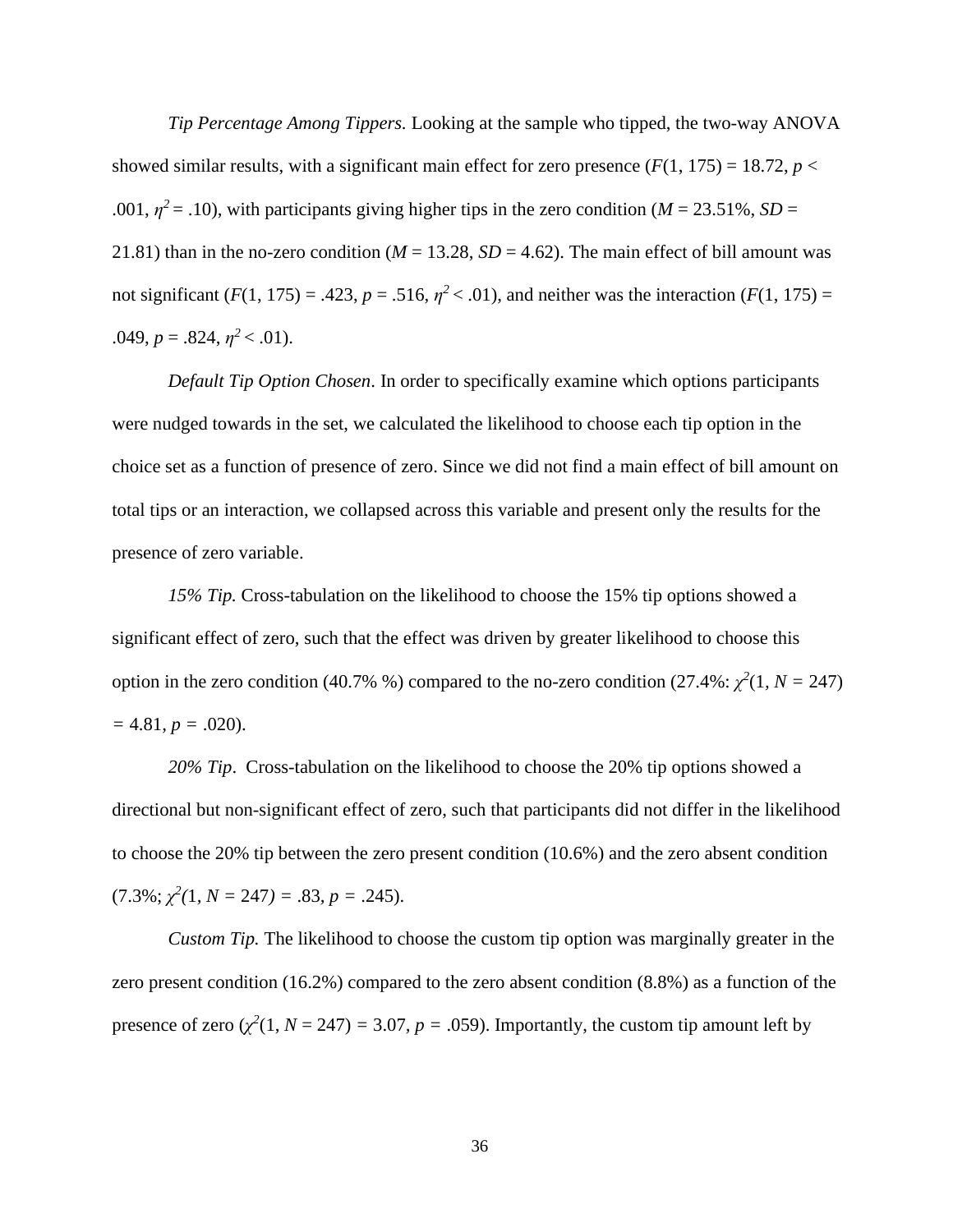*Tip Percentage Among Tippers.* Looking at the sample who tipped, the two-way ANOVA showed similar results, with a significant main effect for zero presence ($F$(1, 175) = 18.72, $p$ < .001, $\eta^2$ = .10), with participants giving higher tips in the zero condition ($M$ = 23.51%, $SD$ = 21.81) than in the no-zero condition ($M$ = 13.28, $SD$ = 4.62). The main effect of bill amount was not significant ($F$(1, 175) = .423, $p$ = .516, $\eta^2$ < .01), and neither was the interaction ($F$(1, 175) = .049, $p$ = .824, $\eta^2$ < .01).

*Default Tip Option Chosen*. In order to specifically examine which options participants were nudged towards in the set, we calculated the likelihood to choose each tip option in the choice set as a function of presence of zero. Since we did not find a main effect of bill amount on total tips or an interaction, we collapsed across this variable and present only the results for the presence of zero variable.

*15% Tip.* Cross-tabulation on the likelihood to choose the 15% tip options showed a significant effect of zero, such that the effect was driven by greater likelihood to choose this option in the zero condition (40.7% %) compared to the no-zero condition (27.4%: $\chi^2$(1, $N$ = 247) = 4.81, $p$ = .020).

*20% Tip*. Cross-tabulation on the likelihood to choose the 20% tip options showed a directional but non-significant effect of zero, such that participants did not differ in the likelihood to choose the 20% tip between the zero present condition (10.6%) and the zero absent condition (7.3%; $\chi^2$(1, $N$ = 247) = .83, $p$ = .245).

*Custom Tip.* The likelihood to choose the custom tip option was marginally greater in the zero present condition (16.2%) compared to the zero absent condition (8.8%) as a function of the presence of zero ($\chi^2$(1, $N$ = 247) = 3.07, $p$ = .059). Importantly, the custom tip amount left by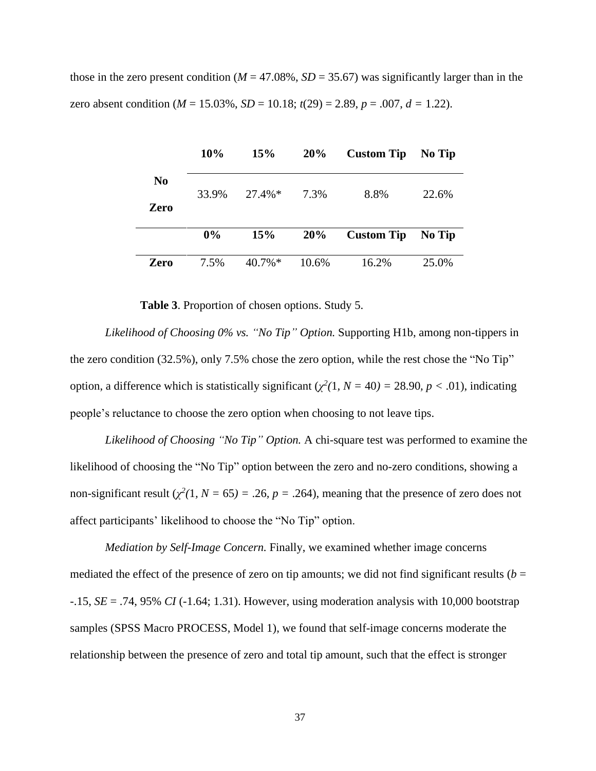those in the zero present condition (*M* = 47.08%, *SD* = 35.67) was significantly larger than in the zero absent condition (*M* = 15.03%, *SD* = 10.18; $t(29) = 2.89$, $p = .007$, $d = 1.22$).

| | 10% | 15% | 20% | Custom Tip | No Tip |
|---|---|---|---|---|---|
| **No Zero** | 33.9% | 27.4%* | 7.3% | 8.8% | 22.6% |
| | **0%** | **15%** | **20%** | **Custom Tip** | **No Tip** |
| **Zero** | 7.5% | 40.7%* | 10.6% | 16.2% | 25.0% |

**Table 3**. Proportion of chosen options. Study 5.

*Likelihood of Choosing 0% vs. "No Tip" Option.* Supporting H1b, among non-tippers in the zero condition (32.5%), only 7.5% chose the zero option, while the rest chose the "No Tip" option, a difference which is statistically significant ($\chi^2(1, N = 40) = 28.90$, $p < .01$), indicating people's reluctance to choose the zero option when choosing to not leave tips.

*Likelihood of Choosing "No Tip" Option.* A chi-square test was performed to examine the likelihood of choosing the "No Tip" option between the zero and no-zero conditions, showing a non-significant result ($\chi^2(1, N = 65) = .26$, $p = .264$), meaning that the presence of zero does not affect participants' likelihood to choose the "No Tip" option.

*Mediation by Self-Image Concern.* Finally, we examined whether image concerns mediated the effect of the presence of zero on tip amounts; we did not find significant results ($b$ = -.15, *SE* = .74, 95% *CI* (-1.64; 1.31). However, using moderation analysis with 10,000 bootstrap samples (SPSS Macro PROCESS, Model 1), we found that self-image concerns moderate the relationship between the presence of zero and total tip amount, such that the effect is stronger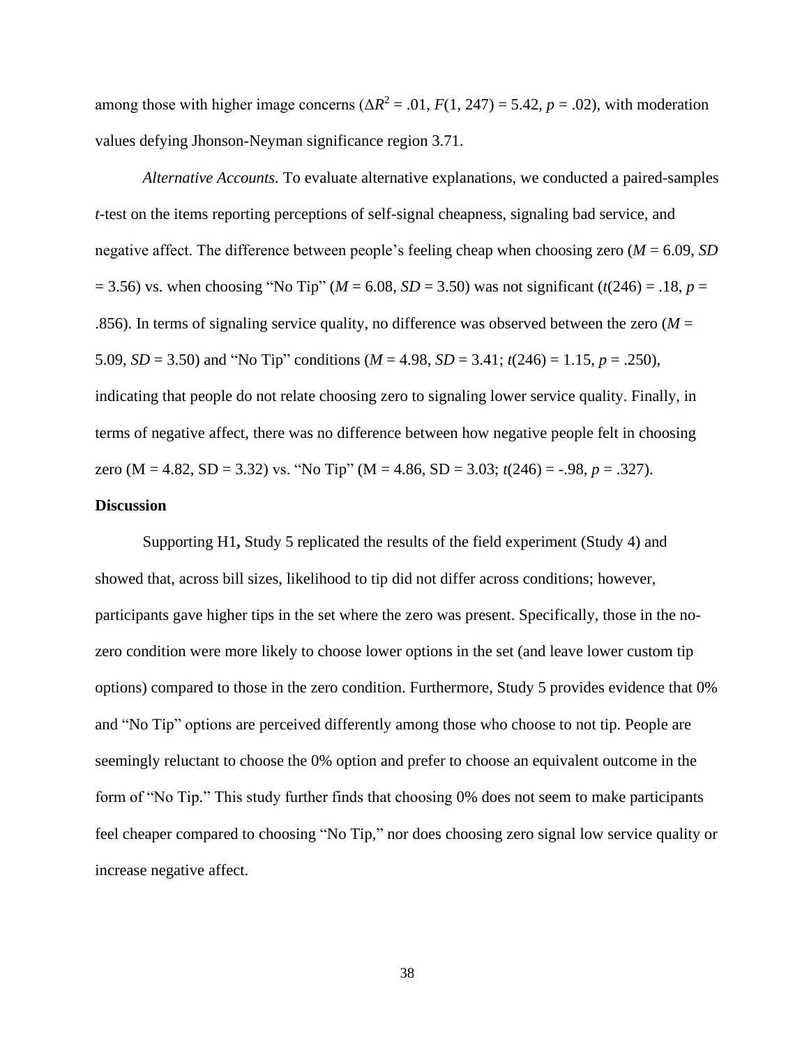among those with higher image concerns ($\Delta R^2 = .01$, $F(1, 247) = 5.42$, $p = .02$), with moderation values defying Jhonson-Neyman significance region 3.71.

*Alternative Accounts.* To evaluate alternative explanations, we conducted a paired-samples *t*-test on the items reporting perceptions of self-signal cheapness, signaling bad service, and negative affect. The difference between people's feeling cheap when choosing zero ($M = 6.09$, $SD = 3.56$) vs. when choosing "No Tip" ($M = 6.08$, $SD = 3.50$) was not significant ($t(246) = .18$, $p = .856$). In terms of signaling service quality, no difference was observed between the zero ($M = 5.09$, $SD = 3.50$) and "No Tip" conditions ($M = 4.98$, $SD = 3.41$; $t(246) = 1.15$, $p = .250$), indicating that people do not relate choosing zero to signaling lower service quality. Finally, in terms of negative affect, there was no difference between how negative people felt in choosing zero (M = 4.82, SD = 3.32) vs. "No Tip" (M = 4.86, SD = 3.03; $t(246) = -.98$, $p = .327$).

**Discussion**

Supporting H1**,** Study 5 replicated the results of the field experiment (Study 4) and showed that, across bill sizes, likelihood to tip did not differ across conditions; however, participants gave higher tips in the set where the zero was present. Specifically, those in the no-zero condition were more likely to choose lower options in the set (and leave lower custom tip options) compared to those in the zero condition. Furthermore, Study 5 provides evidence that 0% and "No Tip" options are perceived differently among those who choose to not tip. People are seemingly reluctant to choose the 0% option and prefer to choose an equivalent outcome in the form of "No Tip." This study further finds that choosing 0% does not seem to make participants feel cheaper compared to choosing "No Tip," nor does choosing zero signal low service quality or increase negative affect.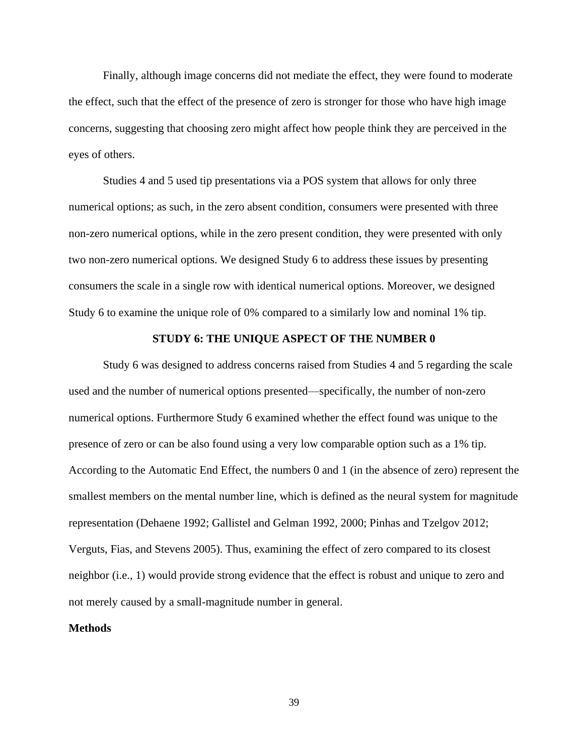Finally, although image concerns did not mediate the effect, they were found to moderate the effect, such that the effect of the presence of zero is stronger for those who have high image concerns, suggesting that choosing zero might affect how people think they are perceived in the eyes of others.

Studies 4 and 5 used tip presentations via a POS system that allows for only three numerical options; as such, in the zero absent condition, consumers were presented with three non-zero numerical options, while in the zero present condition, they were presented with only two non-zero numerical options. We designed Study 6 to address these issues by presenting consumers the scale in a single row with identical numerical options. Moreover, we designed Study 6 to examine the unique role of 0% compared to a similarly low and nominal 1% tip.

## STUDY 6: THE UNIQUE ASPECT OF THE NUMBER 0

Study 6 was designed to address concerns raised from Studies 4 and 5 regarding the scale used and the number of numerical options presented—specifically, the number of non-zero numerical options. Furthermore Study 6 examined whether the effect found was unique to the presence of zero or can be also found using a very low comparable option such as a 1% tip. According to the Automatic End Effect, the numbers 0 and 1 (in the absence of zero) represent the smallest members on the mental number line, which is defined as the neural system for magnitude representation (Dehaene 1992; Gallistel and Gelman 1992, 2000; Pinhas and Tzelgov 2012; Verguts, Fias, and Stevens 2005). Thus, examining the effect of zero compared to its closest neighbor (i.e., 1) would provide strong evidence that the effect is robust and unique to zero and not merely caused by a small-magnitude number in general.

### Methods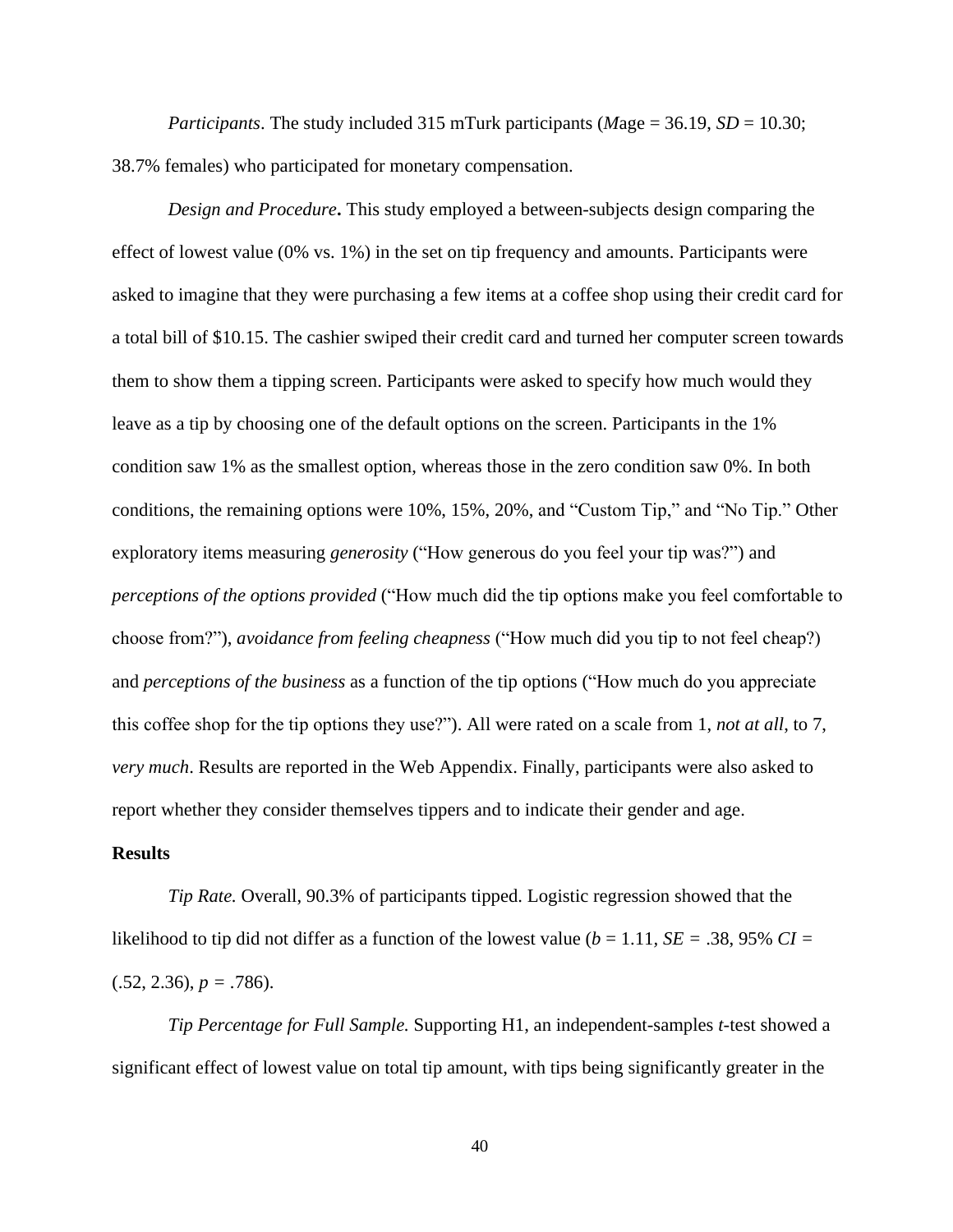*Participants*. The study included 315 mTurk participants (*M*age = 36.19, *SD* = 10.30; 38.7% females) who participated for monetary compensation.

*Design and Procedure***.** This study employed a between-subjects design comparing the effect of lowest value (0% vs. 1%) in the set on tip frequency and amounts. Participants were asked to imagine that they were purchasing a few items at a coffee shop using their credit card for a total bill of $10.15. The cashier swiped their credit card and turned her computer screen towards them to show them a tipping screen. Participants were asked to specify how much would they leave as a tip by choosing one of the default options on the screen. Participants in the 1% condition saw 1% as the smallest option, whereas those in the zero condition saw 0%. In both conditions, the remaining options were 10%, 15%, 20%, and "Custom Tip," and "No Tip." Other exploratory items measuring *generosity* ("How generous do you feel your tip was?") and *perceptions of the options provided* ("How much did the tip options make you feel comfortable to choose from?"), *avoidance from feeling cheapness* ("How much did you tip to not feel cheap?) and *perceptions of the business* as a function of the tip options ("How much do you appreciate this coffee shop for the tip options they use?"). All were rated on a scale from 1, *not at all*, to 7, *very much*. Results are reported in the Web Appendix. Finally, participants were also asked to report whether they consider themselves tippers and to indicate their gender and age.

**Results**

*Tip Rate.* Overall, 90.3% of participants tipped. Logistic regression showed that the likelihood to tip did not differ as a function of the lowest value ($b$ = 1.11, $SE$ = .38, 95% $CI$ = (.52, 2.36), $p$ = .786).

*Tip Percentage for Full Sample.* Supporting H1, an independent-samples *t*-test showed a significant effect of lowest value on total tip amount, with tips being significantly greater in the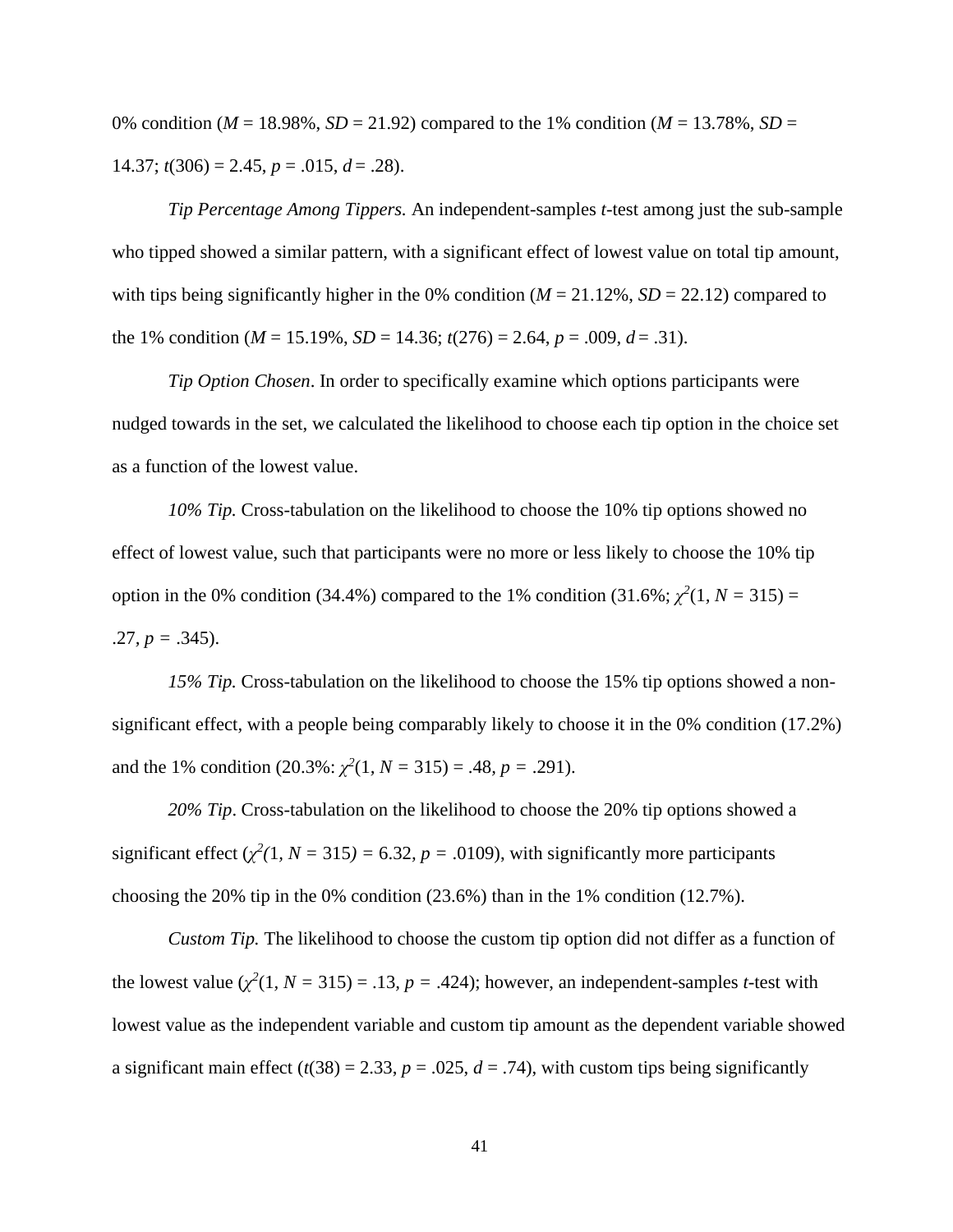0% condition (*M* = 18.98%, *SD* = 21.92) compared to the 1% condition (*M* = 13.78%, *SD* = 14.37; $t(306) = 2.45$, $p = .015$, $d = .28$).

*Tip Percentage Among Tippers.* An independent-samples *t*-test among just the sub-sample who tipped showed a similar pattern, with a significant effect of lowest value on total tip amount, with tips being significantly higher in the 0% condition (*M* = 21.12%, *SD* = 22.12) compared to the 1% condition (*M* = 15.19%, *SD* = 14.36; $t(276) = 2.64$, $p = .009$, $d = .31$).

*Tip Option Chosen*. In order to specifically examine which options participants were nudged towards in the set, we calculated the likelihood to choose each tip option in the choice set as a function of the lowest value.

*10% Tip.* Cross-tabulation on the likelihood to choose the 10% tip options showed no effect of lowest value, such that participants were no more or less likely to choose the 10% tip option in the 0% condition (34.4%) compared to the 1% condition (31.6%; $\chi^2(1, N = 315) = .27$, $p = .345$).

*15% Tip.* Cross-tabulation on the likelihood to choose the 15% tip options showed a non-significant effect, with a people being comparably likely to choose it in the 0% condition (17.2%) and the 1% condition (20.3%: $\chi^2(1, N = 315) = .48$, $p = .291$).

*20% Tip*. Cross-tabulation on the likelihood to choose the 20% tip options showed a significant effect ($\chi^2(1, N = 315) = 6.32$, $p = .0109$), with significantly more participants choosing the 20% tip in the 0% condition (23.6%) than in the 1% condition (12.7%).

*Custom Tip.* The likelihood to choose the custom tip option did not differ as a function of the lowest value ($\chi^2(1, N = 315) = .13$, $p = .424$); however, an independent-samples *t*-test with lowest value as the independent variable and custom tip amount as the dependent variable showed a significant main effect ($t(38) = 2.33$, $p = .025$, $d = .74$), with custom tips being significantly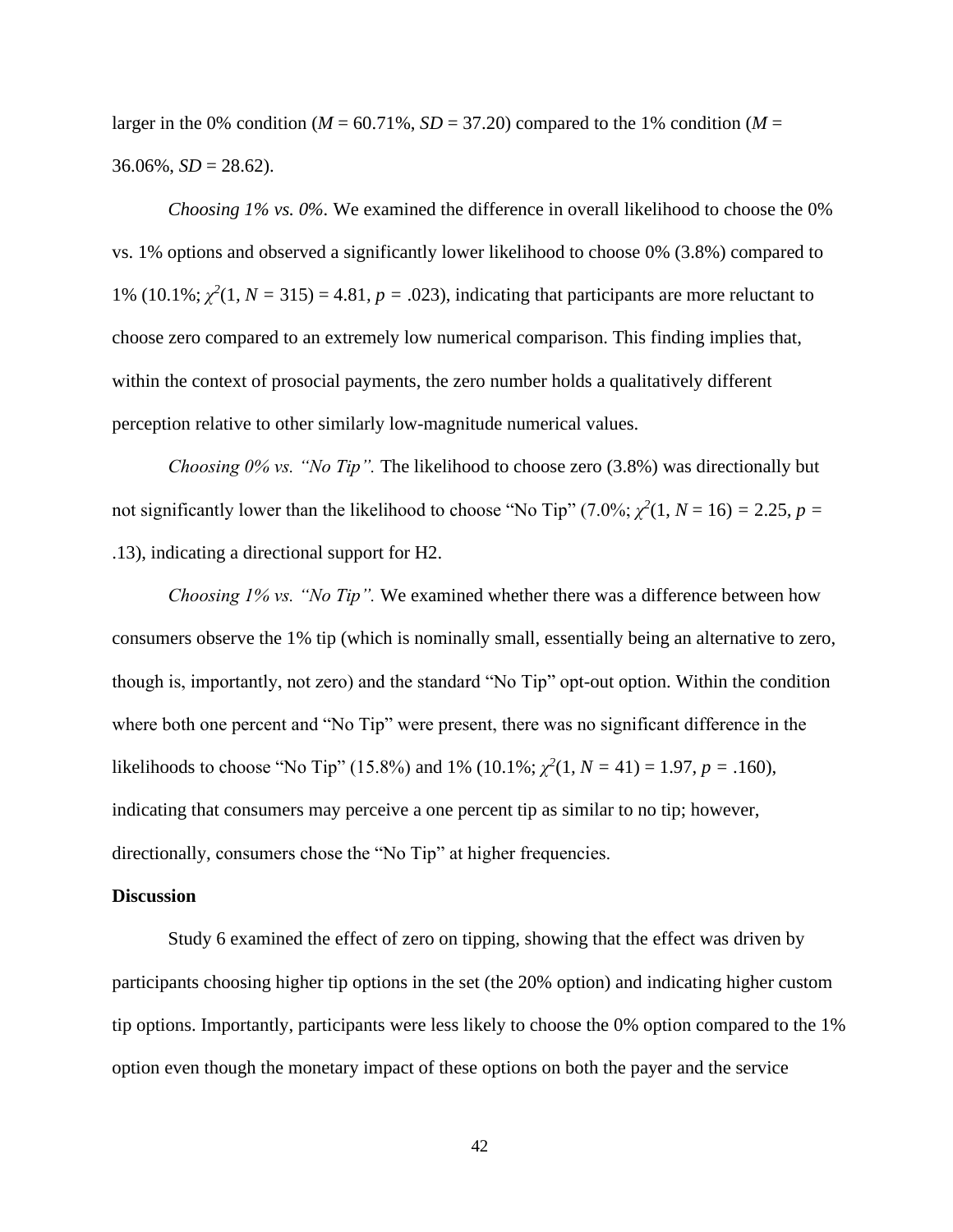larger in the 0% condition ($M$ = 60.71%, $SD$ = 37.20) compared to the 1% condition ($M$ = 36.06%, $SD$ = 28.62).

*Choosing 1% vs. 0%*. We examined the difference in overall likelihood to choose the 0% vs. 1% options and observed a significantly lower likelihood to choose 0% (3.8%) compared to 1% (10.1%; $\chi^2(1, N = 315) = 4.81$, $p = .023$), indicating that participants are more reluctant to choose zero compared to an extremely low numerical comparison. This finding implies that, within the context of prosocial payments, the zero number holds a qualitatively different perception relative to other similarly low-magnitude numerical values.

*Choosing 0% vs. "No Tip".* The likelihood to choose zero (3.8%) was directionally but not significantly lower than the likelihood to choose "No Tip" (7.0%; $\chi^2(1, N = 16) = 2.25$, $p$ = .13), indicating a directional support for H2.

*Choosing 1% vs. "No Tip".* We examined whether there was a difference between how consumers observe the 1% tip (which is nominally small, essentially being an alternative to zero, though is, importantly, not zero) and the standard "No Tip" opt-out option. Within the condition where both one percent and "No Tip" were present, there was no significant difference in the likelihoods to choose "No Tip" (15.8%) and 1% (10.1%; $\chi^2(1, N = 41) = 1.97$, $p = .160$), indicating that consumers may perceive a one percent tip as similar to no tip; however, directionally, consumers chose the "No Tip" at higher frequencies.

**Discussion**

Study 6 examined the effect of zero on tipping, showing that the effect was driven by participants choosing higher tip options in the set (the 20% option) and indicating higher custom tip options. Importantly, participants were less likely to choose the 0% option compared to the 1% option even though the monetary impact of these options on both the payer and the service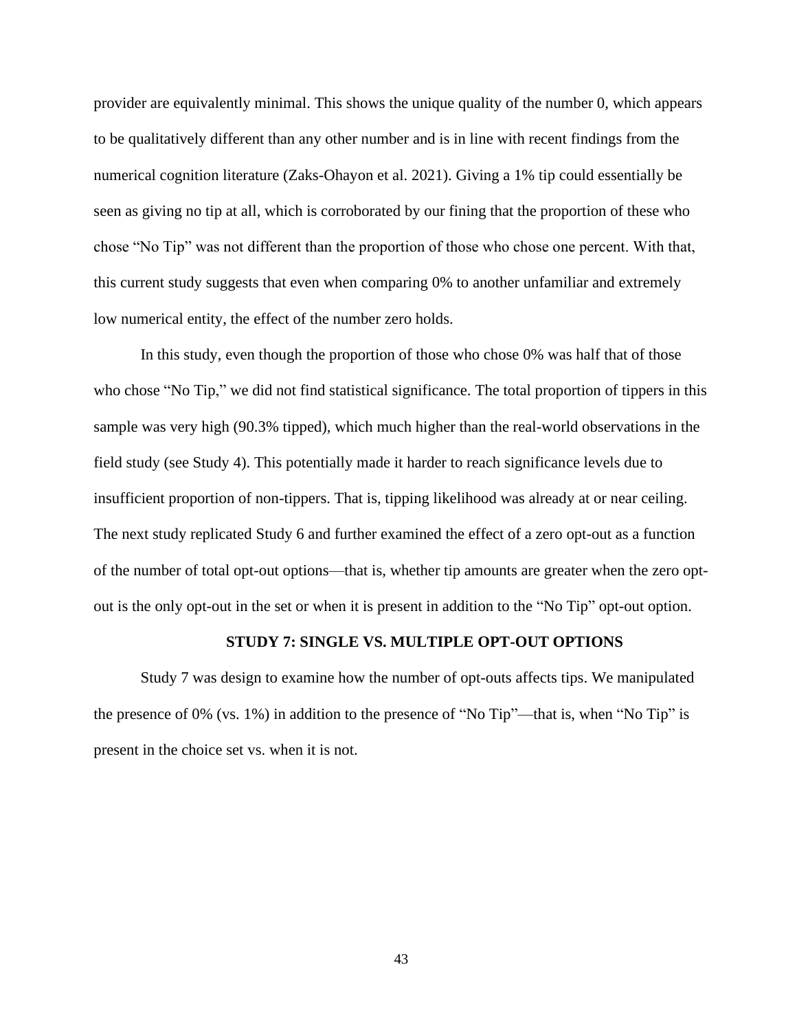provider are equivalently minimal. This shows the unique quality of the number 0, which appears to be qualitatively different than any other number and is in line with recent findings from the numerical cognition literature (Zaks-Ohayon et al. 2021). Giving a 1% tip could essentially be seen as giving no tip at all, which is corroborated by our fining that the proportion of these who chose "No Tip" was not different than the proportion of those who chose one percent. With that, this current study suggests that even when comparing 0% to another unfamiliar and extremely low numerical entity, the effect of the number zero holds.

In this study, even though the proportion of those who chose 0% was half that of those who chose "No Tip," we did not find statistical significance. The total proportion of tippers in this sample was very high (90.3% tipped), which much higher than the real-world observations in the field study (see Study 4). This potentially made it harder to reach significance levels due to insufficient proportion of non-tippers. That is, tipping likelihood was already at or near ceiling. The next study replicated Study 6 and further examined the effect of a zero opt-out as a function of the number of total opt-out options—that is, whether tip amounts are greater when the zero opt-out is the only opt-out in the set or when it is present in addition to the "No Tip" opt-out option.

## STUDY 7: SINGLE VS. MULTIPLE OPT-OUT OPTIONS

Study 7 was design to examine how the number of opt-outs affects tips. We manipulated the presence of 0% (vs. 1%) in addition to the presence of "No Tip"—that is, when "No Tip" is present in the choice set vs. when it is not.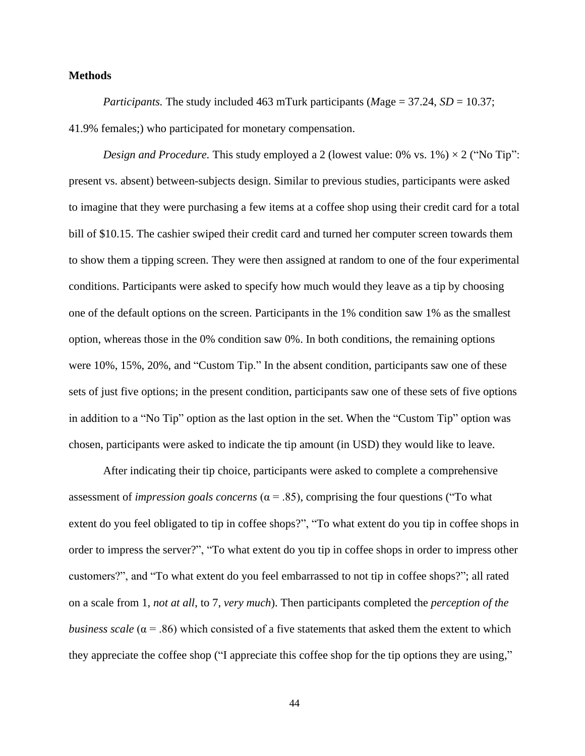**Methods**

*Participants.* The study included 463 mTurk participants (*M*age = 37.24, *SD* = 10.37; 41.9% females;) who participated for monetary compensation.

*Design and Procedure.* This study employed a 2 (lowest value: 0% vs. 1%) × 2 ("No Tip": present vs. absent) between-subjects design. Similar to previous studies, participants were asked to imagine that they were purchasing a few items at a coffee shop using their credit card for a total bill of $10.15. The cashier swiped their credit card and turned her computer screen towards them to show them a tipping screen. They were then assigned at random to one of the four experimental conditions. Participants were asked to specify how much would they leave as a tip by choosing one of the default options on the screen. Participants in the 1% condition saw 1% as the smallest option, whereas those in the 0% condition saw 0%. In both conditions, the remaining options were 10%, 15%, 20%, and "Custom Tip." In the absent condition, participants saw one of these sets of just five options; in the present condition, participants saw one of these sets of five options in addition to a "No Tip" option as the last option in the set. When the "Custom Tip" option was chosen, participants were asked to indicate the tip amount (in USD) they would like to leave.

After indicating their tip choice, participants were asked to complete a comprehensive assessment of *impression goals concerns* (α = .85), comprising the four questions ("To what extent do you feel obligated to tip in coffee shops?", "To what extent do you tip in coffee shops in order to impress the server?", "To what extent do you tip in coffee shops in order to impress other customers?", and "To what extent do you feel embarrassed to not tip in coffee shops?"; all rated on a scale from 1, *not at all*, to 7, *very much*). Then participants completed the *perception of the business scale* (α = .86) which consisted of a five statements that asked them the extent to which they appreciate the coffee shop ("I appreciate this coffee shop for the tip options they are using,"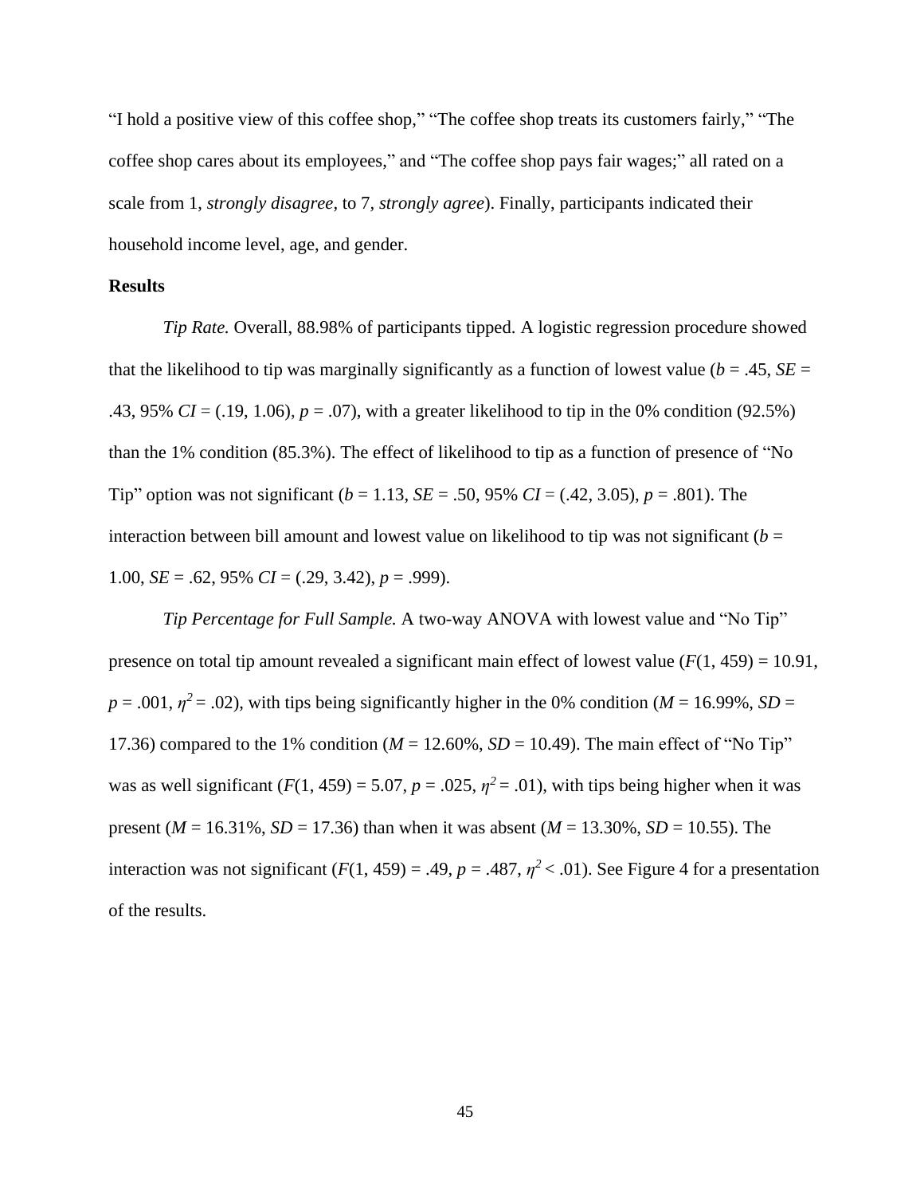"I hold a positive view of this coffee shop," "The coffee shop treats its customers fairly," "The coffee shop cares about its employees," and "The coffee shop pays fair wages;" all rated on a scale from 1, *strongly disagree*, to 7, *strongly agree*). Finally, participants indicated their household income level, age, and gender.

**Results**

*Tip Rate.* Overall, 88.98% of participants tipped. A logistic regression procedure showed that the likelihood to tip was marginally significantly as a function of lowest value ($b$ = .45, $SE$ = .43, 95% $CI$ = (.19, 1.06), $p$ = .07), with a greater likelihood to tip in the 0% condition (92.5%) than the 1% condition (85.3%). The effect of likelihood to tip as a function of presence of "No Tip" option was not significant ($b$ = 1.13, $SE$ = .50, 95% $CI$ = (.42, 3.05), $p$ = .801). The interaction between bill amount and lowest value on likelihood to tip was not significant ($b$ = 1.00, $SE$ = .62, 95% $CI$ = (.29, 3.42), $p$ = .999).

*Tip Percentage for Full Sample.* A two-way ANOVA with lowest value and "No Tip" presence on total tip amount revealed a significant main effect of lowest value ($F(1, 459)$ = 10.91, $p$ = .001, $\eta^2$ = .02), with tips being significantly higher in the 0% condition ($M$ = 16.99%, $SD$ = 17.36) compared to the 1% condition ($M$ = 12.60%, $SD$ = 10.49). The main effect of "No Tip" was as well significant ($F(1, 459)$ = 5.07, $p$ = .025, $\eta^2$ = .01), with tips being higher when it was present ($M$ = 16.31%, $SD$ = 17.36) than when it was absent ($M$ = 13.30%, $SD$ = 10.55). The interaction was not significant ($F(1, 459)$ = .49, $p$ = .487, $\eta^2$ < .01). See Figure 4 for a presentation of the results.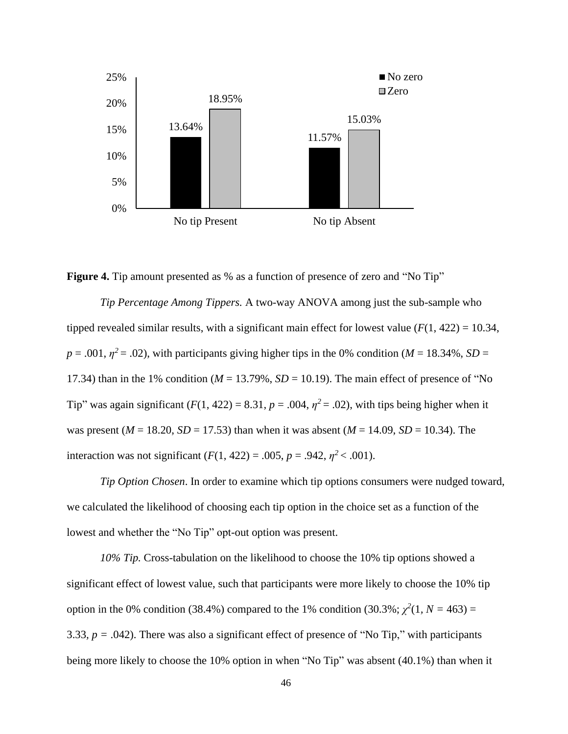**Figure 4.** Tip amount presented as % as a function of presence of zero and "No Tip"

*Tip Percentage Among Tippers.* A two-way ANOVA among just the sub-sample who tipped revealed similar results, with a significant main effect for lowest value ($F(1, 422) = 10.34$, $p = .001$, $\eta^2 = .02$), with participants giving higher tips in the 0% condition ($M = 18.34\%$, $SD = 17.34$) than in the 1% condition ($M = 13.79\%$, $SD = 10.19$). The main effect of presence of "No Tip" was again significant ($F(1, 422) = 8.31$, $p = .004$, $\eta^2 = .02$), with tips being higher when it was present ($M = 18.20$, $SD = 17.53$) than when it was absent ($M = 14.09$, $SD = 10.34$). The interaction was not significant ($F(1, 422) = .005$, $p = .942$, $\eta^2 < .001$).

*Tip Option Chosen*. In order to examine which tip options consumers were nudged toward, we calculated the likelihood of choosing each tip option in the choice set as a function of the lowest and whether the "No Tip" opt-out option was present.

*10% Tip.* Cross-tabulation on the likelihood to choose the 10% tip options showed a significant effect of lowest value, such that participants were more likely to choose the 10% tip option in the 0% condition (38.4%) compared to the 1% condition (30.3%; $\chi^2(1, N = 463) = 3.33$, $p = .042$). There was also a significant effect of presence of "No Tip," with participants being more likely to choose the 10% option in when "No Tip" was absent (40.1%) than when it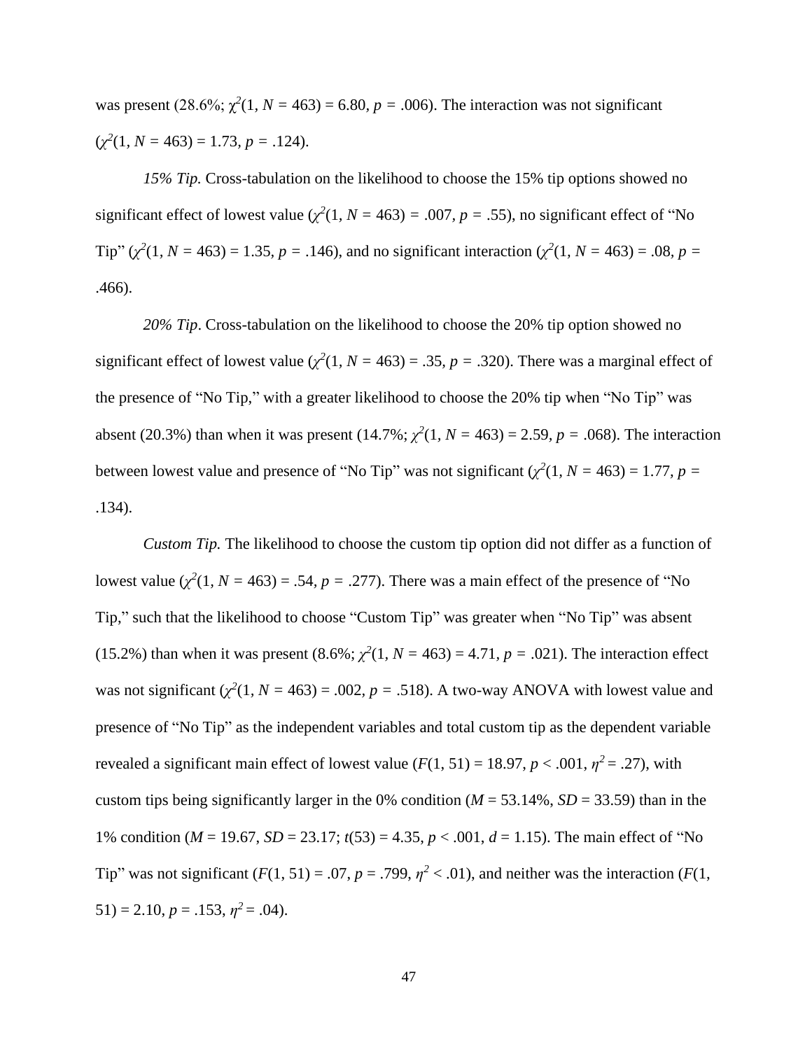was present (28.6%; $\chi^2(1, N = 463) = 6.80, p = .006$). The interaction was not significant ($\chi^2(1, N = 463) = 1.73, p = .124$).

*15% Tip.* Cross-tabulation on the likelihood to choose the 15% tip options showed no significant effect of lowest value ($\chi^2(1, N = 463) = .007, p = .55$), no significant effect of "No Tip" ($\chi^2(1, N = 463) = 1.35, p = .146$), and no significant interaction ($\chi^2(1, N = 463) = .08, p = .466$).

*20% Tip*. Cross-tabulation on the likelihood to choose the 20% tip option showed no significant effect of lowest value ($\chi^2(1, N = 463) = .35, p = .320$). There was a marginal effect of the presence of "No Tip," with a greater likelihood to choose the 20% tip when "No Tip" was absent (20.3%) than when it was present (14.7%; $\chi^2(1, N = 463) = 2.59, p = .068$). The interaction between lowest value and presence of "No Tip" was not significant ($\chi^2(1, N = 463) = 1.77, p = .134$).

*Custom Tip.* The likelihood to choose the custom tip option did not differ as a function of lowest value ($\chi^2(1, N = 463) = .54, p = .277$). There was a main effect of the presence of "No Tip," such that the likelihood to choose "Custom Tip" was greater when "No Tip" was absent (15.2%) than when it was present (8.6%; $\chi^2(1, N = 463) = 4.71, p = .021$). The interaction effect was not significant ($\chi^2(1, N = 463) = .002, p = .518$). A two-way ANOVA with lowest value and presence of "No Tip" as the independent variables and total custom tip as the dependent variable revealed a significant main effect of lowest value ($F(1, 51) = 18.97, p < .001, \eta^2 = .27$), with custom tips being significantly larger in the 0% condition ($M = 53.14\%, SD = 33.59$) than in the 1% condition ($M = 19.67, SD = 23.17; t(53) = 4.35, p < .001, d = 1.15$). The main effect of "No Tip" was not significant ($F(1, 51) = .07, p = .799, \eta^2 < .01$), and neither was the interaction ($F(1, 51) = 2.10, p = .153, \eta^2 = .04$).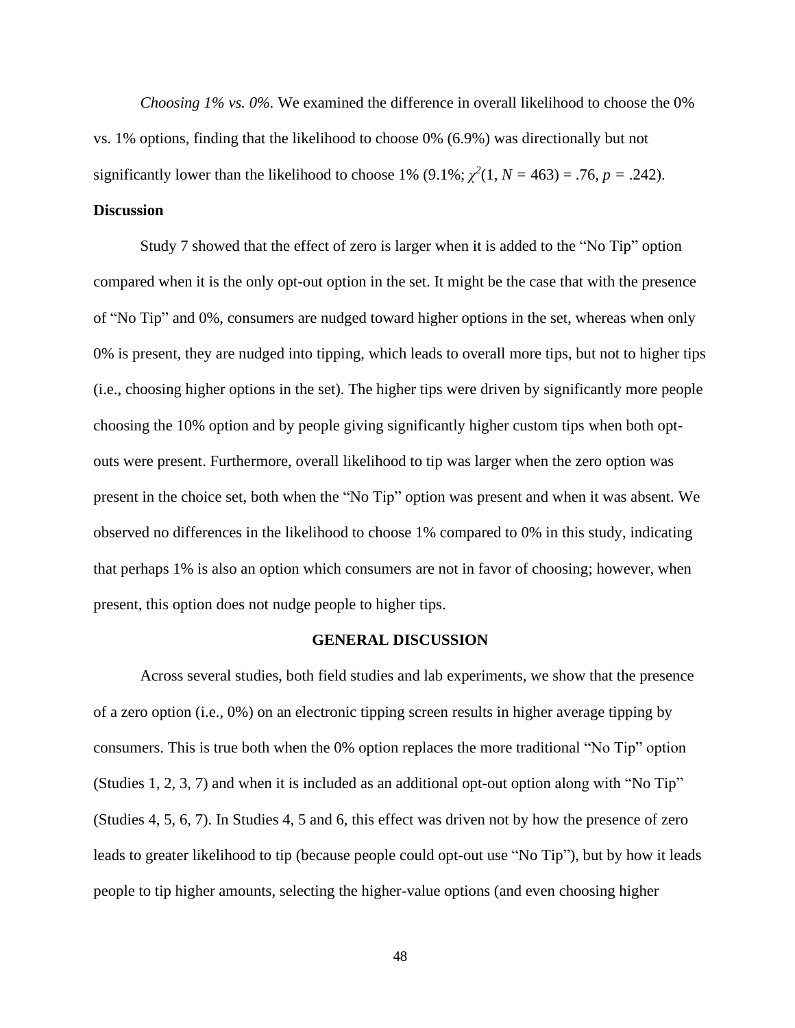*Choosing 1% vs. 0%.* We examined the difference in overall likelihood to choose the 0% vs. 1% options, finding that the likelihood to choose 0% (6.9%) was directionally but not significantly lower than the likelihood to choose 1% (9.1%; $\chi^2(1, N = 463) = .76$, $p = .242$).

**Discussion**

Study 7 showed that the effect of zero is larger when it is added to the "No Tip" option compared when it is the only opt-out option in the set. It might be the case that with the presence of "No Tip" and 0%, consumers are nudged toward higher options in the set, whereas when only 0% is present, they are nudged into tipping, which leads to overall more tips, but not to higher tips (i.e., choosing higher options in the set). The higher tips were driven by significantly more people choosing the 10% option and by people giving significantly higher custom tips when both opt-outs were present. Furthermore, overall likelihood to tip was larger when the zero option was present in the choice set, both when the "No Tip" option was present and when it was absent. We observed no differences in the likelihood to choose 1% compared to 0% in this study, indicating that perhaps 1% is also an option which consumers are not in favor of choosing; however, when present, this option does not nudge people to higher tips.

## GENERAL DISCUSSION

Across several studies, both field studies and lab experiments, we show that the presence of a zero option (i.e., 0%) on an electronic tipping screen results in higher average tipping by consumers. This is true both when the 0% option replaces the more traditional "No Tip" option (Studies 1, 2, 3, 7) and when it is included as an additional opt-out option along with "No Tip" (Studies 4, 5, 6, 7). In Studies 4, 5 and 6, this effect was driven not by how the presence of zero leads to greater likelihood to tip (because people could opt-out use "No Tip"), but by how it leads people to tip higher amounts, selecting the higher-value options (and even choosing higher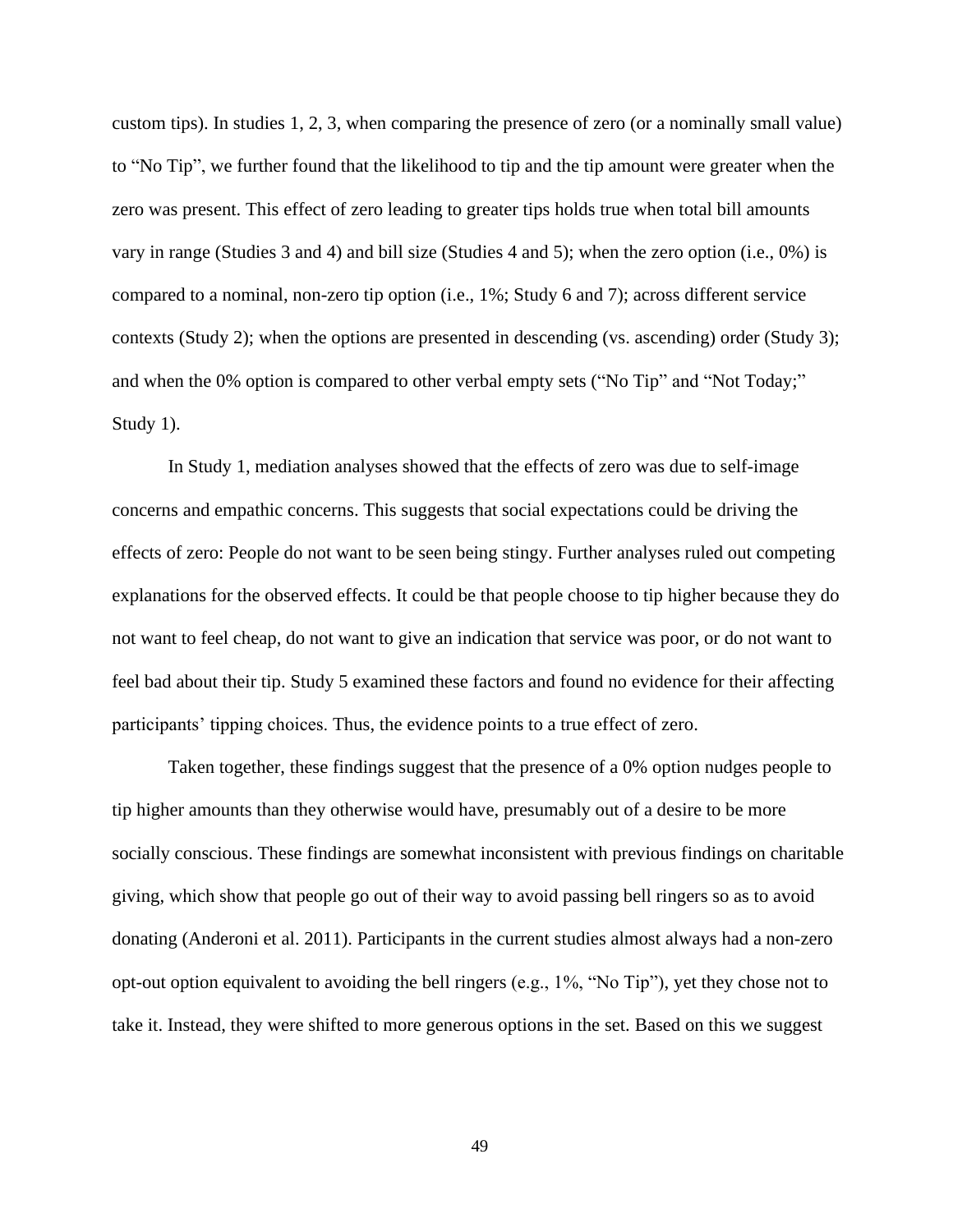custom tips). In studies 1, 2, 3, when comparing the presence of zero (or a nominally small value) to "No Tip", we further found that the likelihood to tip and the tip amount were greater when the zero was present. This effect of zero leading to greater tips holds true when total bill amounts vary in range (Studies 3 and 4) and bill size (Studies 4 and 5); when the zero option (i.e., 0%) is compared to a nominal, non-zero tip option (i.e., 1%; Study 6 and 7); across different service contexts (Study 2); when the options are presented in descending (vs. ascending) order (Study 3); and when the 0% option is compared to other verbal empty sets ("No Tip" and "Not Today;" Study 1).

In Study 1, mediation analyses showed that the effects of zero was due to self-image concerns and empathic concerns. This suggests that social expectations could be driving the effects of zero: People do not want to be seen being stingy. Further analyses ruled out competing explanations for the observed effects. It could be that people choose to tip higher because they do not want to feel cheap, do not want to give an indication that service was poor, or do not want to feel bad about their tip. Study 5 examined these factors and found no evidence for their affecting participants' tipping choices. Thus, the evidence points to a true effect of zero.

Taken together, these findings suggest that the presence of a 0% option nudges people to tip higher amounts than they otherwise would have, presumably out of a desire to be more socially conscious. These findings are somewhat inconsistent with previous findings on charitable giving, which show that people go out of their way to avoid passing bell ringers so as to avoid donating (Anderoni et al. 2011). Participants in the current studies almost always had a non-zero opt-out option equivalent to avoiding the bell ringers (e.g., 1%, "No Tip"), yet they chose not to take it. Instead, they were shifted to more generous options in the set. Based on this we suggest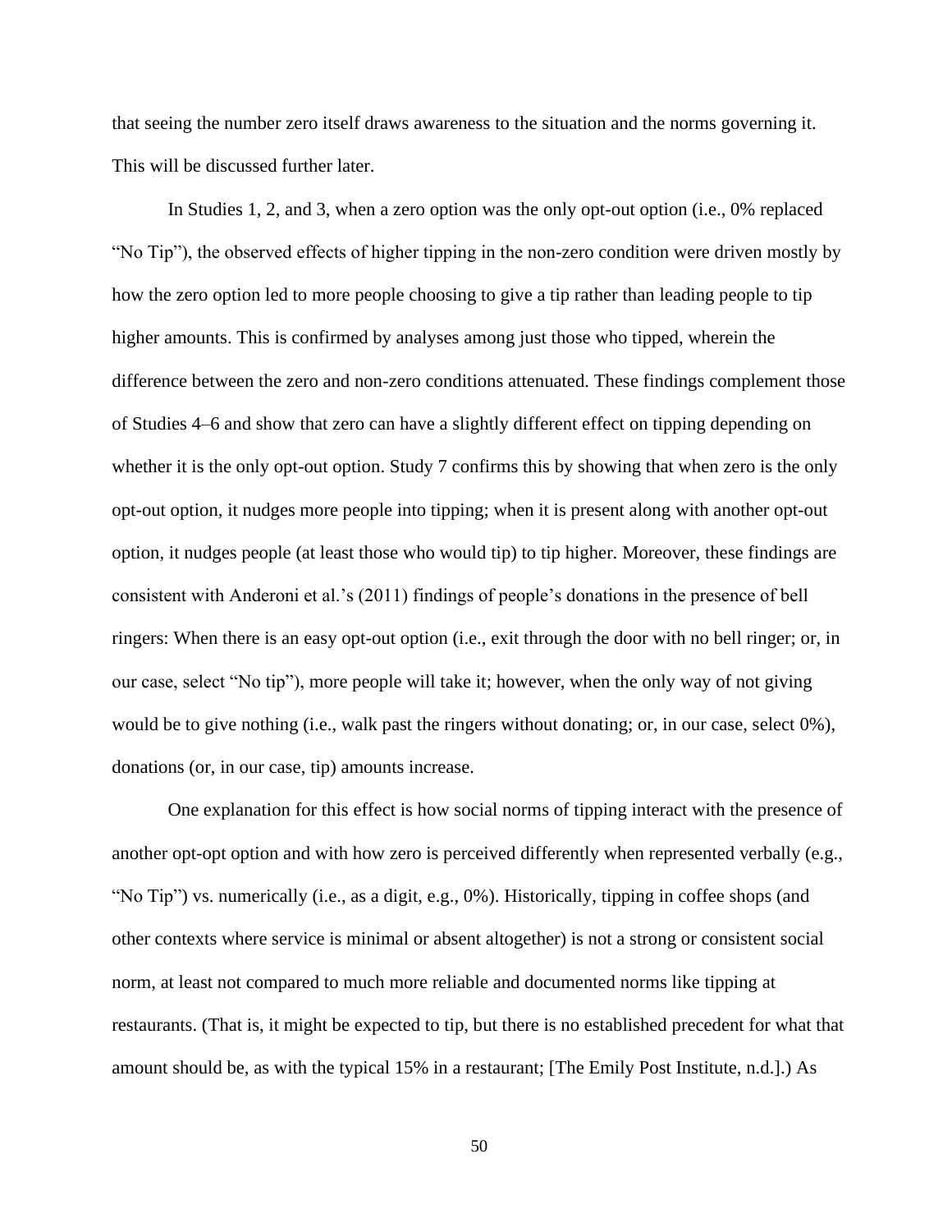that seeing the number zero itself draws awareness to the situation and the norms governing it. This will be discussed further later.

In Studies 1, 2, and 3, when a zero option was the only opt-out option (i.e., 0% replaced "No Tip"), the observed effects of higher tipping in the non-zero condition were driven mostly by how the zero option led to more people choosing to give a tip rather than leading people to tip higher amounts. This is confirmed by analyses among just those who tipped, wherein the difference between the zero and non-zero conditions attenuated. These findings complement those of Studies 4–6 and show that zero can have a slightly different effect on tipping depending on whether it is the only opt-out option. Study 7 confirms this by showing that when zero is the only opt-out option, it nudges more people into tipping; when it is present along with another opt-out option, it nudges people (at least those who would tip) to tip higher. Moreover, these findings are consistent with Anderoni et al.'s (2011) findings of people's donations in the presence of bell ringers: When there is an easy opt-out option (i.e., exit through the door with no bell ringer; or, in our case, select "No tip"), more people will take it; however, when the only way of not giving would be to give nothing (i.e., walk past the ringers without donating; or, in our case, select 0%), donations (or, in our case, tip) amounts increase.

One explanation for this effect is how social norms of tipping interact with the presence of another opt-opt option and with how zero is perceived differently when represented verbally (e.g., "No Tip") vs. numerically (i.e., as a digit, e.g., 0%). Historically, tipping in coffee shops (and other contexts where service is minimal or absent altogether) is not a strong or consistent social norm, at least not compared to much more reliable and documented norms like tipping at restaurants. (That is, it might be expected to tip, but there is no established precedent for what that amount should be, as with the typical 15% in a restaurant; [The Emily Post Institute, n.d.].) As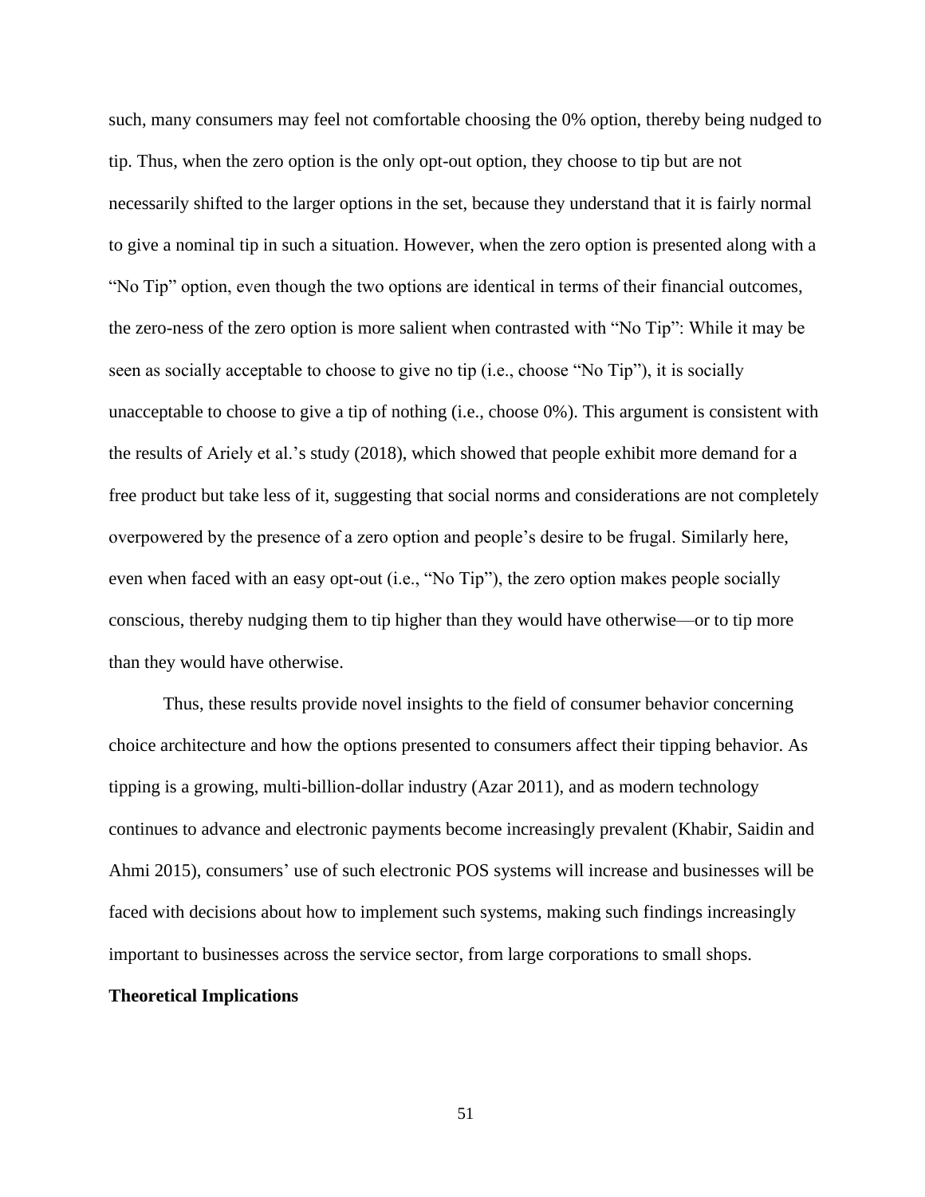such, many consumers may feel not comfortable choosing the 0% option, thereby being nudged to tip. Thus, when the zero option is the only opt-out option, they choose to tip but are not necessarily shifted to the larger options in the set, because they understand that it is fairly normal to give a nominal tip in such a situation. However, when the zero option is presented along with a "No Tip" option, even though the two options are identical in terms of their financial outcomes, the zero-ness of the zero option is more salient when contrasted with "No Tip": While it may be seen as socially acceptable to choose to give no tip (i.e., choose "No Tip"), it is socially unacceptable to choose to give a tip of nothing (i.e., choose 0%). This argument is consistent with the results of Ariely et al.'s study (2018), which showed that people exhibit more demand for a free product but take less of it, suggesting that social norms and considerations are not completely overpowered by the presence of a zero option and people's desire to be frugal. Similarly here, even when faced with an easy opt-out (i.e., "No Tip"), the zero option makes people socially conscious, thereby nudging them to tip higher than they would have otherwise—or to tip more than they would have otherwise.

Thus, these results provide novel insights to the field of consumer behavior concerning choice architecture and how the options presented to consumers affect their tipping behavior. As tipping is a growing, multi-billion-dollar industry (Azar 2011), and as modern technology continues to advance and electronic payments become increasingly prevalent (Khabir, Saidin and Ahmi 2015), consumers' use of such electronic POS systems will increase and businesses will be faced with decisions about how to implement such systems, making such findings increasingly important to businesses across the service sector, from large corporations to small shops.

**Theoretical Implications**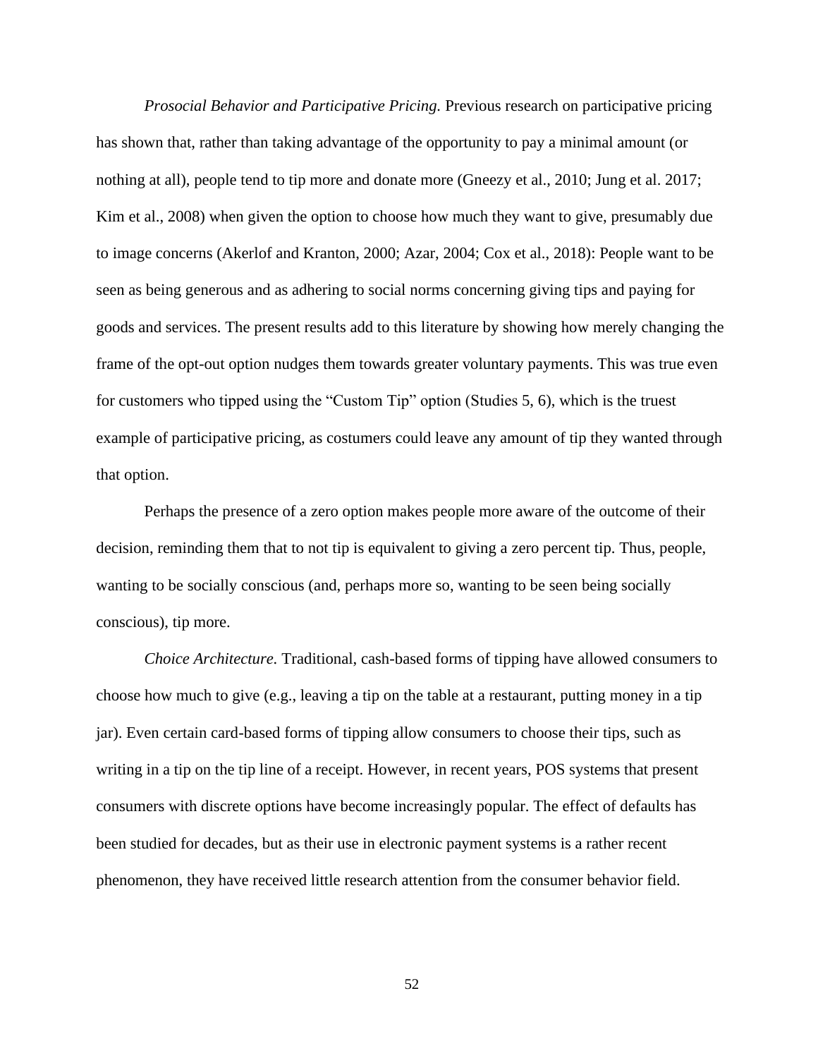*Prosocial Behavior and Participative Pricing.* Previous research on participative pricing has shown that, rather than taking advantage of the opportunity to pay a minimal amount (or nothing at all), people tend to tip more and donate more (Gneezy et al., 2010; Jung et al. 2017; Kim et al., 2008) when given the option to choose how much they want to give, presumably due to image concerns (Akerlof and Kranton, 2000; Azar, 2004; Cox et al., 2018): People want to be seen as being generous and as adhering to social norms concerning giving tips and paying for goods and services. The present results add to this literature by showing how merely changing the frame of the opt-out option nudges them towards greater voluntary payments. This was true even for customers who tipped using the "Custom Tip" option (Studies 5, 6), which is the truest example of participative pricing, as costumers could leave any amount of tip they wanted through that option.

Perhaps the presence of a zero option makes people more aware of the outcome of their decision, reminding them that to not tip is equivalent to giving a zero percent tip. Thus, people, wanting to be socially conscious (and, perhaps more so, wanting to be seen being socially conscious), tip more.

*Choice Architecture.* Traditional, cash-based forms of tipping have allowed consumers to choose how much to give (e.g., leaving a tip on the table at a restaurant, putting money in a tip jar). Even certain card-based forms of tipping allow consumers to choose their tips, such as writing in a tip on the tip line of a receipt. However, in recent years, POS systems that present consumers with discrete options have become increasingly popular. The effect of defaults has been studied for decades, but as their use in electronic payment systems is a rather recent phenomenon, they have received little research attention from the consumer behavior field.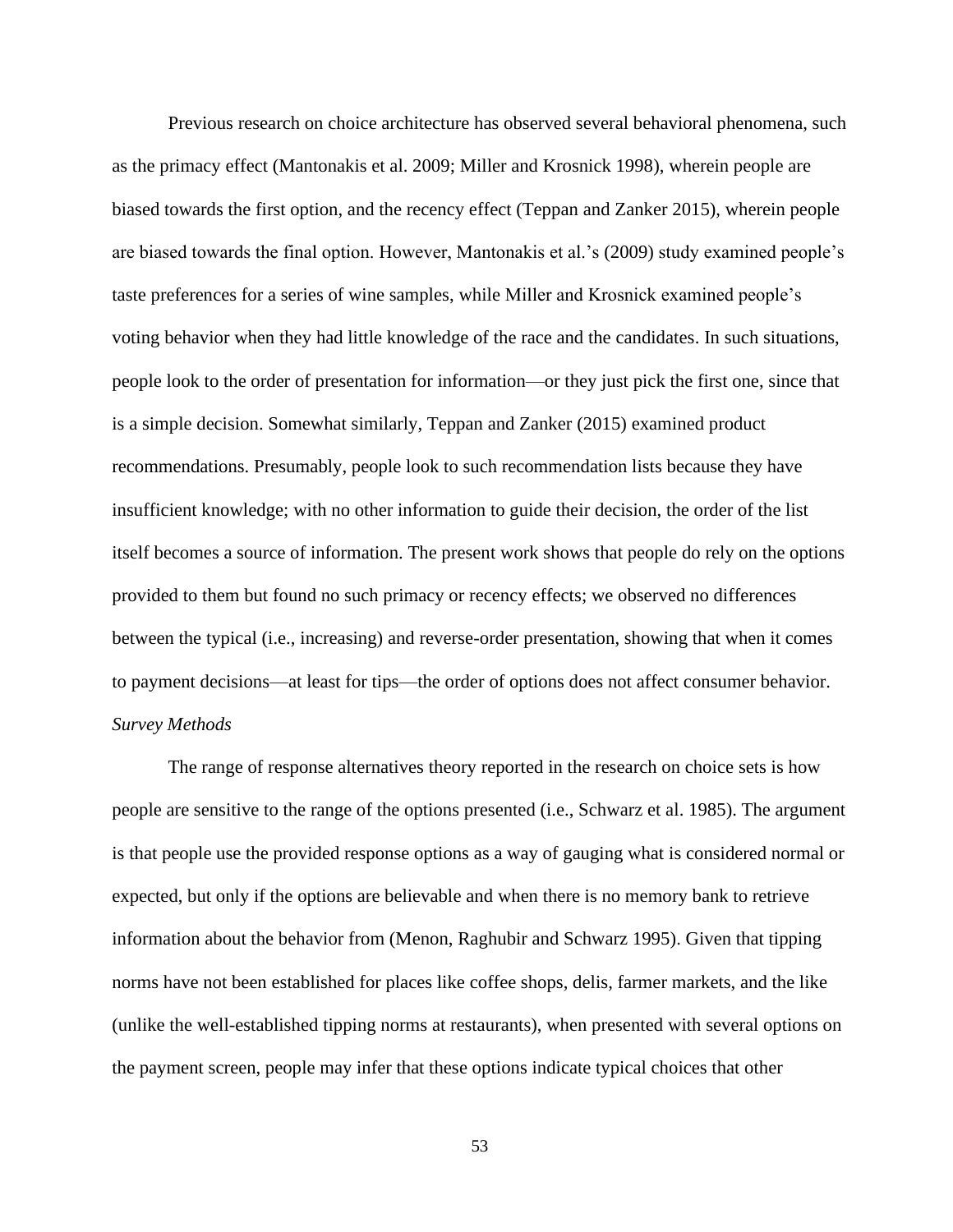Previous research on choice architecture has observed several behavioral phenomena, such as the primacy effect (Mantonakis et al. 2009; Miller and Krosnick 1998), wherein people are biased towards the first option, and the recency effect (Teppan and Zanker 2015), wherein people are biased towards the final option. However, Mantonakis et al.'s (2009) study examined people's taste preferences for a series of wine samples, while Miller and Krosnick examined people's voting behavior when they had little knowledge of the race and the candidates. In such situations, people look to the order of presentation for information—or they just pick the first one, since that is a simple decision. Somewhat similarly, Teppan and Zanker (2015) examined product recommendations. Presumably, people look to such recommendation lists because they have insufficient knowledge; with no other information to guide their decision, the order of the list itself becomes a source of information. The present work shows that people do rely on the options provided to them but found no such primacy or recency effects; we observed no differences between the typical (i.e., increasing) and reverse-order presentation, showing that when it comes to payment decisions—at least for tips—the order of options does not affect consumer behavior.

*Survey Methods*

The range of response alternatives theory reported in the research on choice sets is how people are sensitive to the range of the options presented (i.e., Schwarz et al. 1985). The argument is that people use the provided response options as a way of gauging what is considered normal or expected, but only if the options are believable and when there is no memory bank to retrieve information about the behavior from (Menon, Raghubir and Schwarz 1995). Given that tipping norms have not been established for places like coffee shops, delis, farmer markets, and the like (unlike the well-established tipping norms at restaurants), when presented with several options on the payment screen, people may infer that these options indicate typical choices that other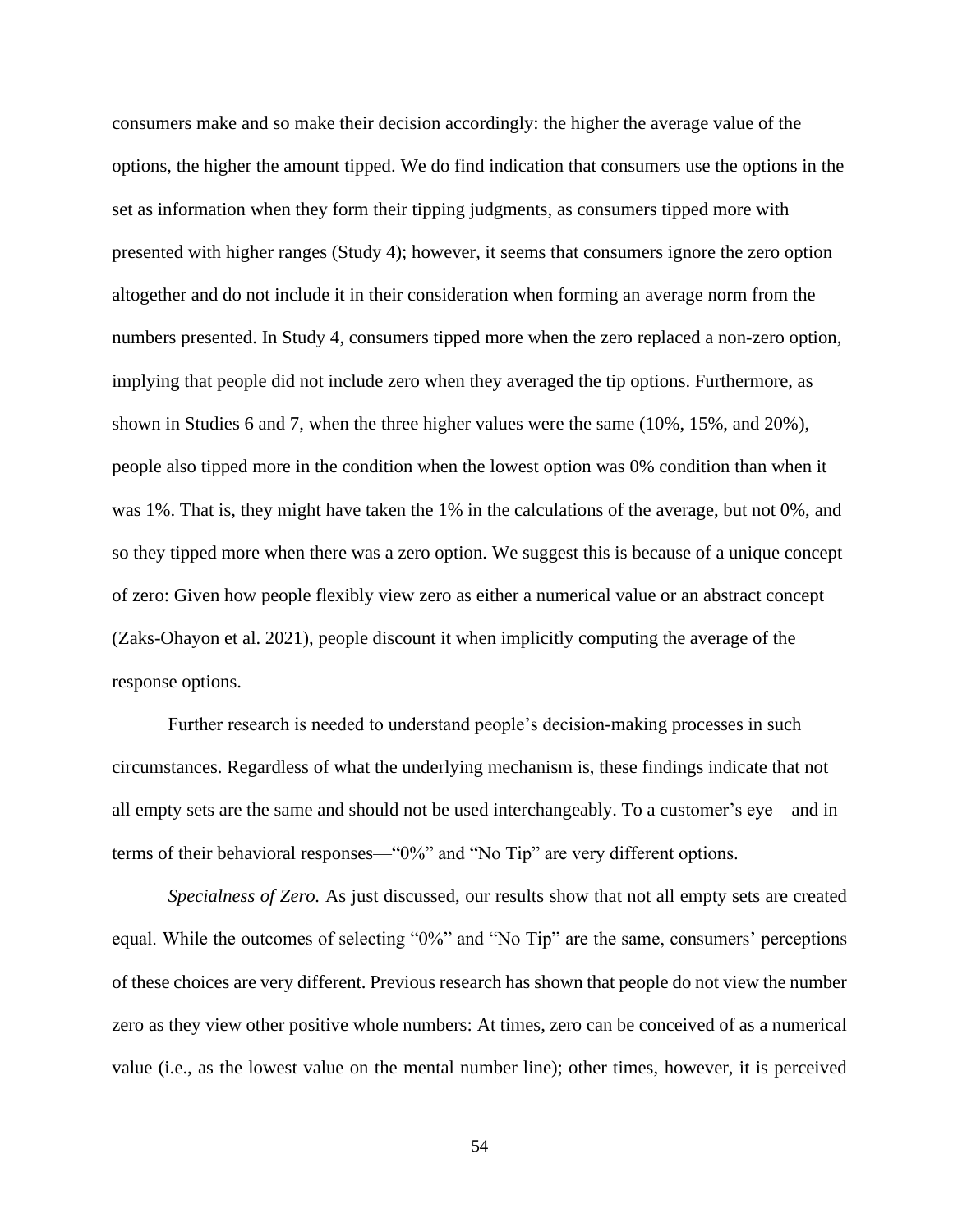consumers make and so make their decision accordingly: the higher the average value of the options, the higher the amount tipped. We do find indication that consumers use the options in the set as information when they form their tipping judgments, as consumers tipped more with presented with higher ranges (Study 4); however, it seems that consumers ignore the zero option altogether and do not include it in their consideration when forming an average norm from the numbers presented. In Study 4, consumers tipped more when the zero replaced a non-zero option, implying that people did not include zero when they averaged the tip options. Furthermore, as shown in Studies 6 and 7, when the three higher values were the same (10%, 15%, and 20%), people also tipped more in the condition when the lowest option was 0% condition than when it was 1%. That is, they might have taken the 1% in the calculations of the average, but not 0%, and so they tipped more when there was a zero option. We suggest this is because of a unique concept of zero: Given how people flexibly view zero as either a numerical value or an abstract concept (Zaks-Ohayon et al. 2021), people discount it when implicitly computing the average of the response options.

Further research is needed to understand people's decision-making processes in such circumstances. Regardless of what the underlying mechanism is, these findings indicate that not all empty sets are the same and should not be used interchangeably. To a customer's eye—and in terms of their behavioral responses—"0%" and "No Tip" are very different options.

*Specialness of Zero.* As just discussed, our results show that not all empty sets are created equal. While the outcomes of selecting "0%" and "No Tip" are the same, consumers' perceptions of these choices are very different. Previous research has shown that people do not view the number zero as they view other positive whole numbers: At times, zero can be conceived of as a numerical value (i.e., as the lowest value on the mental number line); other times, however, it is perceived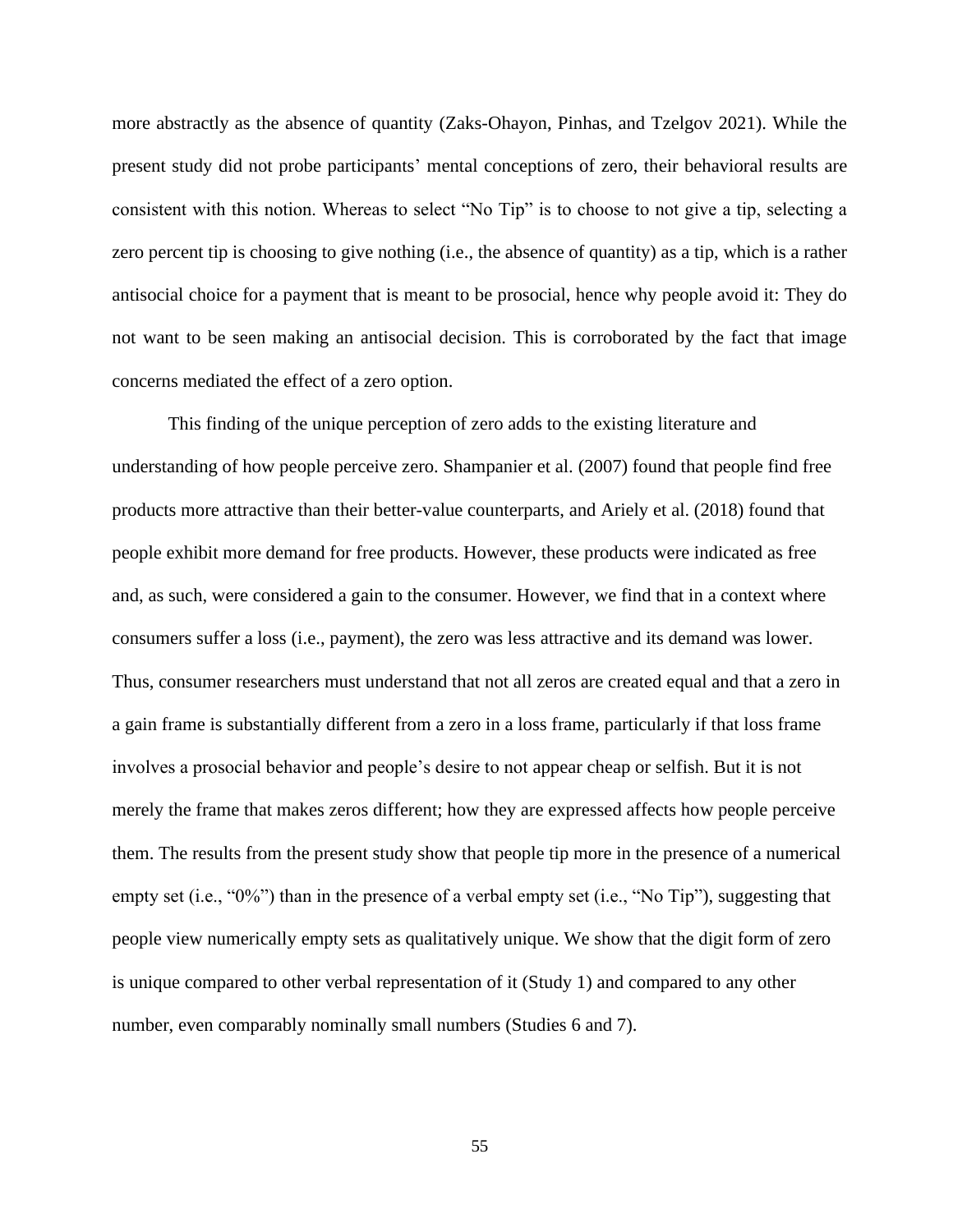more abstractly as the absence of quantity (Zaks-Ohayon, Pinhas, and Tzelgov 2021). While the present study did not probe participants' mental conceptions of zero, their behavioral results are consistent with this notion. Whereas to select "No Tip" is to choose to not give a tip, selecting a zero percent tip is choosing to give nothing (i.e., the absence of quantity) as a tip, which is a rather antisocial choice for a payment that is meant to be prosocial, hence why people avoid it: They do not want to be seen making an antisocial decision. This is corroborated by the fact that image concerns mediated the effect of a zero option.

This finding of the unique perception of zero adds to the existing literature and understanding of how people perceive zero. Shampanier et al. (2007) found that people find free products more attractive than their better-value counterparts, and Ariely et al. (2018) found that people exhibit more demand for free products. However, these products were indicated as free and, as such, were considered a gain to the consumer. However, we find that in a context where consumers suffer a loss (i.e., payment), the zero was less attractive and its demand was lower. Thus, consumer researchers must understand that not all zeros are created equal and that a zero in a gain frame is substantially different from a zero in a loss frame, particularly if that loss frame involves a prosocial behavior and people's desire to not appear cheap or selfish. But it is not merely the frame that makes zeros different; how they are expressed affects how people perceive them. The results from the present study show that people tip more in the presence of a numerical empty set (i.e., "0%") than in the presence of a verbal empty set (i.e., "No Tip"), suggesting that people view numerically empty sets as qualitatively unique. We show that the digit form of zero is unique compared to other verbal representation of it (Study 1) and compared to any other number, even comparably nominally small numbers (Studies 6 and 7).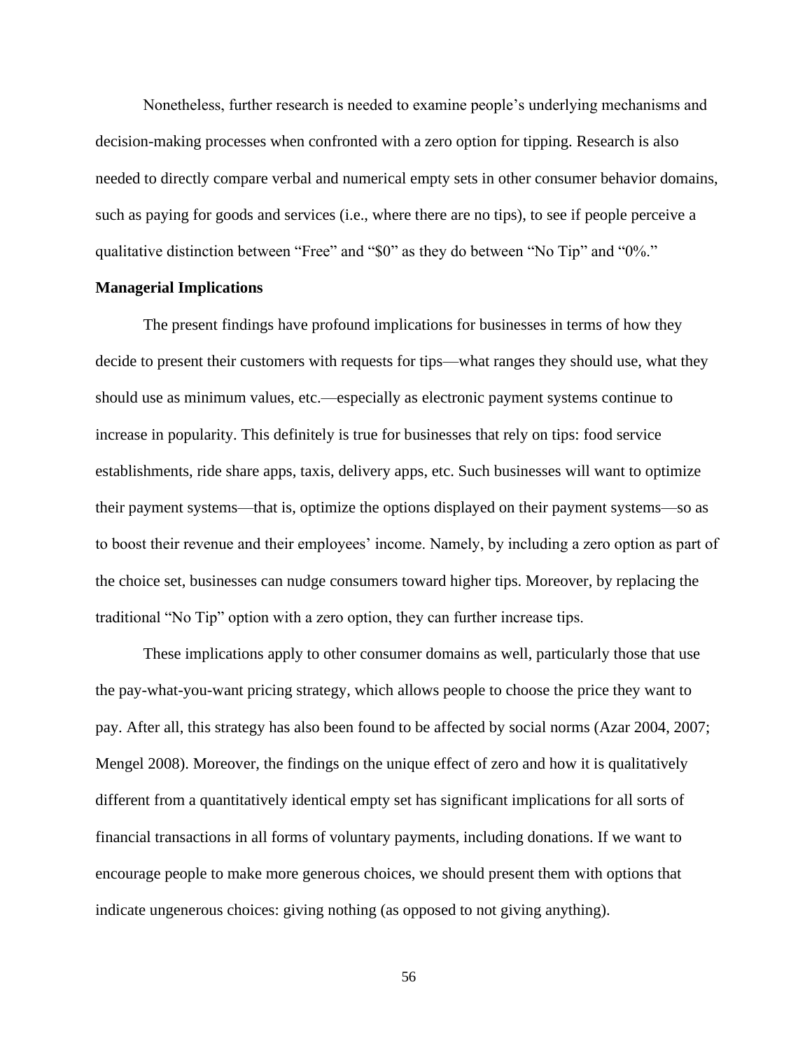Nonetheless, further research is needed to examine people's underlying mechanisms and decision-making processes when confronted with a zero option for tipping. Research is also needed to directly compare verbal and numerical empty sets in other consumer behavior domains, such as paying for goods and services (i.e., where there are no tips), to see if people perceive a qualitative distinction between "Free" and "$0" as they do between "No Tip" and "0%."

**Managerial Implications**

The present findings have profound implications for businesses in terms of how they decide to present their customers with requests for tips—what ranges they should use, what they should use as minimum values, etc.—especially as electronic payment systems continue to increase in popularity. This definitely is true for businesses that rely on tips: food service establishments, ride share apps, taxis, delivery apps, etc. Such businesses will want to optimize their payment systems—that is, optimize the options displayed on their payment systems—so as to boost their revenue and their employees' income. Namely, by including a zero option as part of the choice set, businesses can nudge consumers toward higher tips. Moreover, by replacing the traditional "No Tip" option with a zero option, they can further increase tips.

These implications apply to other consumer domains as well, particularly those that use the pay-what-you-want pricing strategy, which allows people to choose the price they want to pay. After all, this strategy has also been found to be affected by social norms (Azar 2004, 2007; Mengel 2008). Moreover, the findings on the unique effect of zero and how it is qualitatively different from a quantitatively identical empty set has significant implications for all sorts of financial transactions in all forms of voluntary payments, including donations. If we want to encourage people to make more generous choices, we should present them with options that indicate ungenerous choices: giving nothing (as opposed to not giving anything).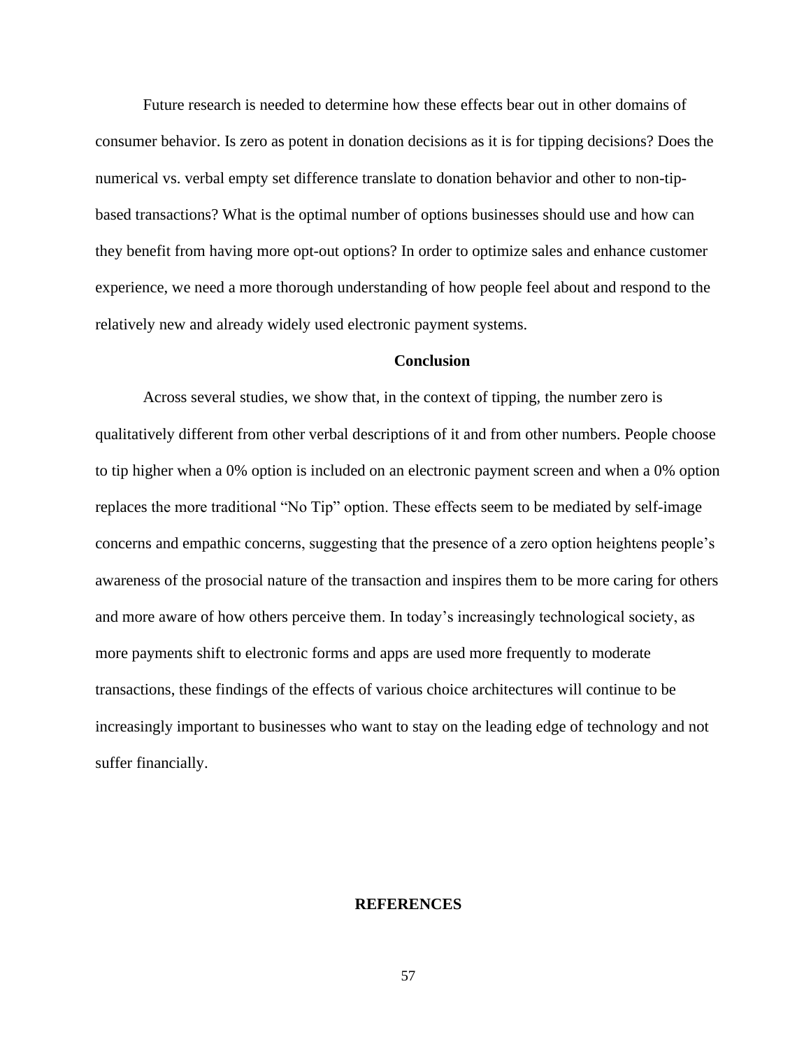Future research is needed to determine how these effects bear out in other domains of consumer behavior. Is zero as potent in donation decisions as it is for tipping decisions? Does the numerical vs. verbal empty set difference translate to donation behavior and other to non-tip-based transactions? What is the optimal number of options businesses should use and how can they benefit from having more opt-out options? In order to optimize sales and enhance customer experience, we need a more thorough understanding of how people feel about and respond to the relatively new and already widely used electronic payment systems.

## Conclusion

Across several studies, we show that, in the context of tipping, the number zero is qualitatively different from other verbal descriptions of it and from other numbers. People choose to tip higher when a 0% option is included on an electronic payment screen and when a 0% option replaces the more traditional "No Tip" option. These effects seem to be mediated by self-image concerns and empathic concerns, suggesting that the presence of a zero option heightens people's awareness of the prosocial nature of the transaction and inspires them to be more caring for others and more aware of how others perceive them. In today's increasingly technological society, as more payments shift to electronic forms and apps are used more frequently to moderate transactions, these findings of the effects of various choice architectures will continue to be increasingly important to businesses who want to stay on the leading edge of technology and not suffer financially.

# REFERENCES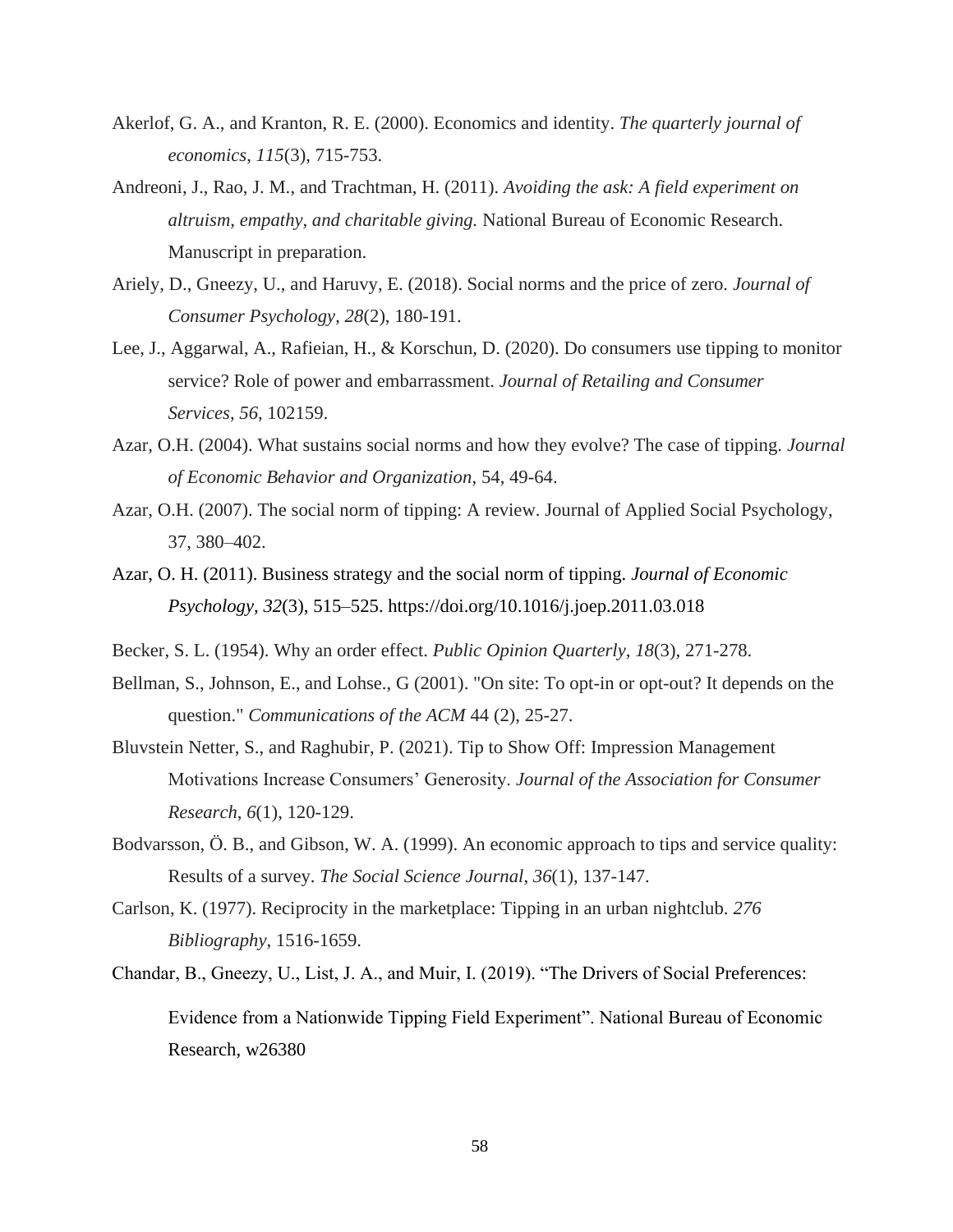Akerlof, G. A., and Kranton, R. E. (2000). Economics and identity. *The quarterly journal of economics*, *115*(3), 715-753.

Andreoni, J., Rao, J. M., and Trachtman, H. (2011). *Avoiding the ask: A field experiment on altruism, empathy, and charitable giving.* National Bureau of Economic Research. Manuscript in preparation.

Ariely, D., Gneezy, U., and Haruvy, E. (2018). Social norms and the price of zero. *Journal of Consumer Psychology*, *28*(2), 180-191.

Lee, J., Aggarwal, A., Rafieian, H., & Korschun, D. (2020). Do consumers use tipping to monitor service? Role of power and embarrassment. *Journal of Retailing and Consumer Services*, *56*, 102159.

Azar, O.H. (2004). What sustains social norms and how they evolve? The case of tipping. *Journal of Economic Behavior and Organization*, 54, 49-64.

Azar, O.H. (2007). The social norm of tipping: A review. Journal of Applied Social Psychology, 37, 380–402.

Azar, O. H. (2011). Business strategy and the social norm of tipping. *Journal of Economic Psychology, 32*(3), 515–525. https://doi.org/10.1016/j.joep.2011.03.018

Becker, S. L. (1954). Why an order effect. *Public Opinion Quarterly*, *18*(3), 271-278.

Bellman, S., Johnson, E., and Lohse., G (2001). "On site: To opt-in or opt-out? It depends on the question." *Communications of the ACM* 44 (2), 25-27.

Bluvstein Netter, S., and Raghubir, P. (2021). Tip to Show Off: Impression Management Motivations Increase Consumers' Generosity. *Journal of the Association for Consumer Research*, *6*(1), 120-129.

Bodvarsson, Ö. B., and Gibson, W. A. (1999). An economic approach to tips and service quality: Results of a survey. *The Social Science Journal*, *36*(1), 137-147.

Carlson, K. (1977). Reciprocity in the marketplace: Tipping in an urban nightclub. *276 Bibliography*, 1516-1659.

Chandar, B., Gneezy, U., List, J. A., and Muir, I. (2019). "The Drivers of Social Preferences: Evidence from a Nationwide Tipping Field Experiment". National Bureau of Economic Research, w26380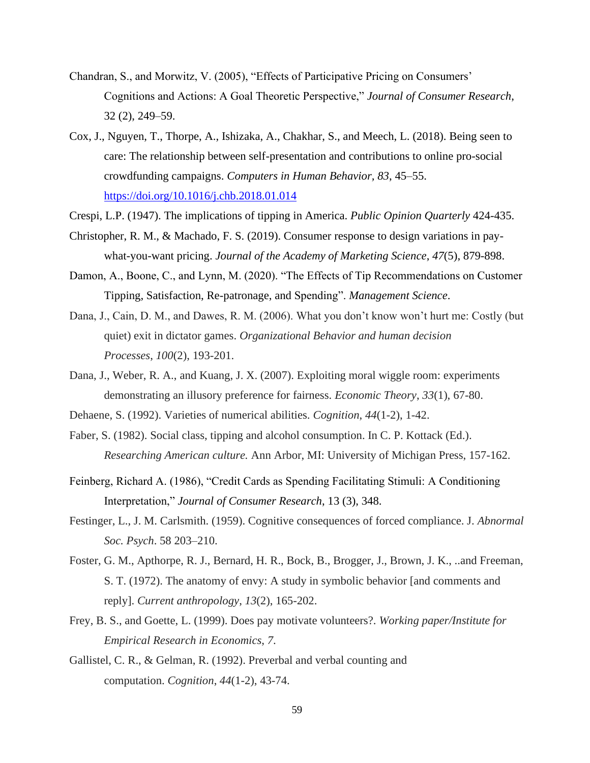Chandran, S., and Morwitz, V. (2005), "Effects of Participative Pricing on Consumers' Cognitions and Actions: A Goal Theoretic Perspective," *Journal of Consumer Research*, 32 (2), 249–59.

Cox, J., Nguyen, T., Thorpe, A., Ishizaka, A., Chakhar, S., and Meech, L. (2018). Being seen to care: The relationship between self-presentation and contributions to online pro-social crowdfunding campaigns. *Computers in Human Behavior, 83*, 45–55. https://doi.org/10.1016/j.chb.2018.01.014

Crespi, L.P. (1947). The implications of tipping in America. *Public Opinion Quarterly* 424-435.

Christopher, R. M., & Machado, F. S. (2019). Consumer response to design variations in pay-what-you-want pricing. *Journal of the Academy of Marketing Science*, *47*(5), 879-898.

Damon, A., Boone, C., and Lynn, M. (2020). "The Effects of Tip Recommendations on Customer Tipping, Satisfaction, Re-patronage, and Spending". *Management Science*.

Dana, J., Cain, D. M., and Dawes, R. M. (2006). What you don't know won't hurt me: Costly (but quiet) exit in dictator games. *Organizational Behavior and human decision Processes*, *100*(2), 193-201.

Dana, J., Weber, R. A., and Kuang, J. X. (2007). Exploiting moral wiggle room: experiments demonstrating an illusory preference for fairness. *Economic Theory, 33*(1), 67-80.

Dehaene, S. (1992). Varieties of numerical abilities. *Cognition*, *44*(1-2), 1-42.

Faber, S. (1982). Social class, tipping and alcohol consumption. In C. P. Kottack (Ed.). *Researching American culture.* Ann Arbor, MI: University of Michigan Press, 157-162.

Feinberg, Richard A. (1986), "Credit Cards as Spending Facilitating Stimuli: A Conditioning Interpretation," *Journal of Consumer Research*, 13 (3), 348.

Festinger, L., J. M. Carlsmith. (1959). Cognitive consequences of forced compliance. J. *Abnormal Soc. Psych*. 58 203–210.

Foster, G. M., Apthorpe, R. J., Bernard, H. R., Bock, B., Brogger, J., Brown, J. K., ..and Freeman, S. T. (1972). The anatomy of envy: A study in symbolic behavior [and comments and reply]. *Current anthropology*, *13*(2), 165-202.

Frey, B. S., and Goette, L. (1999). Does pay motivate volunteers?. *Working paper/Institute for Empirical Research in Economics*, *7*.

Gallistel, C. R., & Gelman, R. (1992). Preverbal and verbal counting and computation. *Cognition*, *44*(1-2), 43-74.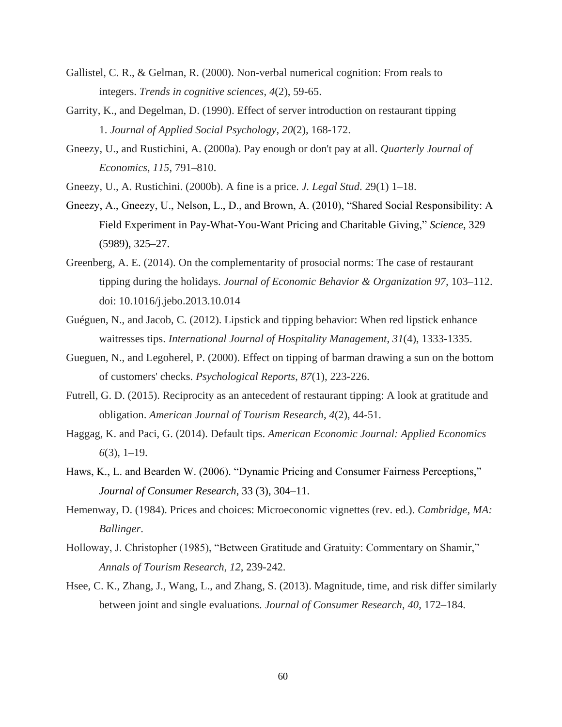Gallistel, C. R., & Gelman, R. (2000). Non-verbal numerical cognition: From reals to integers. *Trends in cognitive sciences*, *4*(2), 59-65.

Garrity, K., and Degelman, D. (1990). Effect of server introduction on restaurant tipping 1. *Journal of Applied Social Psychology*, *20*(2), 168-172.

Gneezy, U., and Rustichini, A. (2000a). Pay enough or don't pay at all. *Quarterly Journal of Economics*, *115*, 791–810.

Gneezy, U., A. Rustichini. (2000b). A fine is a price. *J. Legal Stud.* 29(1) 1–18.

Gneezy, A., Gneezy, U., Nelson, L., D., and Brown, A. (2010), "Shared Social Responsibility: A Field Experiment in Pay-What-You-Want Pricing and Charitable Giving," *Science*, 329 (5989), 325–27.

Greenberg, A. E. (2014). On the complementarity of prosocial norms: The case of restaurant tipping during the holidays. *Journal of Economic Behavior & Organization 97*, 103–112. doi: 10.1016/j.jebo.2013.10.014

Guéguen, N., and Jacob, C. (2012). Lipstick and tipping behavior: When red lipstick enhance waitresses tips. *International Journal of Hospitality Management*, *31*(4), 1333-1335.

Gueguen, N., and Legoherel, P. (2000). Effect on tipping of barman drawing a sun on the bottom of customers' checks. *Psychological Reports*, *87*(1), 223-226.

Futrell, G. D. (2015). Reciprocity as an antecedent of restaurant tipping: A look at gratitude and obligation. *American Journal of Tourism Research*, *4*(2), 44-51.

Haggag, K. and Paci, G. (2014). Default tips. *American Economic Journal: Applied Economics 6*(3), 1–19.

Haws, K., L. and Bearden W. (2006). "Dynamic Pricing and Consumer Fairness Perceptions," *Journal of Consumer Research*, 33 (3), 304–11.

Hemenway, D. (1984). Prices and choices: Microeconomic vignettes (rev. ed.). *Cambridge, MA: Ballinger*.

Holloway, J. Christopher (1985), "Between Gratitude and Gratuity: Commentary on Shamir," *Annals of Tourism Research*, *12*, 239-242.

Hsee, C. K., Zhang, J., Wang, L., and Zhang, S. (2013). Magnitude, time, and risk differ similarly between joint and single evaluations. *Journal of Consumer Research*, *40*, 172–184.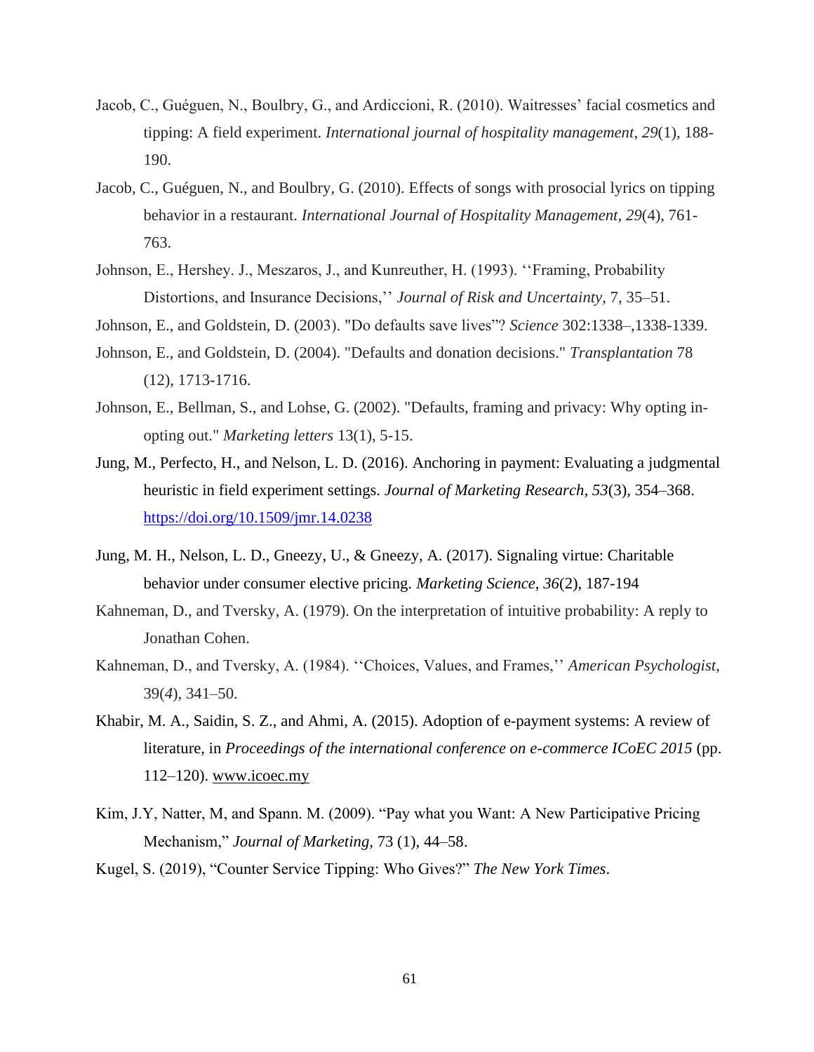Jacob, C., Guéguen, N., Boulbry, G., and Ardiccioni, R. (2010). Waitresses' facial cosmetics and tipping: A field experiment. *International journal of hospitality management, 29*(1), 188-190.

Jacob, C., Guéguen, N., and Boulbry, G. (2010). Effects of songs with prosocial lyrics on tipping behavior in a restaurant. *International Journal of Hospitality Management*, *29*(4), 761-763.

Johnson, E., Hershey. J., Meszaros, J., and Kunreuther, H. (1993). ''Framing, Probability Distortions, and Insurance Decisions,'' *Journal of Risk and Uncertainty*, 7, 35–51.

Johnson, E., and Goldstein, D. (2003). "Do defaults save lives"? *Science* 302:1338–,1338-1339.

Johnson, E., and Goldstein, D. (2004). "Defaults and donation decisions." *Transplantation* 78 (12), 1713-1716.

Johnson, E., Bellman, S., and Lohse, G. (2002). "Defaults, framing and privacy: Why opting in-opting out." *Marketing letters* 13(1), 5-15.

Jung, M., Perfecto, H., and Nelson, L. D. (2016). Anchoring in payment: Evaluating a judgmental heuristic in field experiment settings. *Journal of Marketing Research, 53*(3), 354–368. https://doi.org/10.1509/jmr.14.0238

Jung, M. H., Nelson, L. D., Gneezy, U., & Gneezy, A. (2017). Signaling virtue: Charitable behavior under consumer elective pricing. *Marketing Science*, *36*(2), 187-194

Kahneman, D., and Tversky, A. (1979). On the interpretation of intuitive probability: A reply to Jonathan Cohen.

Kahneman, D., and Tversky, A. (1984). ''Choices, Values, and Frames,'' *American Psychologist*, 39(*4*), 341–50.

Khabir, M. A., Saidin, S. Z., and Ahmi, A. (2015). Adoption of e-payment systems: A review of literature, in *Proceedings of the international conference on e-commerce ICoEC 2015* (pp. 112–120). www.icoec.my

Kim, J.Y, Natter, M, and Spann. M. (2009). "Pay what you Want: A New Participative Pricing Mechanism," *Journal of Marketing*, 73 (1), 44–58.

Kugel, S. (2019), "Counter Service Tipping: Who Gives?" *The New York Times*.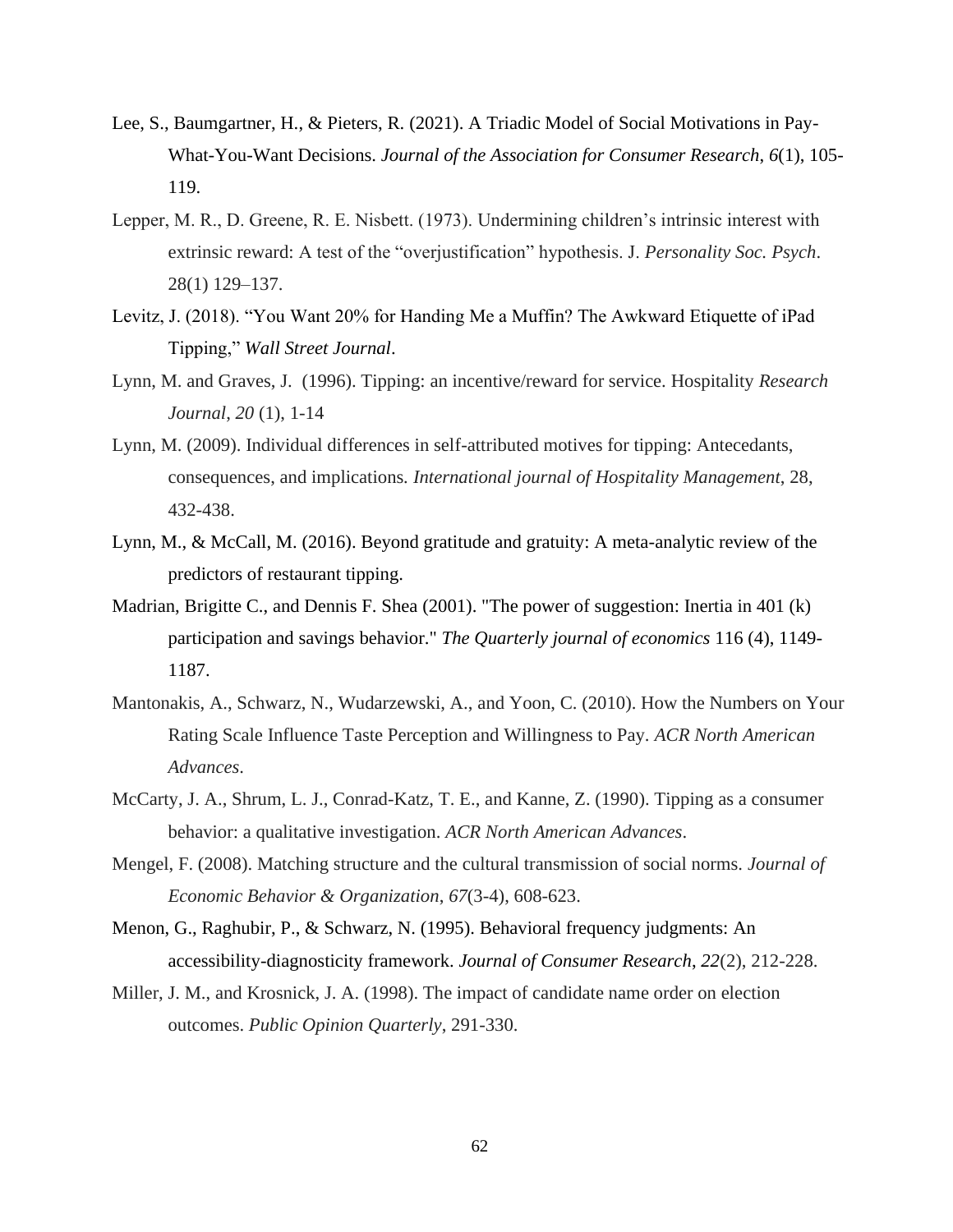Lee, S., Baumgartner, H., & Pieters, R. (2021). A Triadic Model of Social Motivations in Pay-What-You-Want Decisions. *Journal of the Association for Consumer Research*, *6*(1), 105-119.

Lepper, M. R., D. Greene, R. E. Nisbett. (1973). Undermining children's intrinsic interest with extrinsic reward: A test of the "overjustification" hypothesis. J. *Personality Soc. Psych*. 28(1) 129–137.

Levitz, J. (2018). "You Want 20% for Handing Me a Muffin? The Awkward Etiquette of iPad Tipping," *Wall Street Journal*.

Lynn, M. and Graves, J. (1996). Tipping: an incentive/reward for service. Hospitality *Research Journal*, *20* (1), 1-14

Lynn, M. (2009). Individual differences in self-attributed motives for tipping: Antecedants, consequences, and implications. *International journal of Hospitality Management*, 28, 432-438.

Lynn, M., & McCall, M. (2016). Beyond gratitude and gratuity: A meta-analytic review of the predictors of restaurant tipping.

Madrian, Brigitte C., and Dennis F. Shea (2001). "The power of suggestion: Inertia in 401 (k) participation and savings behavior." *The Quarterly journal of economics* 116 (4), 1149-1187.

Mantonakis, A., Schwarz, N., Wudarzewski, A., and Yoon, C. (2010). How the Numbers on Your Rating Scale Influence Taste Perception and Willingness to Pay. *ACR North American Advances*.

McCarty, J. A., Shrum, L. J., Conrad-Katz, T. E., and Kanne, Z. (1990). Tipping as a consumer behavior: a qualitative investigation. *ACR North American Advances*.

Mengel, F. (2008). Matching structure and the cultural transmission of social norms. *Journal of Economic Behavior & Organization*, *67*(3-4), 608-623.

Menon, G., Raghubir, P., & Schwarz, N. (1995). Behavioral frequency judgments: An accessibility-diagnosticity framework. *Journal of Consumer Research*, *22*(2), 212-228.

Miller, J. M., and Krosnick, J. A. (1998). The impact of candidate name order on election outcomes. *Public Opinion Quarterly*, 291-330.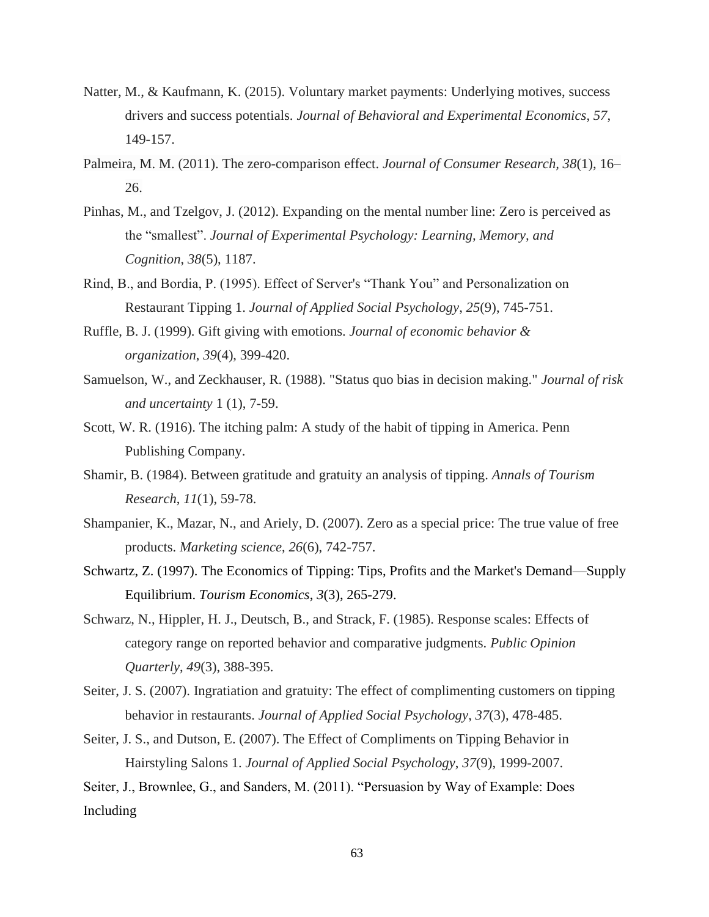Natter, M., & Kaufmann, K. (2015). Voluntary market payments: Underlying motives, success drivers and success potentials. *Journal of Behavioral and Experimental Economics*, *57*, 149-157.

Palmeira, M. M. (2011). The zero-comparison effect. *Journal of Consumer Research*, *38*(1), 16–26.

Pinhas, M., and Tzelgov, J. (2012). Expanding on the mental number line: Zero is perceived as the "smallest". *Journal of Experimental Psychology: Learning, Memory, and Cognition*, *38*(5), 1187.

Rind, B., and Bordia, P. (1995). Effect of Server's "Thank You" and Personalization on Restaurant Tipping 1. *Journal of Applied Social Psychology*, *25*(9), 745-751.

Ruffle, B. J. (1999). Gift giving with emotions. *Journal of economic behavior & organization*, *39*(4), 399-420.

Samuelson, W., and Zeckhauser, R. (1988). "Status quo bias in decision making." *Journal of risk and uncertainty* 1 (1), 7-59.

Scott, W. R. (1916). The itching palm: A study of the habit of tipping in America. Penn Publishing Company.

Shamir, B. (1984). Between gratitude and gratuity an analysis of tipping. *Annals of Tourism Research*, *11*(1), 59-78.

Shampanier, K., Mazar, N., and Ariely, D. (2007). Zero as a special price: The true value of free products. *Marketing science*, *26*(6), 742-757.

Schwartz, Z. (1997). The Economics of Tipping: Tips, Profits and the Market's Demand—Supply Equilibrium. *Tourism Economics*, *3*(3), 265-279.

Schwarz, N., Hippler, H. J., Deutsch, B., and Strack, F. (1985). Response scales: Effects of category range on reported behavior and comparative judgments. *Public Opinion Quarterly*, *49*(3), 388-395.

Seiter, J. S. (2007). Ingratiation and gratuity: The effect of complimenting customers on tipping behavior in restaurants. *Journal of Applied Social Psychology*, *37*(3), 478-485.

Seiter, J. S., and Dutson, E. (2007). The Effect of Compliments on Tipping Behavior in Hairstyling Salons 1. *Journal of Applied Social Psychology*, *37*(9), 1999-2007.

Seiter, J., Brownlee, G., and Sanders, M. (2011). "Persuasion by Way of Example: Does Including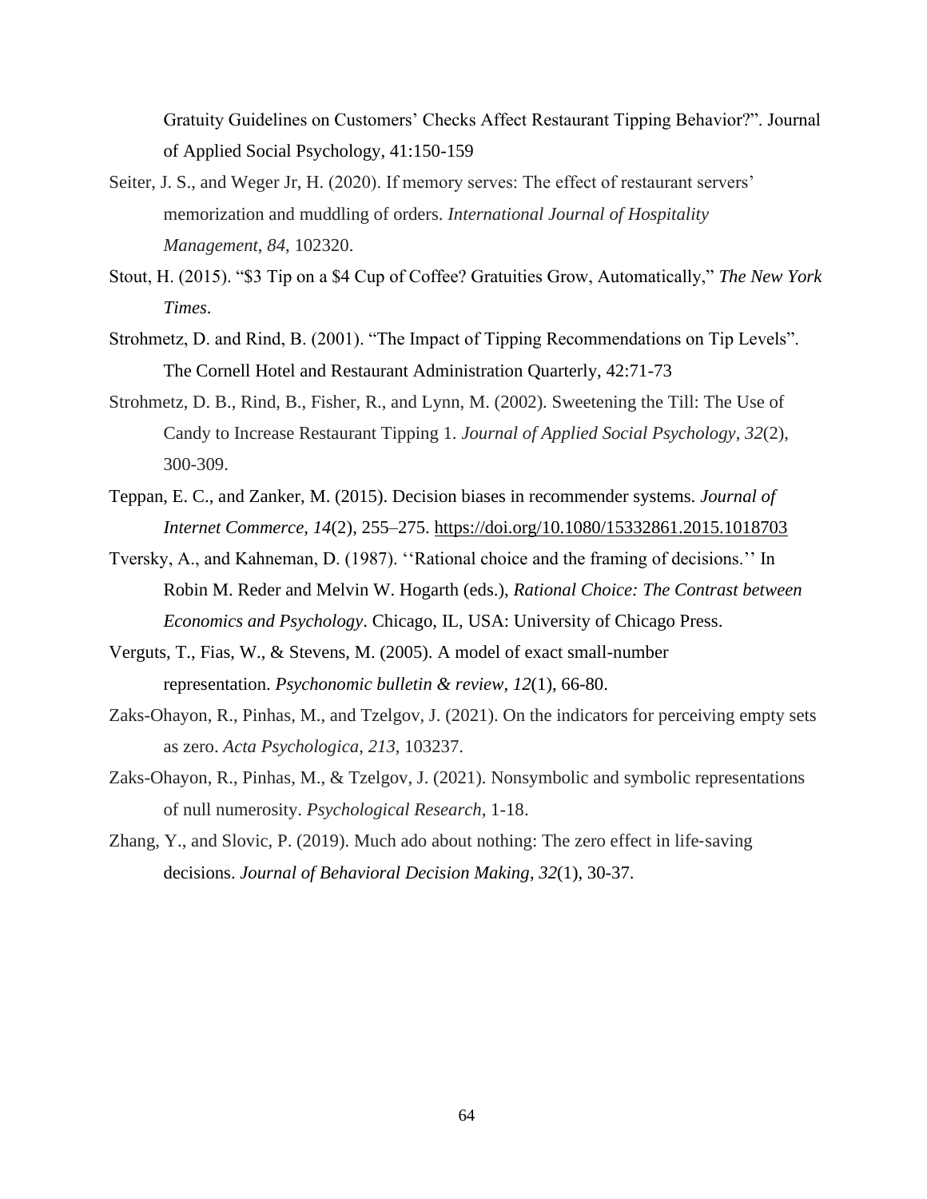Gratuity Guidelines on Customers' Checks Affect Restaurant Tipping Behavior?". Journal of Applied Social Psychology, 41:150-159

Seiter, J. S., and Weger Jr, H. (2020). If memory serves: The effect of restaurant servers' memorization and muddling of orders. *International Journal of Hospitality Management*, *84*, 102320.

Stout, H. (2015). "$3 Tip on a $4 Cup of Coffee? Gratuities Grow, Automatically," *The New York Times*.

Strohmetz, D. and Rind, B. (2001). "The Impact of Tipping Recommendations on Tip Levels". The Cornell Hotel and Restaurant Administration Quarterly, 42:71-73

Strohmetz, D. B., Rind, B., Fisher, R., and Lynn, M. (2002). Sweetening the Till: The Use of Candy to Increase Restaurant Tipping 1. *Journal of Applied Social Psychology*, *32*(2), 300-309.

Teppan, E. C., and Zanker, M. (2015). Decision biases in recommender systems. *Journal of Internet Commerce, 14*(2), 255–275. https://doi.org/10.1080/15332861.2015.1018703

Tversky, A., and Kahneman, D. (1987). ''Rational choice and the framing of decisions.'' In Robin M. Reder and Melvin W. Hogarth (eds.), *Rational Choice: The Contrast between Economics and Psychology*. Chicago, IL, USA: University of Chicago Press.

Verguts, T., Fias, W., & Stevens, M. (2005). A model of exact small-number representation. *Psychonomic bulletin & review*, *12*(1), 66-80.

Zaks-Ohayon, R., Pinhas, M., and Tzelgov, J. (2021). On the indicators for perceiving empty sets as zero. *Acta Psychologica*, *213*, 103237.

Zaks-Ohayon, R., Pinhas, M., & Tzelgov, J. (2021). Nonsymbolic and symbolic representations of null numerosity. *Psychological Research*, 1-18.

Zhang, Y., and Slovic, P. (2019). Much ado about nothing: The zero effect in life‐saving decisions. *Journal of Behavioral Decision Making*, *32*(1), 30-37.